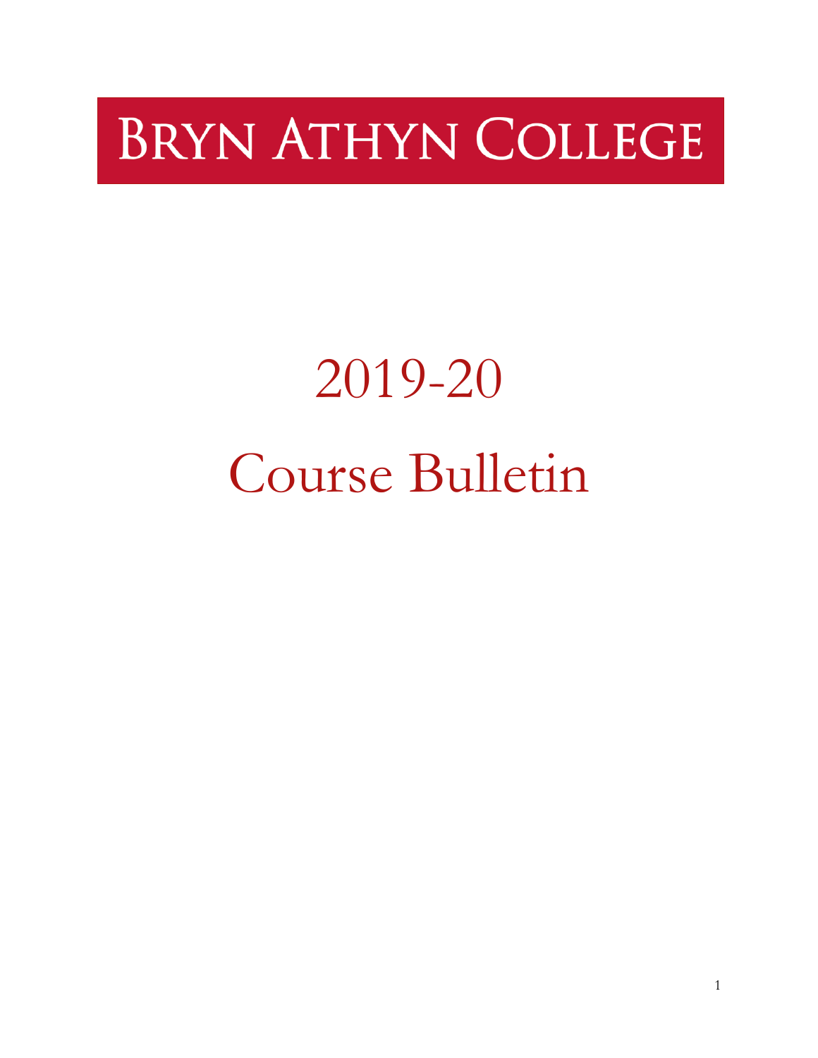# BRYN ATHYN COLLEGE

# 2019-20

# Course Bulletin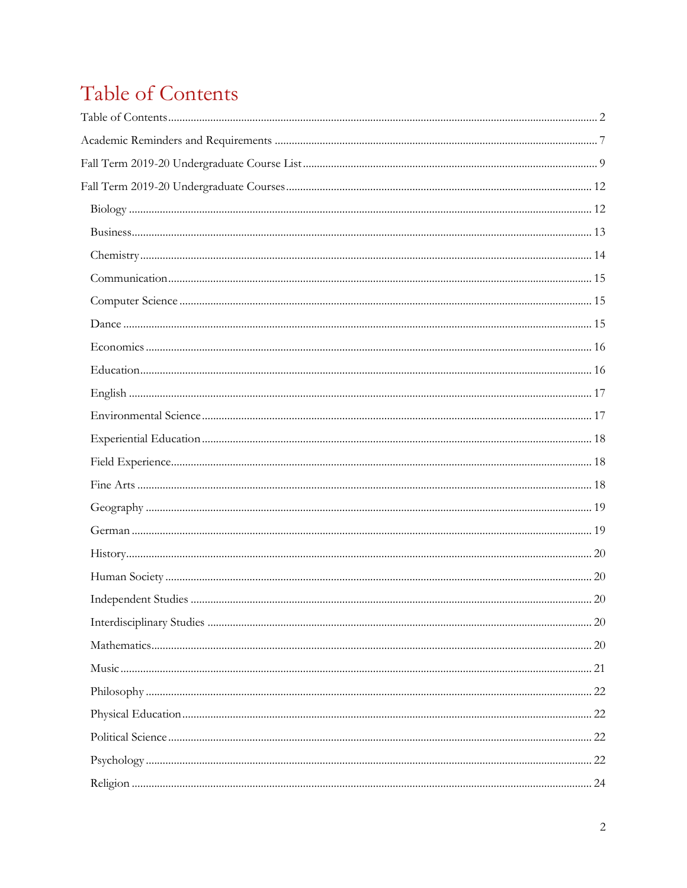# Table of Contents

Table of Contents ........ 2

Academic Reminders and Requirements ........ 7

Fall Term 2019-20 Undergraduate Course List ........ 9

Fall Term 2019-20 Undergraduate Courses ........ 12

- Biology ........ 12
- Business ........ 13
- Chemistry ........ 14
- Communication ........ 15
- Computer Science ........ 15
- Dance ........ 15
- Economics ........ 16
- Education ........ 16
- English ........ 17
- Environmental Science ........ 17
- Experiential Education ........ 18
- Field Experience ........ 18
- Fine Arts ........ 18
- Geography ........ 19
- German ........ 19
- History ........ 20
- Human Society ........ 20
- Independent Studies ........ 20
- Interdisciplinary Studies ........ 20
- Mathematics ........ 20
- Music ........ 21
- Philosophy ........ 22
- Physical Education ........ 22
- Political Science ........ 22
- Psychology ........ 22
- Religion ........ 24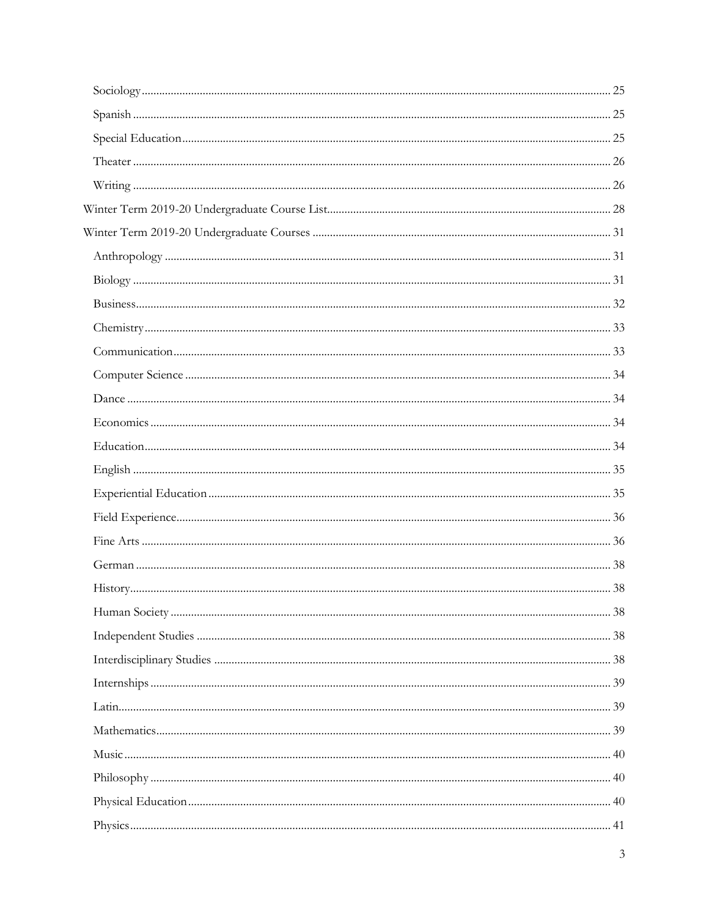Sociology ........................................................................................................................................ 25

Spanish ........................................................................................................................................ 25

Special Education ........................................................................................................................ 25

Theater ........................................................................................................................................ 26

Writing ........................................................................................................................................ 26

Winter Term 2019-20 Undergraduate Course List ........................................................................... 28

Winter Term 2019-20 Undergraduate Courses ............................................................................... 31

Anthropology ................................................................................................................................ 31

Biology ........................................................................................................................................ 31

Business ...................................................................................................................................... 32

Chemistry .................................................................................................................................... 33

Communication ............................................................................................................................ 33

Computer Science ........................................................................................................................ 34

Dance .......................................................................................................................................... 34

Economics .................................................................................................................................. 34

Education .................................................................................................................................... 34

English ........................................................................................................................................ 35

Experiential Education ................................................................................................................ 35

Field Experience .......................................................................................................................... 36

Fine Arts ...................................................................................................................................... 36

German ........................................................................................................................................ 38

History ........................................................................................................................................ 38

Human Society ............................................................................................................................ 38

Independent Studies .................................................................................................................... 38

Interdisciplinary Studies .............................................................................................................. 38

Internships .................................................................................................................................. 39

Latin ............................................................................................................................................ 39

Mathematics ................................................................................................................................ 39

Music .......................................................................................................................................... 40

Philosophy .................................................................................................................................. 40

Physical Education ...................................................................................................................... 40

Physics ........................................................................................................................................ 41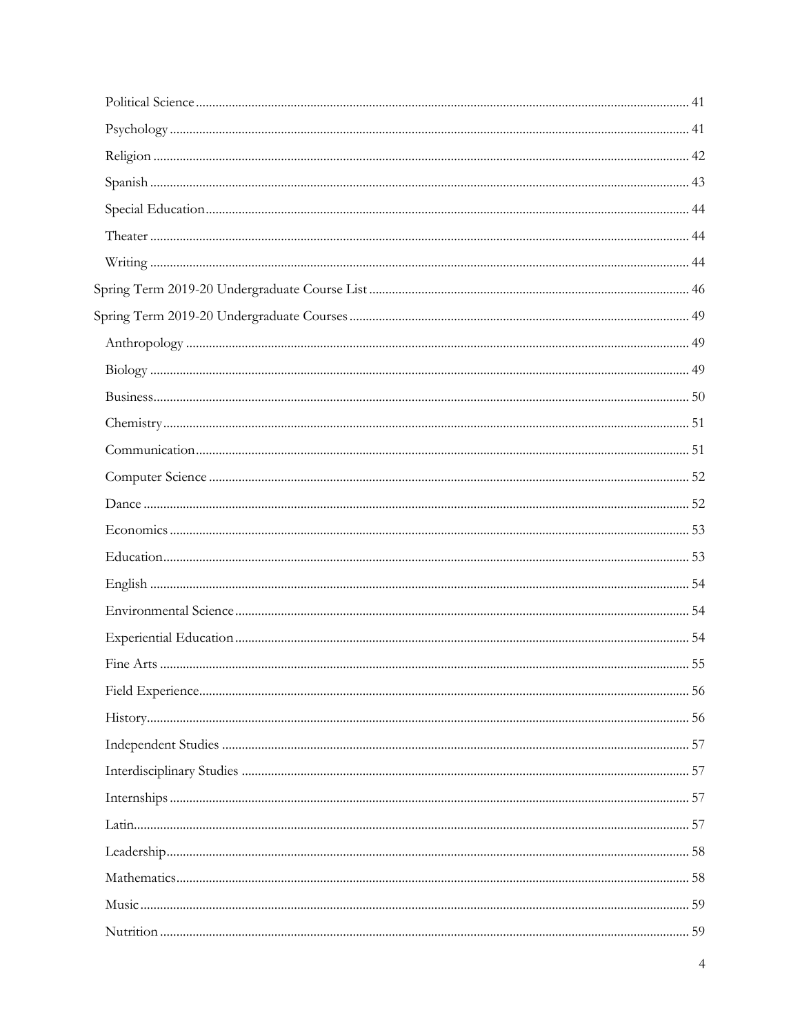Political Science ... 41
Psychology ... 41
Religion ... 42
Spanish ... 43
Special Education ... 44
Theater ... 44
Writing ... 44

Spring Term 2019-20 Undergraduate Course List ... 46

Spring Term 2019-20 Undergraduate Courses ... 49

Anthropology ... 49
Biology ... 49
Business ... 50
Chemistry ... 51
Communication ... 51
Computer Science ... 52
Dance ... 52
Economics ... 53
Education ... 53
English ... 54
Environmental Science ... 54
Experiential Education ... 54
Fine Arts ... 55
Field Experience ... 56
History ... 56
Independent Studies ... 57
Interdisciplinary Studies ... 57
Internships ... 57
Latin ... 57
Leadership ... 58
Mathematics ... 58
Music ... 59
Nutrition ... 59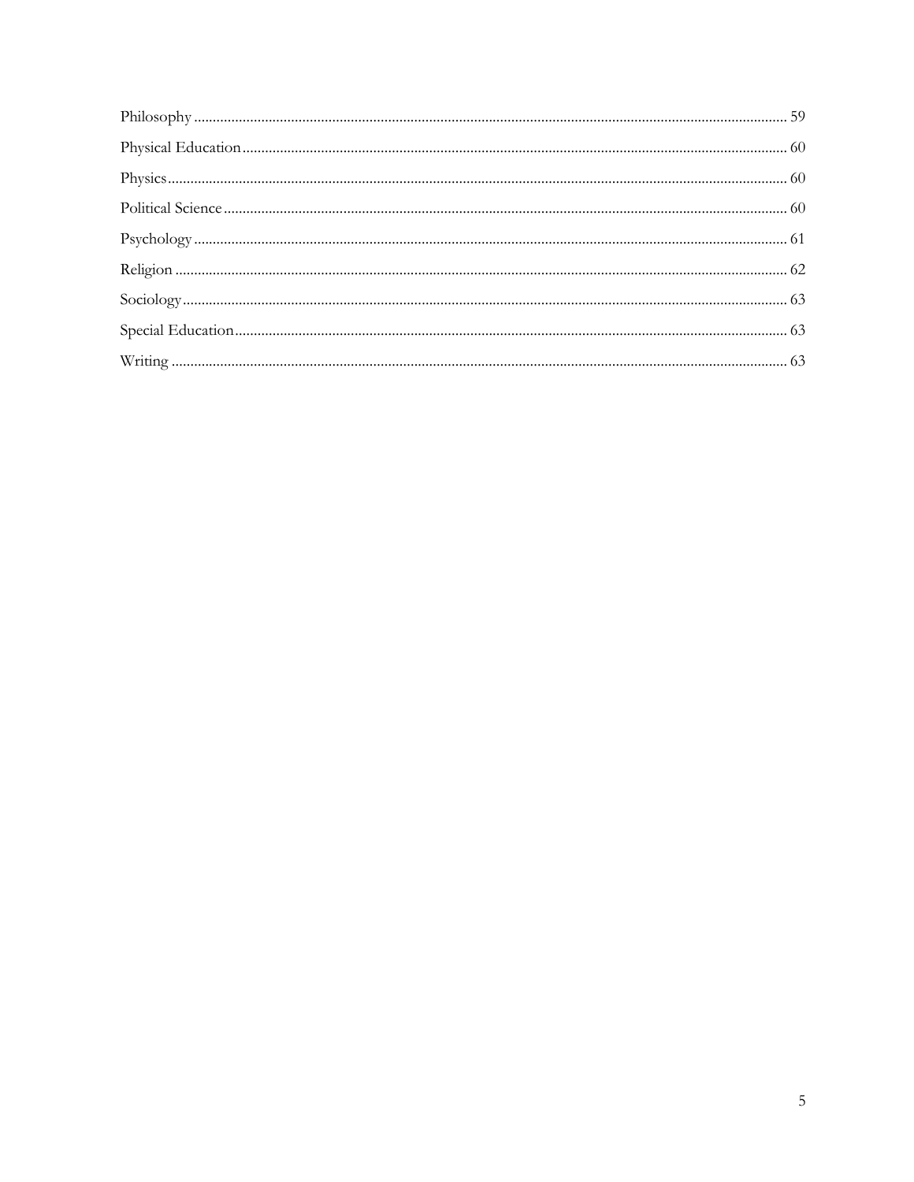Philosophy ........................................................................................................................................................ 59

Physical Education ......................................................................................................................................... 60

Physics ............................................................................................................................................................ 60

Political Science .............................................................................................................................................. 60

Psychology ....................................................................................................................................................... 61

Religion ........................................................................................................................................................... 62

Sociology ......................................................................................................................................................... 63

Special Education ............................................................................................................................................ 63

Writing ............................................................................................................................................................ 63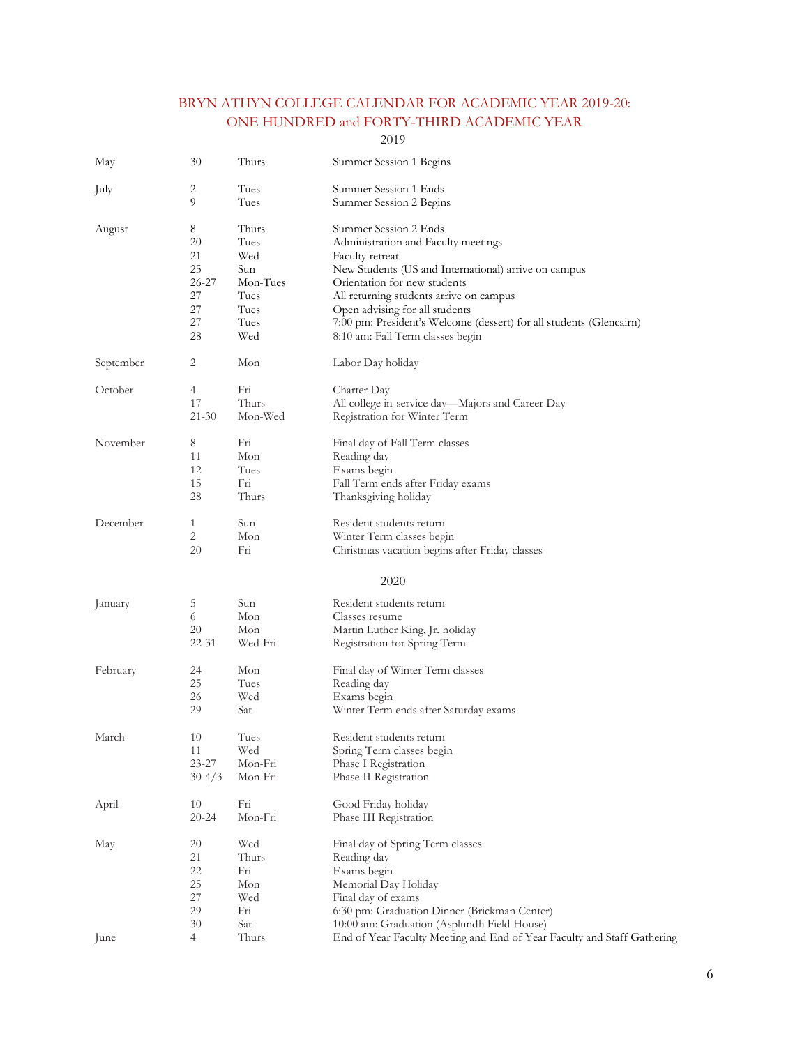# BRYN ATHYN COLLEGE CALENDAR FOR ACADEMIC YEAR 2019-20: ONE HUNDRED and FORTY-THIRD ACADEMIC YEAR

## 2019

| Month | Date | Day | Event |
|---|---|---|---|
| May | 30 | Thurs | Summer Session 1 Begins |
| July | 2 | Tues | Summer Session 1 Ends |
| | 9 | Tues | Summer Session 2 Begins |
| August | 8 | Thurs | Summer Session 2 Ends |
| | 20 | Tues | Administration and Faculty meetings |
| | 21 | Wed | Faculty retreat |
| | 25 | Sun | New Students (US and International) arrive on campus |
| | 26-27 | Mon-Tues | Orientation for new students |
| | 27 | Tues | All returning students arrive on campus |
| | 27 | Tues | Open advising for all students |
| | 27 | Tues | 7:00 pm: President's Welcome (dessert) for all students (Glencairn) |
| | 28 | Wed | 8:10 am: Fall Term classes begin |
| September | 2 | Mon | Labor Day holiday |
| October | 4 | Fri | Charter Day |
| | 17 | Thurs | All college in-service day—Majors and Career Day |
| | 21-30 | Mon-Wed | Registration for Winter Term |
| November | 8 | Fri | Final day of Fall Term classes |
| | 11 | Mon | Reading day |
| | 12 | Tues | Exams begin |
| | 15 | Fri | Fall Term ends after Friday exams |
| | 28 | Thurs | Thanksgiving holiday |
| December | 1 | Sun | Resident students return |
| | 2 | Mon | Winter Term classes begin |
| | 20 | Fri | Christmas vacation begins after Friday classes |

## 2020

| Month | Date | Day | Event |
|---|---|---|---|
| January | 5 | Sun | Resident students return |
| | 6 | Mon | Classes resume |
| | 20 | Mon | Martin Luther King, Jr. holiday |
| | 22-31 | Wed-Fri | Registration for Spring Term |
| February | 24 | Mon | Final day of Winter Term classes |
| | 25 | Tues | Reading day |
| | 26 | Wed | Exams begin |
| | 29 | Sat | Winter Term ends after Saturday exams |
| March | 10 | Tues | Resident students return |
| | 11 | Wed | Spring Term classes begin |
| | 23-27 | Mon-Fri | Phase I Registration |
| | 30-4/3 | Mon-Fri | Phase II Registration |
| April | 10 | Fri | Good Friday holiday |
| | 20-24 | Mon-Fri | Phase III Registration |
| May | 20 | Wed | Final day of Spring Term classes |
| | 21 | Thurs | Reading day |
| | 22 | Fri | Exams begin |
| | 25 | Mon | Memorial Day Holiday |
| | 27 | Wed | Final day of exams |
| | 29 | Fri | 6:30 pm: Graduation Dinner (Brickman Center) |
| | 30 | Sat | 10:00 am: Graduation (Asplundh Field House) |
| June | 4 | Thurs | End of Year Faculty Meeting and End of Year Faculty and Staff Gathering |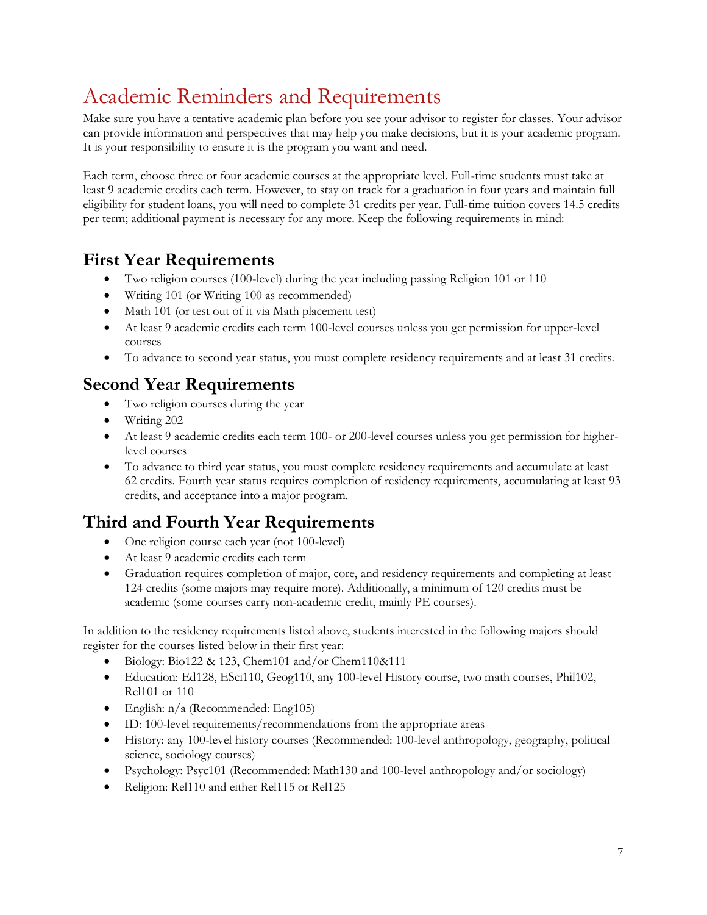# Academic Reminders and Requirements

Make sure you have a tentative academic plan before you see your advisor to register for classes. Your advisor can provide information and perspectives that may help you make decisions, but it is your academic program. It is your responsibility to ensure it is the program you want and need.

Each term, choose three or four academic courses at the appropriate level. Full-time students must take at least 9 academic credits each term. However, to stay on track for a graduation in four years and maintain full eligibility for student loans, you will need to complete 31 credits per year. Full-time tuition covers 14.5 credits per term; additional payment is necessary for any more. Keep the following requirements in mind:

## First Year Requirements

- Two religion courses (100-level) during the year including passing Religion 101 or 110
- Writing 101 (or Writing 100 as recommended)
- Math 101 (or test out of it via Math placement test)
- At least 9 academic credits each term 100-level courses unless you get permission for upper-level courses
- To advance to second year status, you must complete residency requirements and at least 31 credits.

## Second Year Requirements

- Two religion courses during the year
- Writing 202
- At least 9 academic credits each term 100- or 200-level courses unless you get permission for higher-level courses
- To advance to third year status, you must complete residency requirements and accumulate at least 62 credits. Fourth year status requires completion of residency requirements, accumulating at least 93 credits, and acceptance into a major program.

## Third and Fourth Year Requirements

- One religion course each year (not 100-level)
- At least 9 academic credits each term
- Graduation requires completion of major, core, and residency requirements and completing at least 124 credits (some majors may require more). Additionally, a minimum of 120 credits must be academic (some courses carry non-academic credit, mainly PE courses).

In addition to the residency requirements listed above, students interested in the following majors should register for the courses listed below in their first year:

- Biology: Bio122 & 123, Chem101 and/or Chem110&111
- Education: Ed128, ESci110, Geog110, any 100-level History course, two math courses, Phil102, Rel101 or 110
- English: n/a (Recommended: Eng105)
- ID: 100-level requirements/recommendations from the appropriate areas
- History: any 100-level history courses (Recommended: 100-level anthropology, geography, political science, sociology courses)
- Psychology: Psyc101 (Recommended: Math130 and 100-level anthropology and/or sociology)
- Religion: Rel110 and either Rel115 or Rel125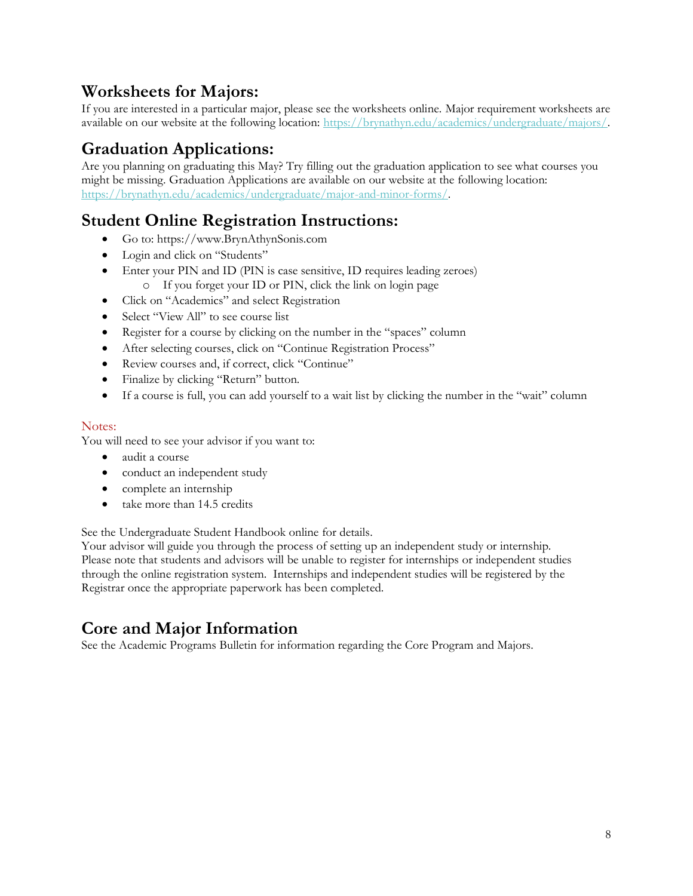## Worksheets for Majors:

If you are interested in a particular major, please see the worksheets online. Major requirement worksheets are available on our website at the following location: https://brynathyn.edu/academics/undergraduate/majors/.

## Graduation Applications:

Are you planning on graduating this May? Try filling out the graduation application to see what courses you might be missing. Graduation Applications are available on our website at the following location: https://brynathyn.edu/academics/undergraduate/major-and-minor-forms/.

## Student Online Registration Instructions:

- Go to: https://www.BrynAthynSonis.com
- Login and click on "Students"
- Enter your PIN and ID (PIN is case sensitive, ID requires leading zeroes)
  - If you forget your ID or PIN, click the link on login page
- Click on "Academics" and select Registration
- Select "View All" to see course list
- Register for a course by clicking on the number in the "spaces" column
- After selecting courses, click on "Continue Registration Process"
- Review courses and, if correct, click "Continue"
- Finalize by clicking "Return" button.
- If a course is full, you can add yourself to a wait list by clicking the number in the "wait" column

Notes:

You will need to see your advisor if you want to:

- audit a course
- conduct an independent study
- complete an internship
- take more than 14.5 credits

See the Undergraduate Student Handbook online for details.

Your advisor will guide you through the process of setting up an independent study or internship. Please note that students and advisors will be unable to register for internships or independent studies through the online registration system. Internships and independent studies will be registered by the Registrar once the appropriate paperwork has been completed.

## Core and Major Information

See the Academic Programs Bulletin for information regarding the Core Program and Majors.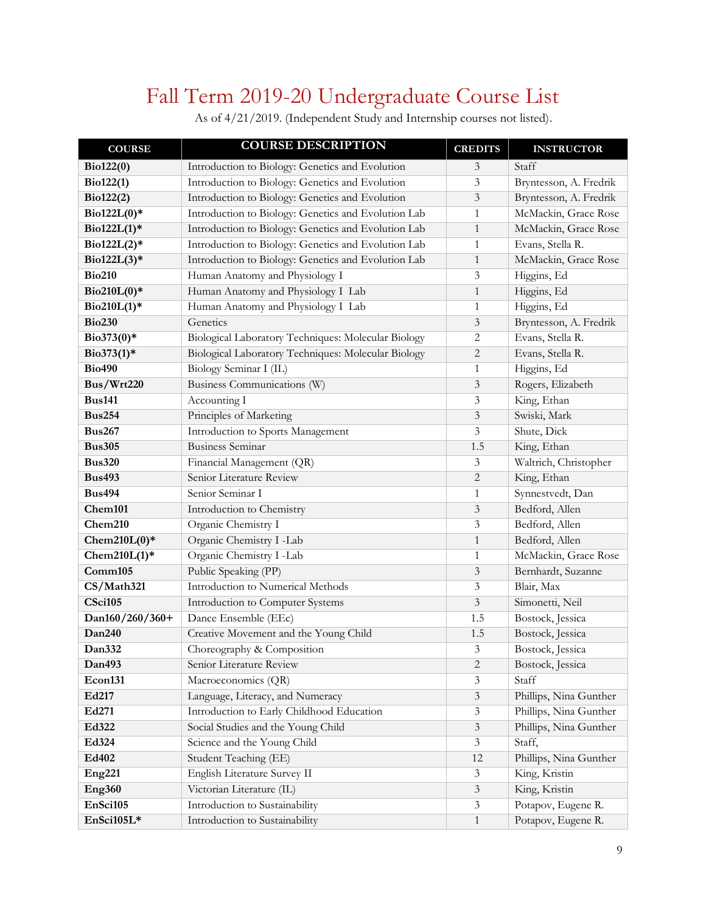# Fall Term 2019-20 Undergraduate Course List

As of 4/21/2019. (Independent Study and Internship courses not listed).

| COURSE | COURSE DESCRIPTION | CREDITS | INSTRUCTOR |
|---|---|---|---|
| **Bio122(0)** | Introduction to Biology: Genetics and Evolution | 3 | Staff |
| **Bio122(1)** | Introduction to Biology: Genetics and Evolution | 3 | Bryntesson, A. Fredrik |
| **Bio122(2)** | Introduction to Biology: Genetics and Evolution | 3 | Bryntesson, A. Fredrik |
| **Bio122L(0)*** | Introduction to Biology: Genetics and Evolution Lab | 1 | McMackin, Grace Rose |
| **Bio122L(1)*** | Introduction to Biology: Genetics and Evolution Lab | 1 | McMackin, Grace Rose |
| **Bio122L(2)*** | Introduction to Biology: Genetics and Evolution Lab | 1 | Evans, Stella R. |
| **Bio122L(3)*** | Introduction to Biology: Genetics and Evolution Lab | 1 | McMackin, Grace Rose |
| **Bio210** | Human Anatomy and Physiology I | 3 | Higgins, Ed |
| **Bio210L(0)*** | Human Anatomy and Physiology I Lab | 1 | Higgins, Ed |
| **Bio210L(1)*** | Human Anatomy and Physiology I Lab | 1 | Higgins, Ed |
| **Bio230** | Genetics | 3 | Bryntesson, A. Fredrik |
| **Bio373(0)*** | Biological Laboratory Techniques: Molecular Biology | 2 | Evans, Stella R. |
| **Bio373(1)*** | Biological Laboratory Techniques: Molecular Biology | 2 | Evans, Stella R. |
| **Bio490** | Biology Seminar I (IL) | 1 | Higgins, Ed |
| **Bus/Wrt220** | Business Communications (W) | 3 | Rogers, Elizabeth |
| **Bus141** | Accounting I | 3 | King, Ethan |
| **Bus254** | Principles of Marketing | 3 | Swiski, Mark |
| **Bus267** | Introduction to Sports Management | 3 | Shute, Dick |
| **Bus305** | Business Seminar | 1.5 | King, Ethan |
| **Bus320** | Financial Management (QR) | 3 | Waltrich, Christopher |
| **Bus493** | Senior Literature Review | 2 | King, Ethan |
| **Bus494** | Senior Seminar I | 1 | Synnestvedt, Dan |
| **Chem101** | Introduction to Chemistry | 3 | Bedford, Allen |
| **Chem210** | Organic Chemistry I | 3 | Bedford, Allen |
| **Chem210L(0)*** | Organic Chemistry I -Lab | 1 | Bedford, Allen |
| **Chem210L(1)*** | Organic Chemistry I -Lab | 1 | McMackin, Grace Rose |
| **Comm105** | Public Speaking (PP) | 3 | Bernhardt, Suzanne |
| **CS/Math321** | Introduction to Numerical Methods | 3 | Blair, Max |
| **CSci105** | Introduction to Computer Systems | 3 | Simonetti, Neil |
| **Dan160/260/360+** | Dance Ensemble (EEc) | 1.5 | Bostock, Jessica |
| **Dan240** | Creative Movement and the Young Child | 1.5 | Bostock, Jessica |
| **Dan332** | Choreography & Composition | 3 | Bostock, Jessica |
| **Dan493** | Senior Literature Review | 2 | Bostock, Jessica |
| **Econ131** | Macroeconomics (QR) | 3 | Staff |
| **Ed217** | Language, Literacy, and Numeracy | 3 | Phillips, Nina Gunther |
| **Ed271** | Introduction to Early Childhood Education | 3 | Phillips, Nina Gunther |
| **Ed322** | Social Studies and the Young Child | 3 | Phillips, Nina Gunther |
| **Ed324** | Science and the Young Child | 3 | Staff, |
| **Ed402** | Student Teaching (EE) | 12 | Phillips, Nina Gunther |
| **Eng221** | English Literature Survey II | 3 | King, Kristin |
| **Eng360** | Victorian Literature (IL) | 3 | King, Kristin |
| **EnSci105** | Introduction to Sustainability | 3 | Potapov, Eugene R. |
| **EnSci105L*** | Introduction to Sustainability | 1 | Potapov, Eugene R. |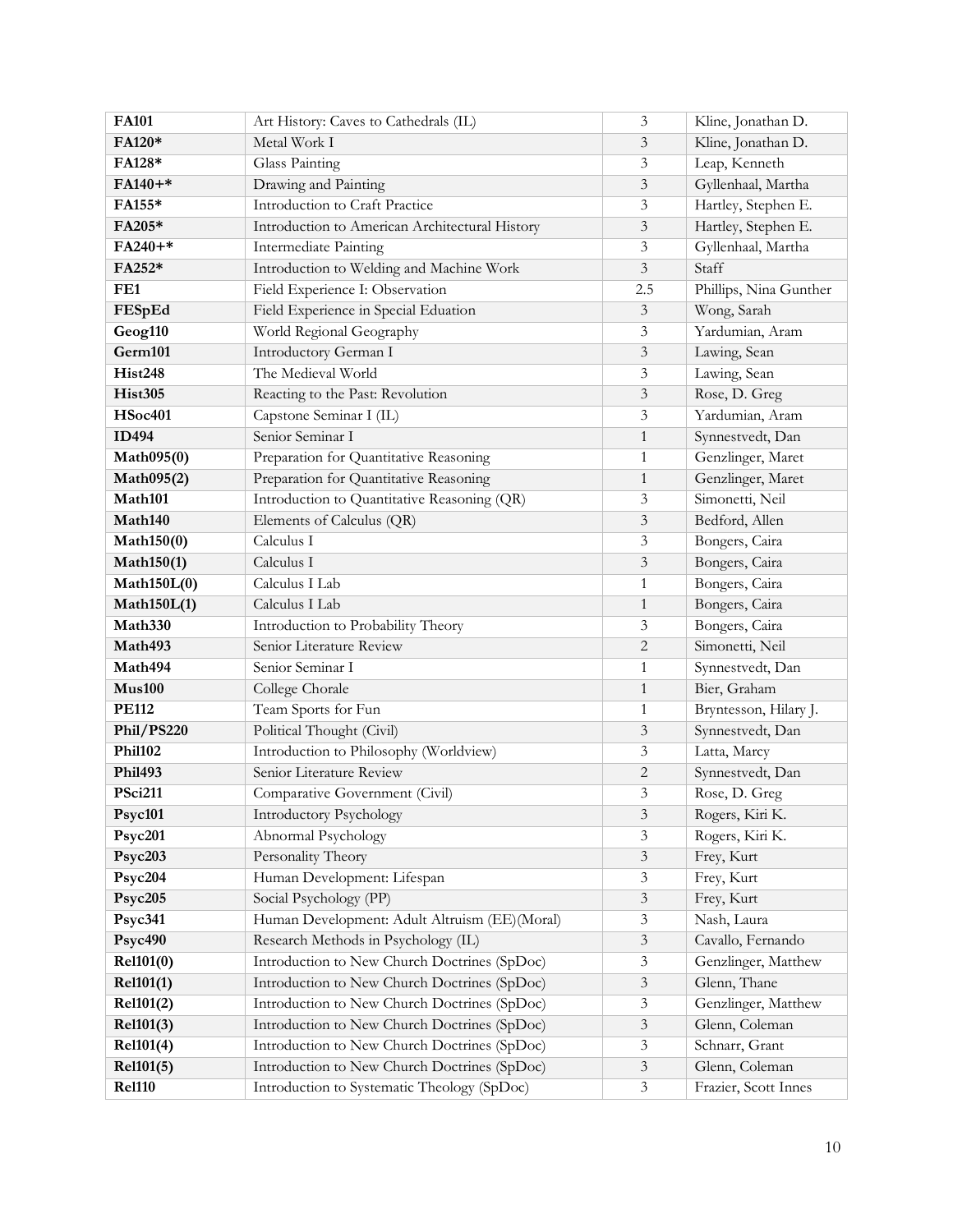| **FA101** | Art History: Caves to Cathedrals (IL) | 3 | Kline, Jonathan D. |
|---|---|---|---|
| **FA120*** | Metal Work I | 3 | Kline, Jonathan D. |
| **FA128*** | Glass Painting | 3 | Leap, Kenneth |
| **FA140+*** | Drawing and Painting | 3 | Gyllenhaal, Martha |
| **FA155*** | Introduction to Craft Practice | 3 | Hartley, Stephen E. |
| **FA205*** | Introduction to American Architectural History | 3 | Hartley, Stephen E. |
| **FA240+*** | Intermediate Painting | 3 | Gyllenhaal, Martha |
| **FA252*** | Introduction to Welding and Machine Work | 3 | Staff |
| **FE1** | Field Experience I: Observation | 2.5 | Phillips, Nina Gunther |
| **FESpEd** | Field Experience in Special Eduation | 3 | Wong, Sarah |
| **Geog110** | World Regional Geography | 3 | Yardumian, Aram |
| **Germ101** | Introductory German I | 3 | Lawing, Sean |
| **Hist248** | The Medieval World | 3 | Lawing, Sean |
| **Hist305** | Reacting to the Past: Revolution | 3 | Rose, D. Greg |
| **HSoc401** | Capstone Seminar I (IL) | 3 | Yardumian, Aram |
| **ID494** | Senior Seminar I | 1 | Synnestvedt, Dan |
| **Math095(0)** | Preparation for Quantitative Reasoning | 1 | Genzlinger, Maret |
| **Math095(2)** | Preparation for Quantitative Reasoning | 1 | Genzlinger, Maret |
| **Math101** | Introduction to Quantitative Reasoning (QR) | 3 | Simonetti, Neil |
| **Math140** | Elements of Calculus (QR) | 3 | Bedford, Allen |
| **Math150(0)** | Calculus I | 3 | Bongers, Caira |
| **Math150(1)** | Calculus I | 3 | Bongers, Caira |
| **Math150L(0)** | Calculus I Lab | 1 | Bongers, Caira |
| **Math150L(1)** | Calculus I Lab | 1 | Bongers, Caira |
| **Math330** | Introduction to Probability Theory | 3 | Bongers, Caira |
| **Math493** | Senior Literature Review | 2 | Simonetti, Neil |
| **Math494** | Senior Seminar I | 1 | Synnestvedt, Dan |
| **Mus100** | College Chorale | 1 | Bier, Graham |
| **PE112** | Team Sports for Fun | 1 | Bryntesson, Hilary J. |
| **Phil/PS220** | Political Thought (Civil) | 3 | Synnestvedt, Dan |
| **Phil102** | Introduction to Philosophy (Worldview) | 3 | Latta, Marcy |
| **Phil493** | Senior Literature Review | 2 | Synnestvedt, Dan |
| **PSci211** | Comparative Government (Civil) | 3 | Rose, D. Greg |
| **Psyc101** | Introductory Psychology | 3 | Rogers, Kiri K. |
| **Psyc201** | Abnormal Psychology | 3 | Rogers, Kiri K. |
| **Psyc203** | Personality Theory | 3 | Frey, Kurt |
| **Psyc204** | Human Development: Lifespan | 3 | Frey, Kurt |
| **Psyc205** | Social Psychology (PP) | 3 | Frey, Kurt |
| **Psyc341** | Human Development: Adult Altruism (EE)(Moral) | 3 | Nash, Laura |
| **Psyc490** | Research Methods in Psychology (IL) | 3 | Cavallo, Fernando |
| **Rel101(0)** | Introduction to New Church Doctrines (SpDoc) | 3 | Genzlinger, Matthew |
| **Rel101(1)** | Introduction to New Church Doctrines (SpDoc) | 3 | Glenn, Thane |
| **Rel101(2)** | Introduction to New Church Doctrines (SpDoc) | 3 | Genzlinger, Matthew |
| **Rel101(3)** | Introduction to New Church Doctrines (SpDoc) | 3 | Glenn, Coleman |
| **Rel101(4)** | Introduction to New Church Doctrines (SpDoc) | 3 | Schnarr, Grant |
| **Rel101(5)** | Introduction to New Church Doctrines (SpDoc) | 3 | Glenn, Coleman |
| **Rel110** | Introduction to Systematic Theology (SpDoc) | 3 | Frazier, Scott Innes |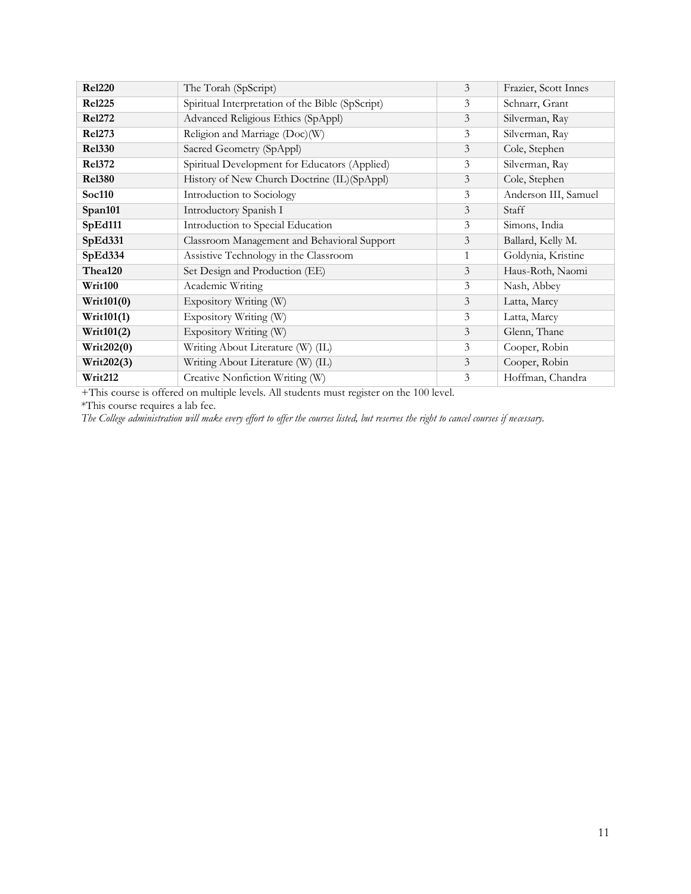| | | | |
|---|---|---|---|
| **Rel220** | The Torah (SpScript) | 3 | Frazier, Scott Innes |
| **Rel225** | Spiritual Interpretation of the Bible (SpScript) | 3 | Schnarr, Grant |
| **Rel272** | Advanced Religious Ethics (SpAppl) | 3 | Silverman, Ray |
| **Rel273** | Religion and Marriage (Doc)(W) | 3 | Silverman, Ray |
| **Rel330** | Sacred Geometry (SpAppl) | 3 | Cole, Stephen |
| **Rel372** | Spiritual Development for Educators (Applied) | 3 | Silverman, Ray |
| **Rel380** | History of New Church Doctrine (IL)(SpAppl) | 3 | Cole, Stephen |
| **Soc110** | Introduction to Sociology | 3 | Anderson III, Samuel |
| **Span101** | Introductory Spanish I | 3 | Staff |
| **SpEd111** | Introduction to Special Education | 3 | Simons, India |
| **SpEd331** | Classroom Management and Behavioral Support | 3 | Ballard, Kelly M. |
| **SpEd334** | Assistive Technology in the Classroom | 1 | Goldynia, Kristine |
| **Thea120** | Set Design and Production (EE) | 3 | Haus-Roth, Naomi |
| **Writ100** | Academic Writing | 3 | Nash, Abbey |
| **Writ101(0)** | Expository Writing (W) | 3 | Latta, Marcy |
| **Writ101(1)** | Expository Writing (W) | 3 | Latta, Marcy |
| **Writ101(2)** | Expository Writing (W) | 3 | Glenn, Thane |
| **Writ202(0)** | Writing About Literature (W) (IL) | 3 | Cooper, Robin |
| **Writ202(3)** | Writing About Literature (W) (IL) | 3 | Cooper, Robin |
| **Writ212** | Creative Nonfiction Writing (W) | 3 | Hoffman, Chandra |

+This course is offered on multiple levels. All students must register on the 100 level.

*This course requires a lab fee.

*The College administration will make every effort to offer the courses listed, but reserves the right to cancel courses if necessary.*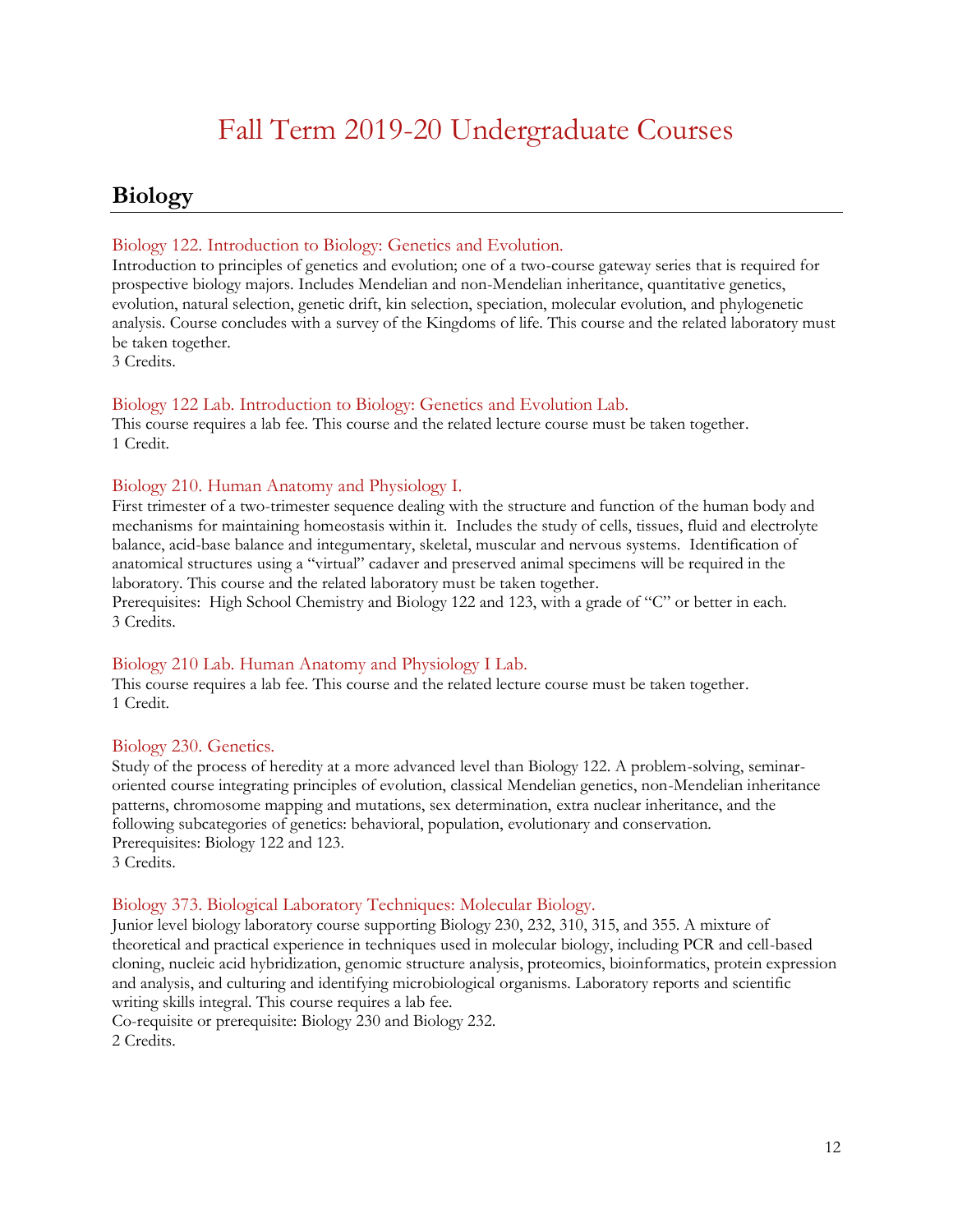# Fall Term 2019-20 Undergraduate Courses

## Biology

### Biology 122. Introduction to Biology: Genetics and Evolution.

Introduction to principles of genetics and evolution; one of a two-course gateway series that is required for prospective biology majors. Includes Mendelian and non-Mendelian inheritance, quantitative genetics, evolution, natural selection, genetic drift, kin selection, speciation, molecular evolution, and phylogenetic analysis. Course concludes with a survey of the Kingdoms of life. This course and the related laboratory must be taken together.
3 Credits.

### Biology 122 Lab. Introduction to Biology: Genetics and Evolution Lab.

This course requires a lab fee. This course and the related lecture course must be taken together.
1 Credit.

### Biology 210. Human Anatomy and Physiology I.

First trimester of a two-trimester sequence dealing with the structure and function of the human body and mechanisms for maintaining homeostasis within it. Includes the study of cells, tissues, fluid and electrolyte balance, acid-base balance and integumentary, skeletal, muscular and nervous systems. Identification of anatomical structures using a "virtual" cadaver and preserved animal specimens will be required in the laboratory. This course and the related laboratory must be taken together.
Prerequisites: High School Chemistry and Biology 122 and 123, with a grade of "C" or better in each.
3 Credits.

### Biology 210 Lab. Human Anatomy and Physiology I Lab.

This course requires a lab fee. This course and the related lecture course must be taken together.
1 Credit.

### Biology 230. Genetics.

Study of the process of heredity at a more advanced level than Biology 122. A problem-solving, seminar-oriented course integrating principles of evolution, classical Mendelian genetics, non-Mendelian inheritance patterns, chromosome mapping and mutations, sex determination, extra nuclear inheritance, and the following subcategories of genetics: behavioral, population, evolutionary and conservation.
Prerequisites: Biology 122 and 123.
3 Credits.

### Biology 373. Biological Laboratory Techniques: Molecular Biology.

Junior level biology laboratory course supporting Biology 230, 232, 310, 315, and 355. A mixture of theoretical and practical experience in techniques used in molecular biology, including PCR and cell-based cloning, nucleic acid hybridization, genomic structure analysis, proteomics, bioinformatics, protein expression and analysis, and culturing and identifying microbiological organisms. Laboratory reports and scientific writing skills integral. This course requires a lab fee.
Co-requisite or prerequisite: Biology 230 and Biology 232.
2 Credits.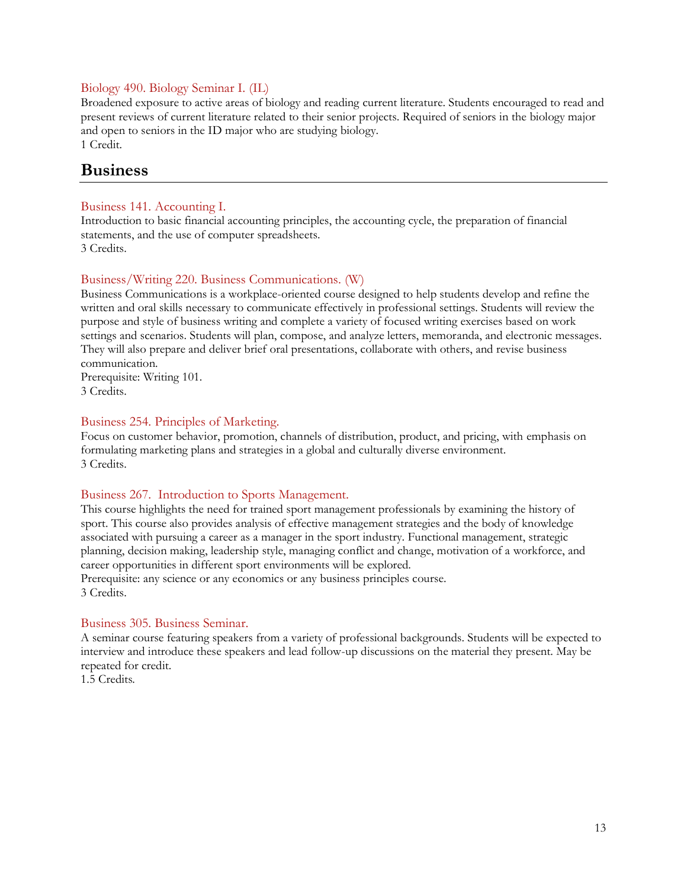### Biology 490. Biology Seminar I. (IL)

Broadened exposure to active areas of biology and reading current literature. Students encouraged to read and present reviews of current literature related to their senior projects. Required of seniors in the biology major and open to seniors in the ID major who are studying biology.
1 Credit.

## Business

### Business 141. Accounting I.

Introduction to basic financial accounting principles, the accounting cycle, the preparation of financial statements, and the use of computer spreadsheets.
3 Credits.

### Business/Writing 220. Business Communications. (W)

Business Communications is a workplace-oriented course designed to help students develop and refine the written and oral skills necessary to communicate effectively in professional settings. Students will review the purpose and style of business writing and complete a variety of focused writing exercises based on work settings and scenarios. Students will plan, compose, and analyze letters, memoranda, and electronic messages. They will also prepare and deliver brief oral presentations, collaborate with others, and revise business communication.
Prerequisite: Writing 101.
3 Credits.

### Business 254. Principles of Marketing.

Focus on customer behavior, promotion, channels of distribution, product, and pricing, with emphasis on formulating marketing plans and strategies in a global and culturally diverse environment.
3 Credits.

### Business 267. Introduction to Sports Management.

This course highlights the need for trained sport management professionals by examining the history of sport. This course also provides analysis of effective management strategies and the body of knowledge associated with pursuing a career as a manager in the sport industry. Functional management, strategic planning, decision making, leadership style, managing conflict and change, motivation of a workforce, and career opportunities in different sport environments will be explored.
Prerequisite: any science or any economics or any business principles course.
3 Credits.

### Business 305. Business Seminar.

A seminar course featuring speakers from a variety of professional backgrounds. Students will be expected to interview and introduce these speakers and lead follow-up discussions on the material they present. May be repeated for credit.
1.5 Credits.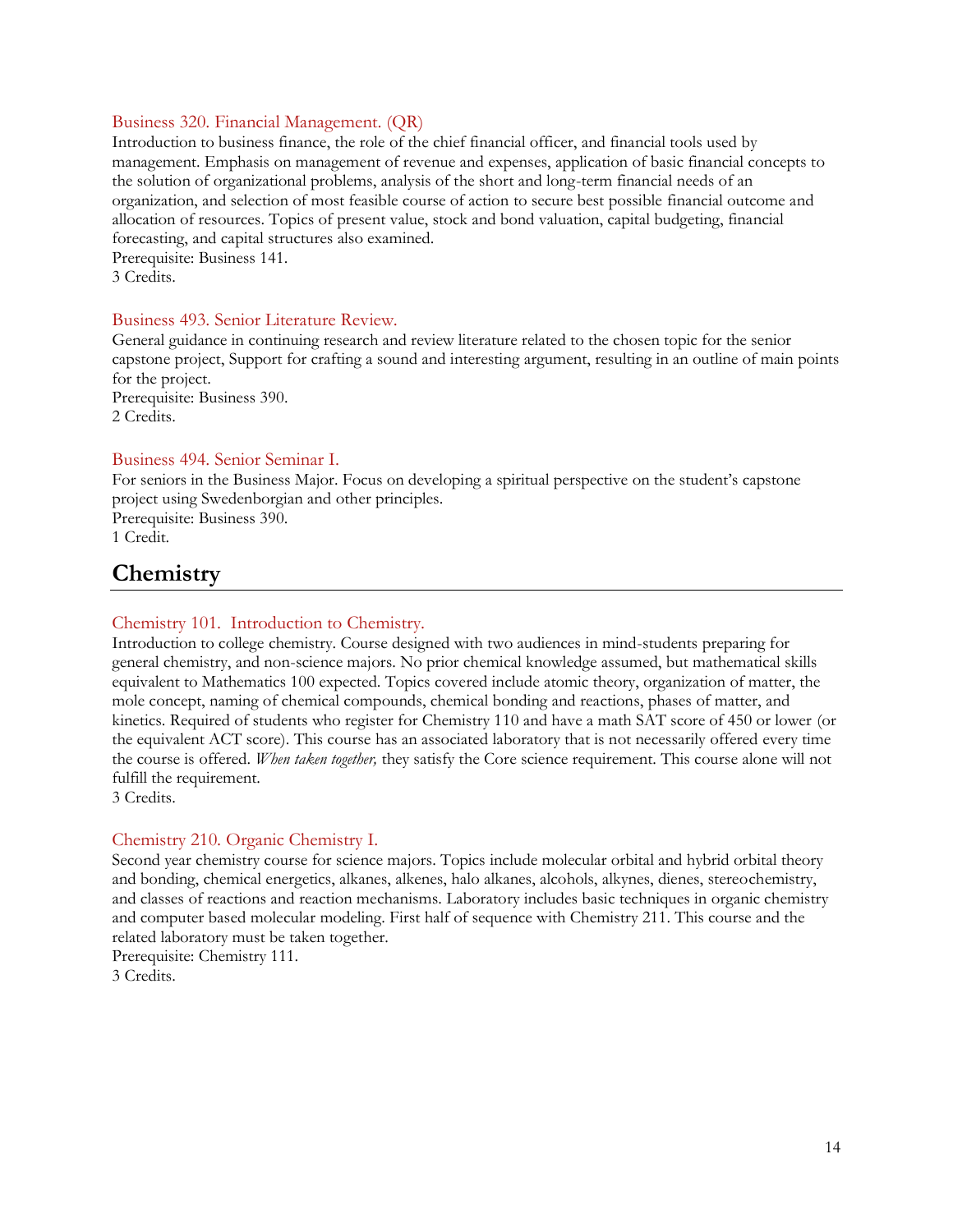### Business 320. Financial Management. (QR)

Introduction to business finance, the role of the chief financial officer, and financial tools used by management. Emphasis on management of revenue and expenses, application of basic financial concepts to the solution of organizational problems, analysis of the short and long-term financial needs of an organization, and selection of most feasible course of action to secure best possible financial outcome and allocation of resources. Topics of present value, stock and bond valuation, capital budgeting, financial forecasting, and capital structures also examined.
Prerequisite: Business 141.
3 Credits.

### Business 493. Senior Literature Review.

General guidance in continuing research and review literature related to the chosen topic for the senior capstone project, Support for crafting a sound and interesting argument, resulting in an outline of main points for the project.
Prerequisite: Business 390.
2 Credits.

### Business 494. Senior Seminar I.

For seniors in the Business Major. Focus on developing a spiritual perspective on the student's capstone project using Swedenborgian and other principles.
Prerequisite: Business 390.
1 Credit.

## Chemistry

### Chemistry 101. Introduction to Chemistry.

Introduction to college chemistry. Course designed with two audiences in mind-students preparing for general chemistry, and non-science majors. No prior chemical knowledge assumed, but mathematical skills equivalent to Mathematics 100 expected. Topics covered include atomic theory, organization of matter, the mole concept, naming of chemical compounds, chemical bonding and reactions, phases of matter, and kinetics. Required of students who register for Chemistry 110 and have a math SAT score of 450 or lower (or the equivalent ACT score). This course has an associated laboratory that is not necessarily offered every time the course is offered. *When taken together,* they satisfy the Core science requirement. This course alone will not fulfill the requirement.
3 Credits.

### Chemistry 210. Organic Chemistry I.

Second year chemistry course for science majors. Topics include molecular orbital and hybrid orbital theory and bonding, chemical energetics, alkanes, alkenes, halo alkanes, alcohols, alkynes, dienes, stereochemistry, and classes of reactions and reaction mechanisms. Laboratory includes basic techniques in organic chemistry and computer based molecular modeling. First half of sequence with Chemistry 211. This course and the related laboratory must be taken together.
Prerequisite: Chemistry 111.
3 Credits.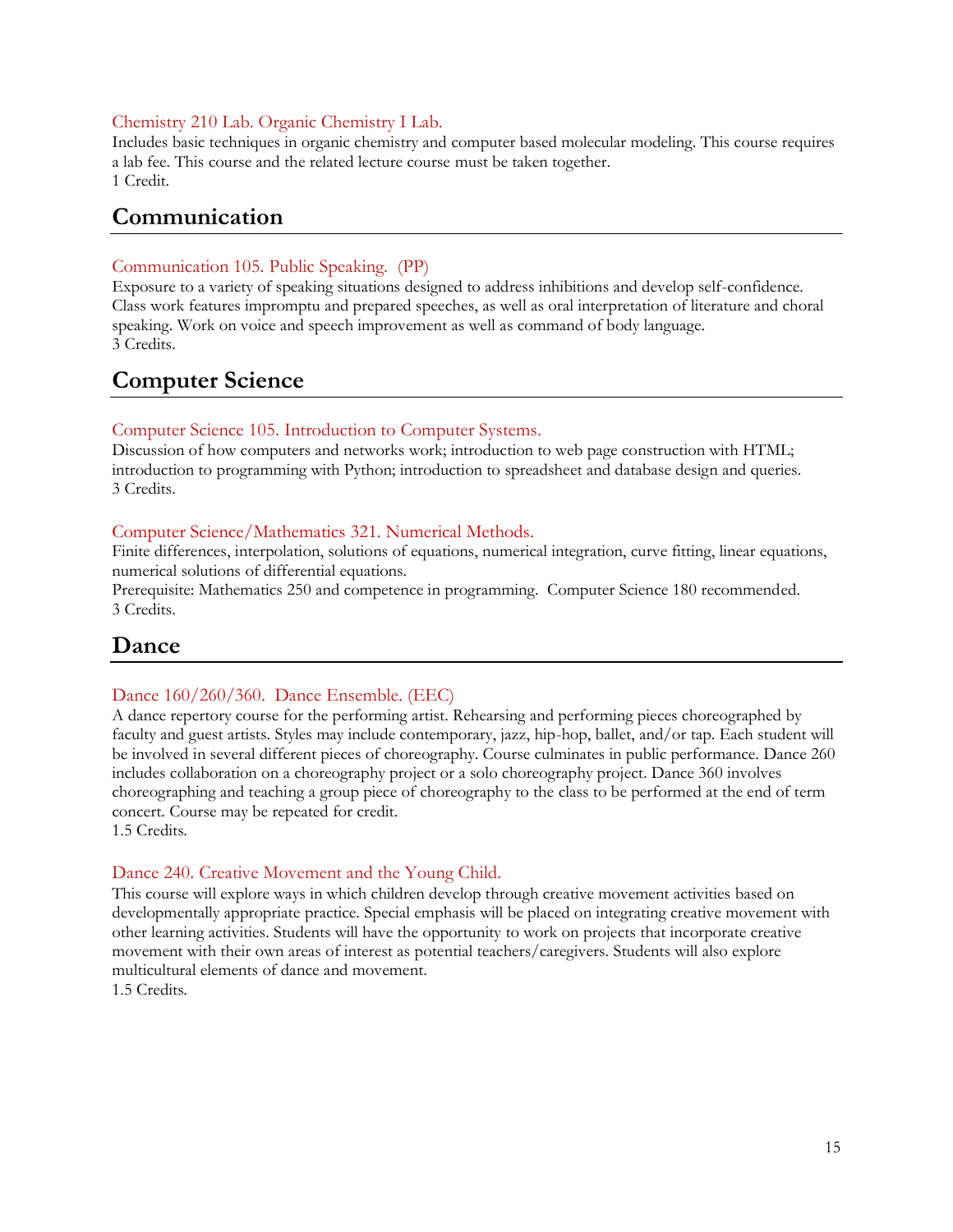### Chemistry 210 Lab. Organic Chemistry I Lab.

Includes basic techniques in organic chemistry and computer based molecular modeling. This course requires a lab fee. This course and the related lecture course must be taken together.
1 Credit.

## Communication

### Communication 105. Public Speaking. (PP)

Exposure to a variety of speaking situations designed to address inhibitions and develop self-confidence. Class work features impromptu and prepared speeches, as well as oral interpretation of literature and choral speaking. Work on voice and speech improvement as well as command of body language.
3 Credits.

## Computer Science

### Computer Science 105. Introduction to Computer Systems.

Discussion of how computers and networks work; introduction to web page construction with HTML; introduction to programming with Python; introduction to spreadsheet and database design and queries.
3 Credits.

### Computer Science/Mathematics 321. Numerical Methods.

Finite differences, interpolation, solutions of equations, numerical integration, curve fitting, linear equations, numerical solutions of differential equations.
Prerequisite: Mathematics 250 and competence in programming. Computer Science 180 recommended.
3 Credits.

## Dance

### Dance 160/260/360. Dance Ensemble. (EEC)

A dance repertory course for the performing artist. Rehearsing and performing pieces choreographed by faculty and guest artists. Styles may include contemporary, jazz, hip-hop, ballet, and/or tap. Each student will be involved in several different pieces of choreography. Course culminates in public performance. Dance 260 includes collaboration on a choreography project or a solo choreography project. Dance 360 involves choreographing and teaching a group piece of choreography to the class to be performed at the end of term concert. Course may be repeated for credit.
1.5 Credits.

### Dance 240. Creative Movement and the Young Child.

This course will explore ways in which children develop through creative movement activities based on developmentally appropriate practice. Special emphasis will be placed on integrating creative movement with other learning activities. Students will have the opportunity to work on projects that incorporate creative movement with their own areas of interest as potential teachers/caregivers. Students will also explore multicultural elements of dance and movement.
1.5 Credits.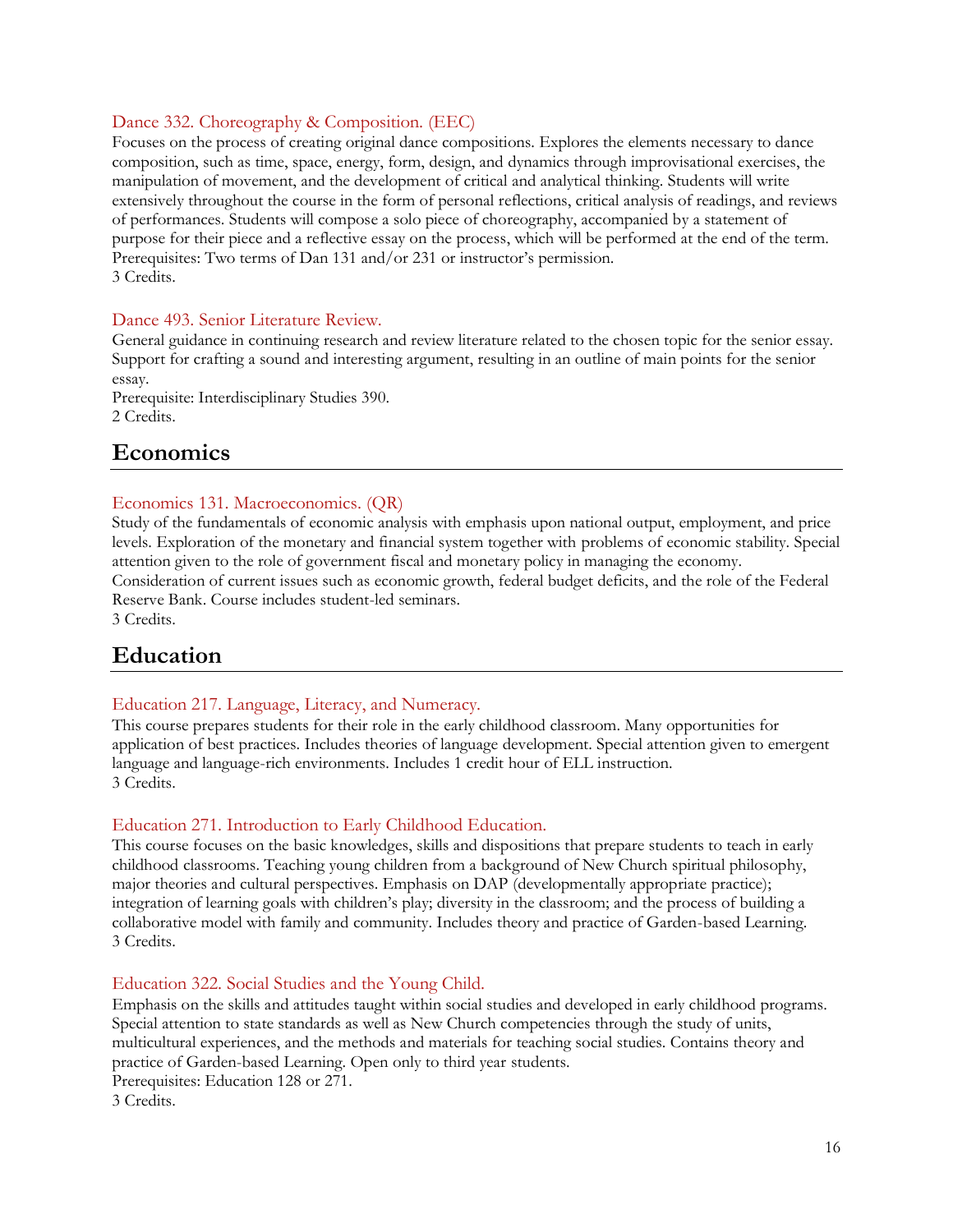### Dance 332. Choreography & Composition. (EEC)

Focuses on the process of creating original dance compositions. Explores the elements necessary to dance composition, such as time, space, energy, form, design, and dynamics through improvisational exercises, the manipulation of movement, and the development of critical and analytical thinking. Students will write extensively throughout the course in the form of personal reflections, critical analysis of readings, and reviews of performances. Students will compose a solo piece of choreography, accompanied by a statement of purpose for their piece and a reflective essay on the process, which will be performed at the end of the term.
Prerequisites: Two terms of Dan 131 and/or 231 or instructor's permission.
3 Credits.

### Dance 493. Senior Literature Review.

General guidance in continuing research and review literature related to the chosen topic for the senior essay. Support for crafting a sound and interesting argument, resulting in an outline of main points for the senior essay.
Prerequisite: Interdisciplinary Studies 390.
2 Credits.

## Economics

### Economics 131. Macroeconomics. (QR)

Study of the fundamentals of economic analysis with emphasis upon national output, employment, and price levels. Exploration of the monetary and financial system together with problems of economic stability. Special attention given to the role of government fiscal and monetary policy in managing the economy. Consideration of current issues such as economic growth, federal budget deficits, and the role of the Federal Reserve Bank. Course includes student-led seminars.
3 Credits.

## Education

### Education 217. Language, Literacy, and Numeracy.

This course prepares students for their role in the early childhood classroom. Many opportunities for application of best practices. Includes theories of language development. Special attention given to emergent language and language-rich environments. Includes 1 credit hour of ELL instruction.
3 Credits.

### Education 271. Introduction to Early Childhood Education.

This course focuses on the basic knowledges, skills and dispositions that prepare students to teach in early childhood classrooms. Teaching young children from a background of New Church spiritual philosophy, major theories and cultural perspectives. Emphasis on DAP (developmentally appropriate practice); integration of learning goals with children's play; diversity in the classroom; and the process of building a collaborative model with family and community. Includes theory and practice of Garden-based Learning.
3 Credits.

### Education 322. Social Studies and the Young Child.

Emphasis on the skills and attitudes taught within social studies and developed in early childhood programs. Special attention to state standards as well as New Church competencies through the study of units, multicultural experiences, and the methods and materials for teaching social studies. Contains theory and practice of Garden-based Learning. Open only to third year students.
Prerequisites: Education 128 or 271.
3 Credits.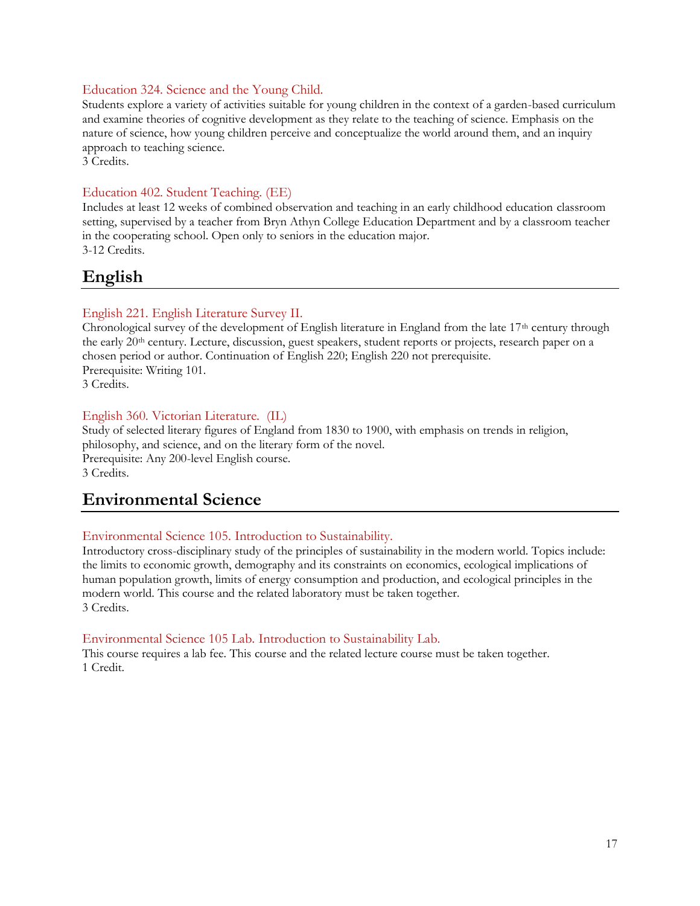### Education 324. Science and the Young Child.

Students explore a variety of activities suitable for young children in the context of a garden-based curriculum and examine theories of cognitive development as they relate to the teaching of science. Emphasis on the nature of science, how young children perceive and conceptualize the world around them, and an inquiry approach to teaching science.
3 Credits.

### Education 402. Student Teaching. (EE)

Includes at least 12 weeks of combined observation and teaching in an early childhood education classroom setting, supervised by a teacher from Bryn Athyn College Education Department and by a classroom teacher in the cooperating school. Open only to seniors in the education major.
3-12 Credits.

## English

### English 221. English Literature Survey II.

Chronological survey of the development of English literature in England from the late 17th century through the early 20th century. Lecture, discussion, guest speakers, student reports or projects, research paper on a chosen period or author. Continuation of English 220; English 220 not prerequisite.
Prerequisite: Writing 101.
3 Credits.

### English 360. Victorian Literature. (IL)

Study of selected literary figures of England from 1830 to 1900, with emphasis on trends in religion, philosophy, and science, and on the literary form of the novel.
Prerequisite: Any 200-level English course.
3 Credits.

## Environmental Science

### Environmental Science 105. Introduction to Sustainability.

Introductory cross-disciplinary study of the principles of sustainability in the modern world. Topics include: the limits to economic growth, demography and its constraints on economics, ecological implications of human population growth, limits of energy consumption and production, and ecological principles in the modern world. This course and the related laboratory must be taken together.
3 Credits.

### Environmental Science 105 Lab. Introduction to Sustainability Lab.

This course requires a lab fee. This course and the related lecture course must be taken together.
1 Credit.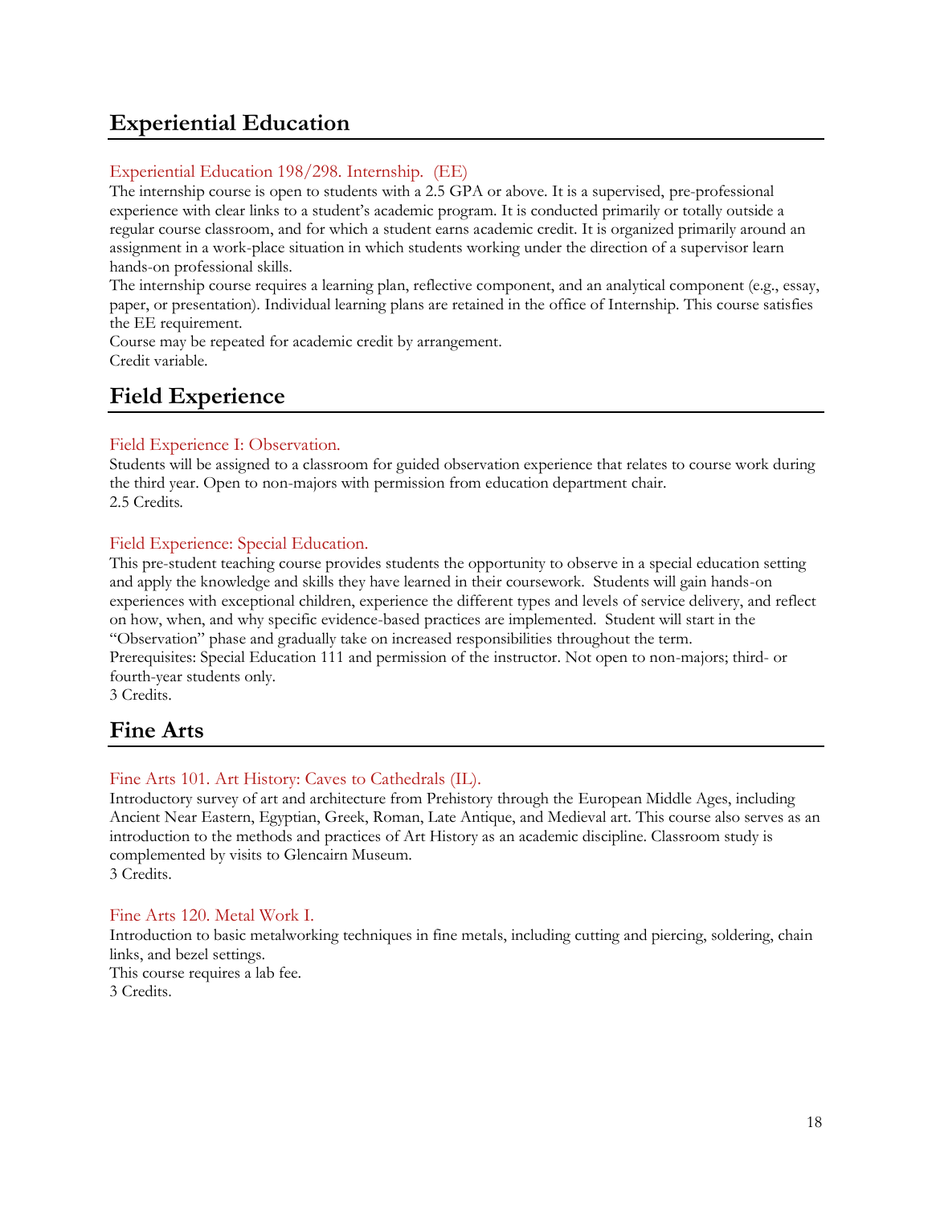# Experiential Education

### Experiential Education 198/298. Internship. (EE)

The internship course is open to students with a 2.5 GPA or above. It is a supervised, pre-professional experience with clear links to a student's academic program. It is conducted primarily or totally outside a regular course classroom, and for which a student earns academic credit. It is organized primarily around an assignment in a work-place situation in which students working under the direction of a supervisor learn hands-on professional skills.

The internship course requires a learning plan, reflective component, and an analytical component (e.g., essay, paper, or presentation). Individual learning plans are retained in the office of Internship. This course satisfies the EE requirement.

Course may be repeated for academic credit by arrangement.

Credit variable.

# Field Experience

### Field Experience I: Observation.

Students will be assigned to a classroom for guided observation experience that relates to course work during the third year. Open to non-majors with permission from education department chair.

2.5 Credits.

### Field Experience: Special Education.

This pre-student teaching course provides students the opportunity to observe in a special education setting and apply the knowledge and skills they have learned in their coursework. Students will gain hands-on experiences with exceptional children, experience the different types and levels of service delivery, and reflect on how, when, and why specific evidence-based practices are implemented. Student will start in the "Observation" phase and gradually take on increased responsibilities throughout the term.

Prerequisites: Special Education 111 and permission of the instructor. Not open to non-majors; third- or fourth-year students only.

3 Credits.

# Fine Arts

### Fine Arts 101. Art History: Caves to Cathedrals (IL).

Introductory survey of art and architecture from Prehistory through the European Middle Ages, including Ancient Near Eastern, Egyptian, Greek, Roman, Late Antique, and Medieval art. This course also serves as an introduction to the methods and practices of Art History as an academic discipline. Classroom study is complemented by visits to Glencairn Museum.

3 Credits.

### Fine Arts 120. Metal Work I.

Introduction to basic metalworking techniques in fine metals, including cutting and piercing, soldering, chain links, and bezel settings.

This course requires a lab fee.

3 Credits.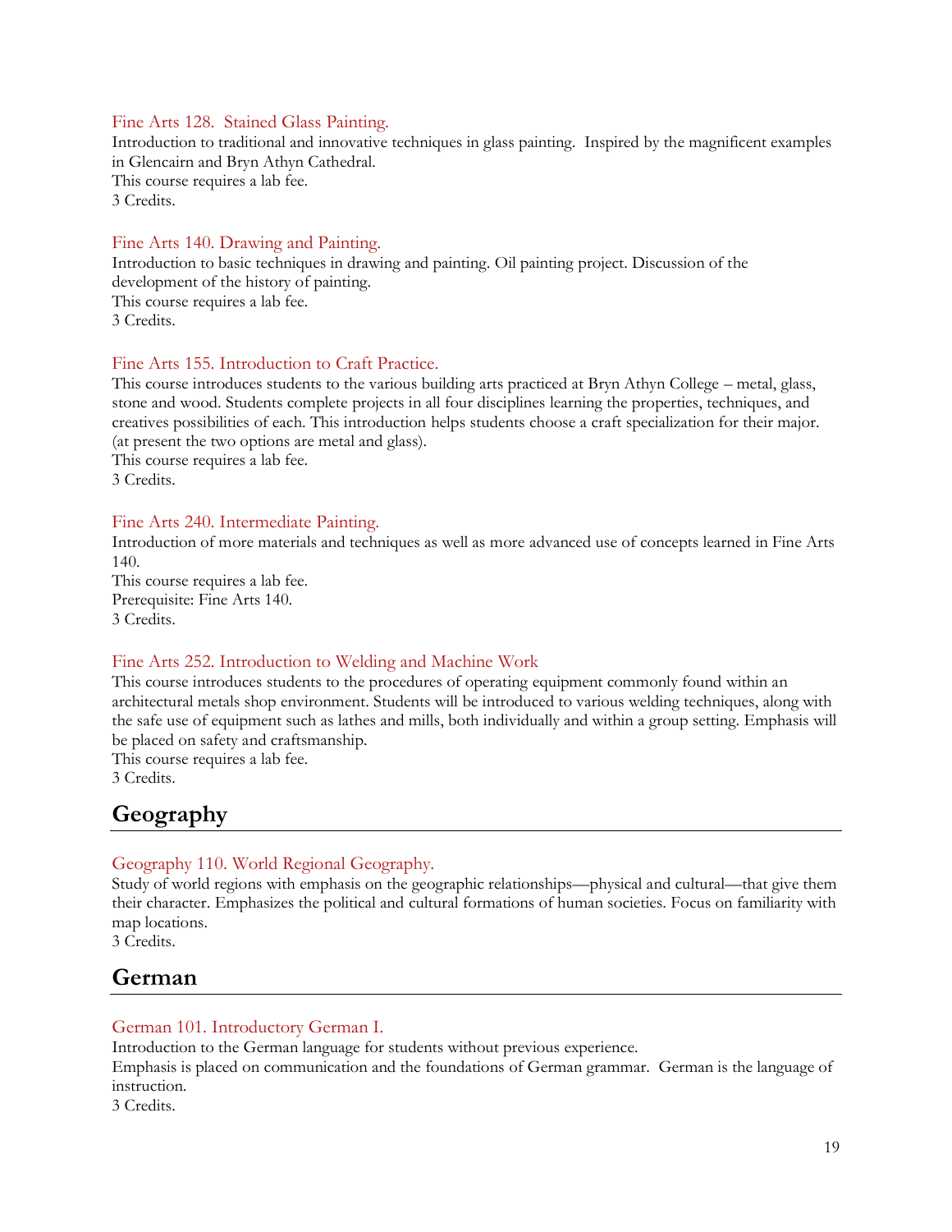### Fine Arts 128. Stained Glass Painting.

Introduction to traditional and innovative techniques in glass painting. Inspired by the magnificent examples in Glencairn and Bryn Athyn Cathedral.
This course requires a lab fee.
3 Credits.

### Fine Arts 140. Drawing and Painting.

Introduction to basic techniques in drawing and painting. Oil painting project. Discussion of the development of the history of painting.
This course requires a lab fee.
3 Credits.

### Fine Arts 155. Introduction to Craft Practice.

This course introduces students to the various building arts practiced at Bryn Athyn College – metal, glass, stone and wood. Students complete projects in all four disciplines learning the properties, techniques, and creatives possibilities of each. This introduction helps students choose a craft specialization for their major. (at present the two options are metal and glass).
This course requires a lab fee.
3 Credits.

### Fine Arts 240. Intermediate Painting.

Introduction of more materials and techniques as well as more advanced use of concepts learned in Fine Arts 140.
This course requires a lab fee.
Prerequisite: Fine Arts 140.
3 Credits.

### Fine Arts 252. Introduction to Welding and Machine Work

This course introduces students to the procedures of operating equipment commonly found within an architectural metals shop environment. Students will be introduced to various welding techniques, along with the safe use of equipment such as lathes and mills, both individually and within a group setting. Emphasis will be placed on safety and craftsmanship.
This course requires a lab fee.
3 Credits.

## Geography

### Geography 110. World Regional Geography.

Study of world regions with emphasis on the geographic relationships—physical and cultural—that give them their character. Emphasizes the political and cultural formations of human societies. Focus on familiarity with map locations.
3 Credits.

## German

### German 101. Introductory German I.

Introduction to the German language for students without previous experience.
Emphasis is placed on communication and the foundations of German grammar. German is the language of instruction.
3 Credits.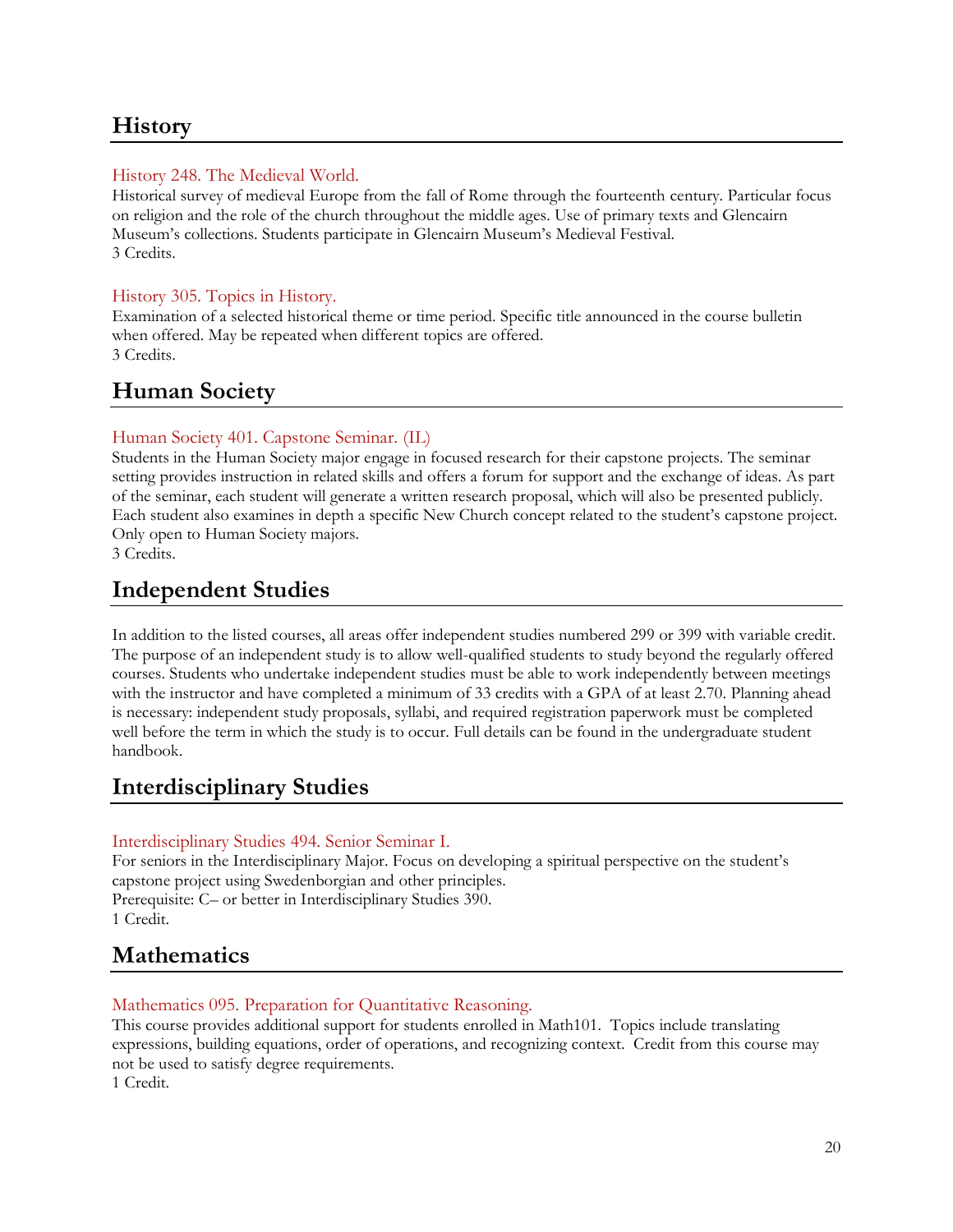## History

### History 248. The Medieval World.

Historical survey of medieval Europe from the fall of Rome through the fourteenth century. Particular focus on religion and the role of the church throughout the middle ages. Use of primary texts and Glencairn Museum's collections. Students participate in Glencairn Museum's Medieval Festival.
3 Credits.

### History 305. Topics in History.

Examination of a selected historical theme or time period. Specific title announced in the course bulletin when offered. May be repeated when different topics are offered.
3 Credits.

## Human Society

### Human Society 401. Capstone Seminar. (IL)

Students in the Human Society major engage in focused research for their capstone projects. The seminar setting provides instruction in related skills and offers a forum for support and the exchange of ideas. As part of the seminar, each student will generate a written research proposal, which will also be presented publicly. Each student also examines in depth a specific New Church concept related to the student's capstone project. Only open to Human Society majors.
3 Credits.

## Independent Studies

In addition to the listed courses, all areas offer independent studies numbered 299 or 399 with variable credit. The purpose of an independent study is to allow well-qualified students to study beyond the regularly offered courses. Students who undertake independent studies must be able to work independently between meetings with the instructor and have completed a minimum of 33 credits with a GPA of at least 2.70. Planning ahead is necessary: independent study proposals, syllabi, and required registration paperwork must be completed well before the term in which the study is to occur. Full details can be found in the undergraduate student handbook.

## Interdisciplinary Studies

### Interdisciplinary Studies 494. Senior Seminar I.

For seniors in the Interdisciplinary Major. Focus on developing a spiritual perspective on the student's capstone project using Swedenborgian and other principles.
Prerequisite: C– or better in Interdisciplinary Studies 390.
1 Credit.

## Mathematics

### Mathematics 095. Preparation for Quantitative Reasoning.

This course provides additional support for students enrolled in Math101. Topics include translating expressions, building equations, order of operations, and recognizing context. Credit from this course may not be used to satisfy degree requirements.
1 Credit.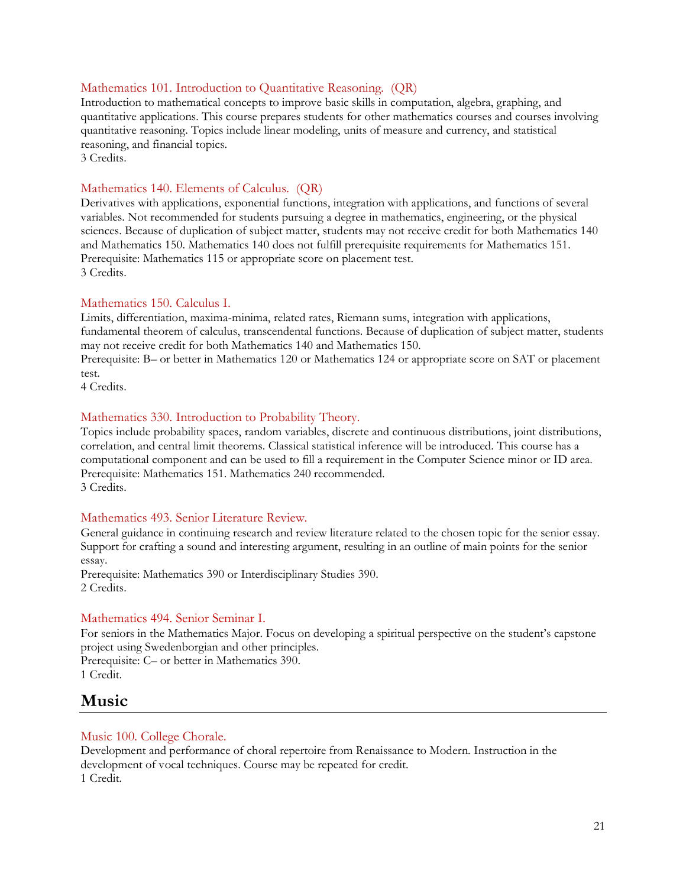### Mathematics 101. Introduction to Quantitative Reasoning. (QR)

Introduction to mathematical concepts to improve basic skills in computation, algebra, graphing, and quantitative applications. This course prepares students for other mathematics courses and courses involving quantitative reasoning. Topics include linear modeling, units of measure and currency, and statistical reasoning, and financial topics.
3 Credits.

### Mathematics 140. Elements of Calculus. (QR)

Derivatives with applications, exponential functions, integration with applications, and functions of several variables. Not recommended for students pursuing a degree in mathematics, engineering, or the physical sciences. Because of duplication of subject matter, students may not receive credit for both Mathematics 140 and Mathematics 150. Mathematics 140 does not fulfill prerequisite requirements for Mathematics 151.
Prerequisite: Mathematics 115 or appropriate score on placement test.
3 Credits.

### Mathematics 150. Calculus I.

Limits, differentiation, maxima-minima, related rates, Riemann sums, integration with applications, fundamental theorem of calculus, transcendental functions. Because of duplication of subject matter, students may not receive credit for both Mathematics 140 and Mathematics 150.
Prerequisite: B– or better in Mathematics 120 or Mathematics 124 or appropriate score on SAT or placement test.
4 Credits.

### Mathematics 330. Introduction to Probability Theory.

Topics include probability spaces, random variables, discrete and continuous distributions, joint distributions, correlation, and central limit theorems. Classical statistical inference will be introduced. This course has a computational component and can be used to fill a requirement in the Computer Science minor or ID area.
Prerequisite: Mathematics 151. Mathematics 240 recommended.
3 Credits.

### Mathematics 493. Senior Literature Review.

General guidance in continuing research and review literature related to the chosen topic for the senior essay. Support for crafting a sound and interesting argument, resulting in an outline of main points for the senior essay.
Prerequisite: Mathematics 390 or Interdisciplinary Studies 390.
2 Credits.

### Mathematics 494. Senior Seminar I.

For seniors in the Mathematics Major. Focus on developing a spiritual perspective on the student's capstone project using Swedenborgian and other principles.
Prerequisite: C– or better in Mathematics 390.
1 Credit.

## Music

### Music 100. College Chorale.

Development and performance of choral repertoire from Renaissance to Modern. Instruction in the development of vocal techniques. Course may be repeated for credit.
1 Credit.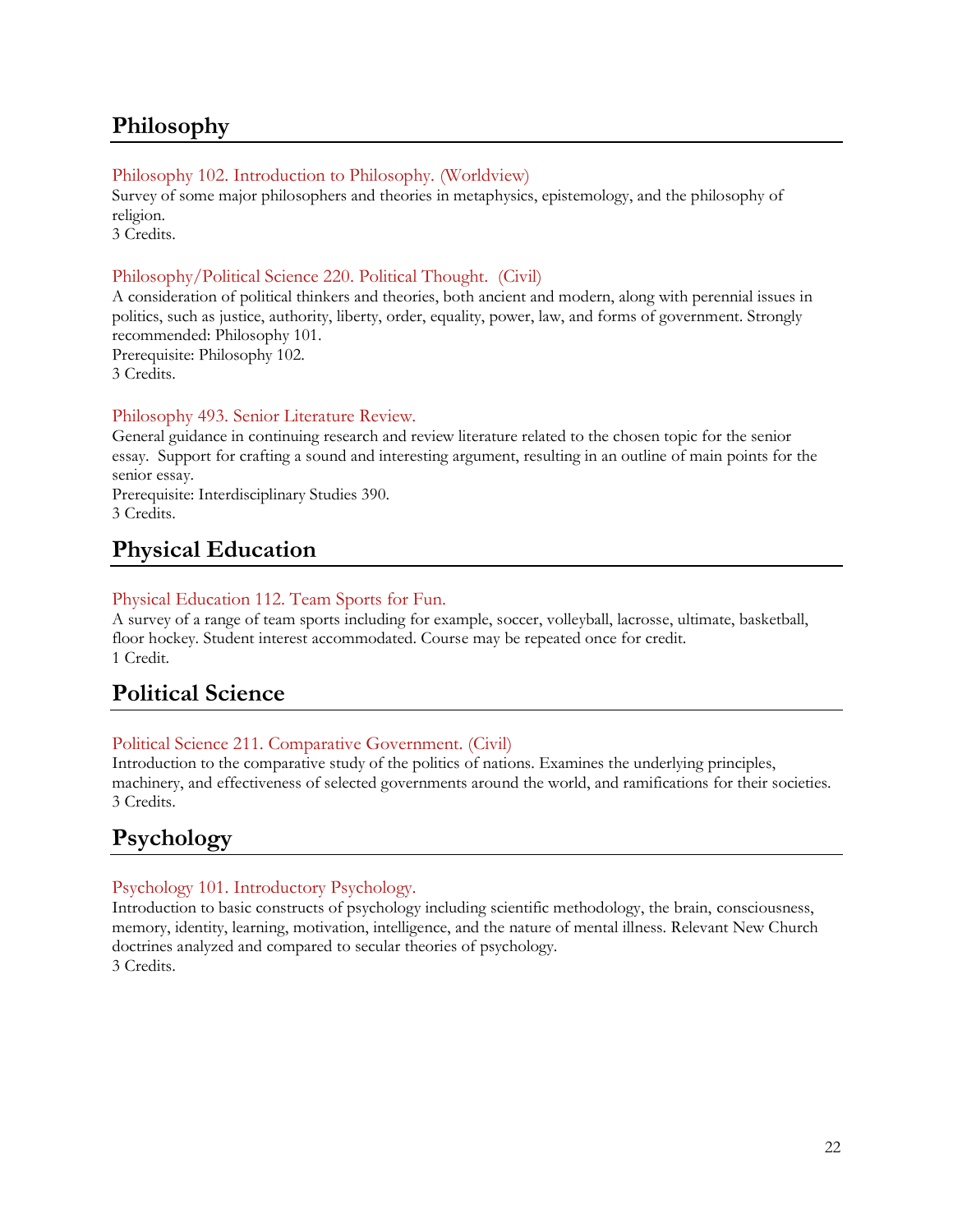## Philosophy

### Philosophy 102. Introduction to Philosophy. (Worldview)

Survey of some major philosophers and theories in metaphysics, epistemology, and the philosophy of religion.
3 Credits.

### Philosophy/Political Science 220. Political Thought. (Civil)

A consideration of political thinkers and theories, both ancient and modern, along with perennial issues in politics, such as justice, authority, liberty, order, equality, power, law, and forms of government. Strongly recommended: Philosophy 101.
Prerequisite: Philosophy 102.
3 Credits.

### Philosophy 493. Senior Literature Review.

General guidance in continuing research and review literature related to the chosen topic for the senior essay. Support for crafting a sound and interesting argument, resulting in an outline of main points for the senior essay.
Prerequisite: Interdisciplinary Studies 390.
3 Credits.

## Physical Education

### Physical Education 112. Team Sports for Fun.

A survey of a range of team sports including for example, soccer, volleyball, lacrosse, ultimate, basketball, floor hockey. Student interest accommodated. Course may be repeated once for credit.
1 Credit.

## Political Science

### Political Science 211. Comparative Government. (Civil)

Introduction to the comparative study of the politics of nations. Examines the underlying principles, machinery, and effectiveness of selected governments around the world, and ramifications for their societies.
3 Credits.

## Psychology

### Psychology 101. Introductory Psychology.

Introduction to basic constructs of psychology including scientific methodology, the brain, consciousness, memory, identity, learning, motivation, intelligence, and the nature of mental illness. Relevant New Church doctrines analyzed and compared to secular theories of psychology.
3 Credits.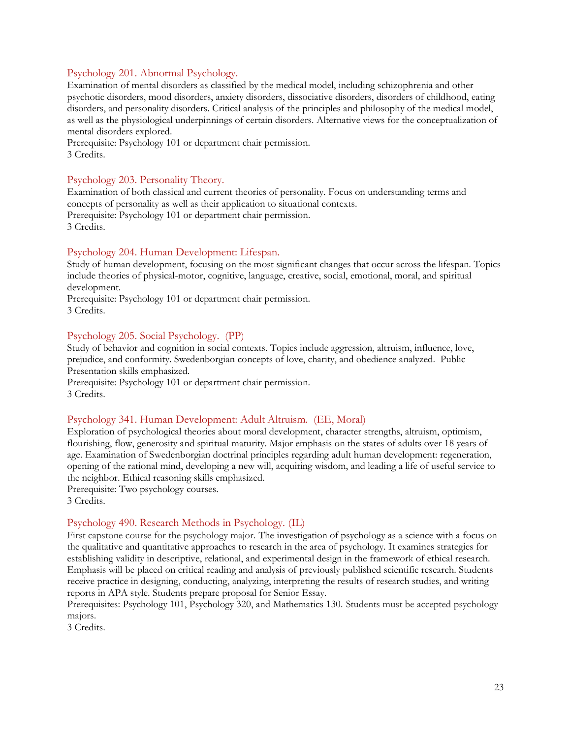### Psychology 201. Abnormal Psychology.

Examination of mental disorders as classified by the medical model, including schizophrenia and other psychotic disorders, mood disorders, anxiety disorders, dissociative disorders, disorders of childhood, eating disorders, and personality disorders. Critical analysis of the principles and philosophy of the medical model, as well as the physiological underpinnings of certain disorders. Alternative views for the conceptualization of mental disorders explored.
Prerequisite: Psychology 101 or department chair permission.
3 Credits.

### Psychology 203. Personality Theory.

Examination of both classical and current theories of personality. Focus on understanding terms and concepts of personality as well as their application to situational contexts.
Prerequisite: Psychology 101 or department chair permission.
3 Credits.

### Psychology 204. Human Development: Lifespan.

Study of human development, focusing on the most significant changes that occur across the lifespan. Topics include theories of physical-motor, cognitive, language, creative, social, emotional, moral, and spiritual development.
Prerequisite: Psychology 101 or department chair permission.
3 Credits.

### Psychology 205. Social Psychology. (PP)

Study of behavior and cognition in social contexts. Topics include aggression, altruism, influence, love, prejudice, and conformity. Swedenborgian concepts of love, charity, and obedience analyzed. Public Presentation skills emphasized.
Prerequisite: Psychology 101 or department chair permission.
3 Credits.

### Psychology 341. Human Development: Adult Altruism. (EE, Moral)

Exploration of psychological theories about moral development, character strengths, altruism, optimism, flourishing, flow, generosity and spiritual maturity. Major emphasis on the states of adults over 18 years of age. Examination of Swedenborgian doctrinal principles regarding adult human development: regeneration, opening of the rational mind, developing a new will, acquiring wisdom, and leading a life of useful service to the neighbor. Ethical reasoning skills emphasized.
Prerequisite: Two psychology courses.
3 Credits.

### Psychology 490. Research Methods in Psychology. (IL)

First capstone course for the psychology major. The investigation of psychology as a science with a focus on the qualitative and quantitative approaches to research in the area of psychology. It examines strategies for establishing validity in descriptive, relational, and experimental design in the framework of ethical research. Emphasis will be placed on critical reading and analysis of previously published scientific research. Students receive practice in designing, conducting, analyzing, interpreting the results of research studies, and writing reports in APA style. Students prepare proposal for Senior Essay.
Prerequisites: Psychology 101, Psychology 320, and Mathematics 130. Students must be accepted psychology majors.
3 Credits.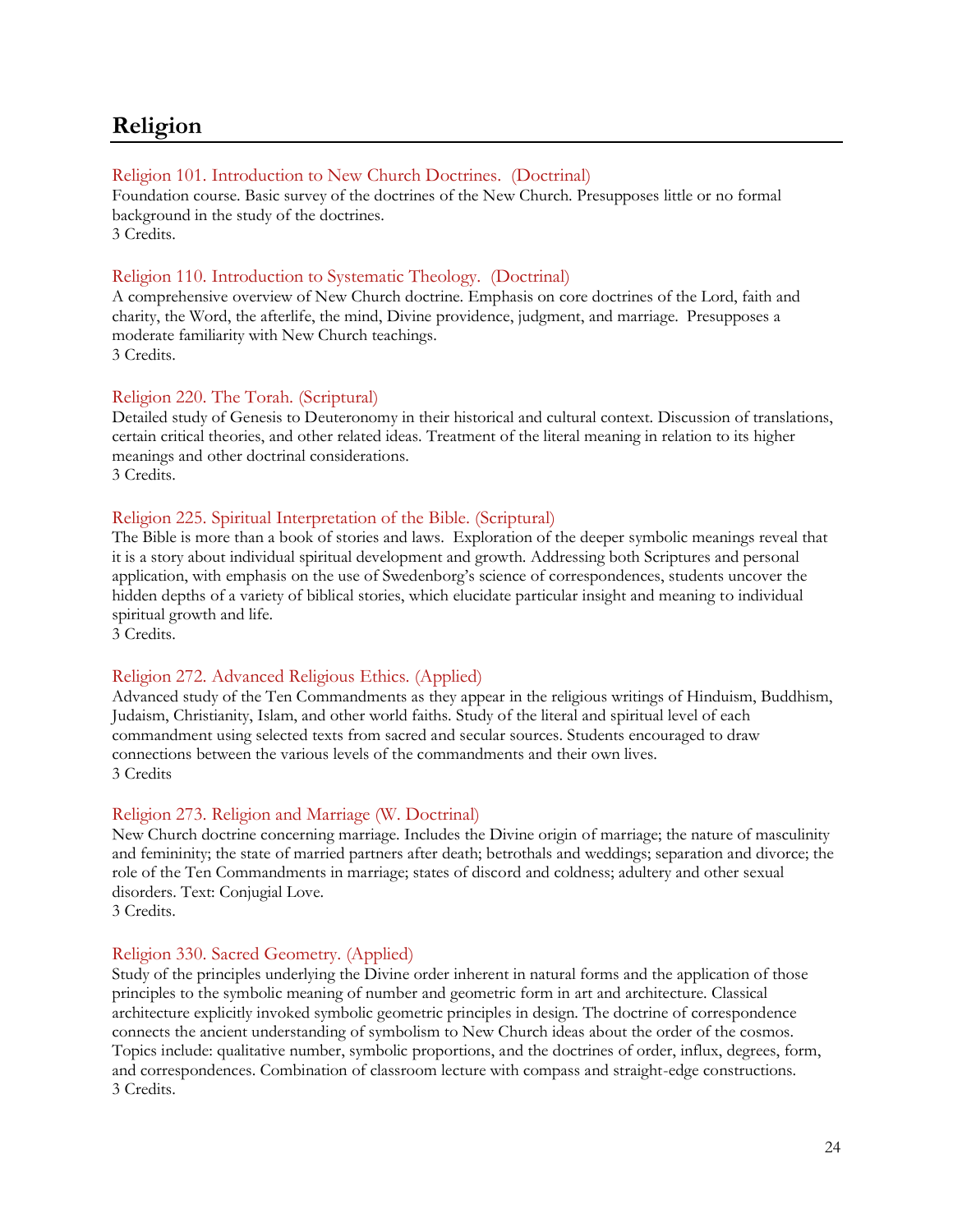# Religion

## Religion 101. Introduction to New Church Doctrines. (Doctrinal)

Foundation course. Basic survey of the doctrines of the New Church. Presupposes little or no formal background in the study of the doctrines.
3 Credits.

## Religion 110. Introduction to Systematic Theology. (Doctrinal)

A comprehensive overview of New Church doctrine. Emphasis on core doctrines of the Lord, faith and charity, the Word, the afterlife, the mind, Divine providence, judgment, and marriage. Presupposes a moderate familiarity with New Church teachings.
3 Credits.

## Religion 220. The Torah. (Scriptural)

Detailed study of Genesis to Deuteronomy in their historical and cultural context. Discussion of translations, certain critical theories, and other related ideas. Treatment of the literal meaning in relation to its higher meanings and other doctrinal considerations.
3 Credits.

## Religion 225. Spiritual Interpretation of the Bible. (Scriptural)

The Bible is more than a book of stories and laws. Exploration of the deeper symbolic meanings reveal that it is a story about individual spiritual development and growth. Addressing both Scriptures and personal application, with emphasis on the use of Swedenborg's science of correspondences, students uncover the hidden depths of a variety of biblical stories, which elucidate particular insight and meaning to individual spiritual growth and life.
3 Credits.

## Religion 272. Advanced Religious Ethics. (Applied)

Advanced study of the Ten Commandments as they appear in the religious writings of Hinduism, Buddhism, Judaism, Christianity, Islam, and other world faiths. Study of the literal and spiritual level of each commandment using selected texts from sacred and secular sources. Students encouraged to draw connections between the various levels of the commandments and their own lives.
3 Credits

## Religion 273. Religion and Marriage (W. Doctrinal)

New Church doctrine concerning marriage. Includes the Divine origin of marriage; the nature of masculinity and femininity; the state of married partners after death; betrothals and weddings; separation and divorce; the role of the Ten Commandments in marriage; states of discord and coldness; adultery and other sexual disorders. Text: Conjugial Love.
3 Credits.

## Religion 330. Sacred Geometry. (Applied)

Study of the principles underlying the Divine order inherent in natural forms and the application of those principles to the symbolic meaning of number and geometric form in art and architecture. Classical architecture explicitly invoked symbolic geometric principles in design. The doctrine of correspondence connects the ancient understanding of symbolism to New Church ideas about the order of the cosmos. Topics include: qualitative number, symbolic proportions, and the doctrines of order, influx, degrees, form, and correspondences. Combination of classroom lecture with compass and straight-edge constructions.
3 Credits.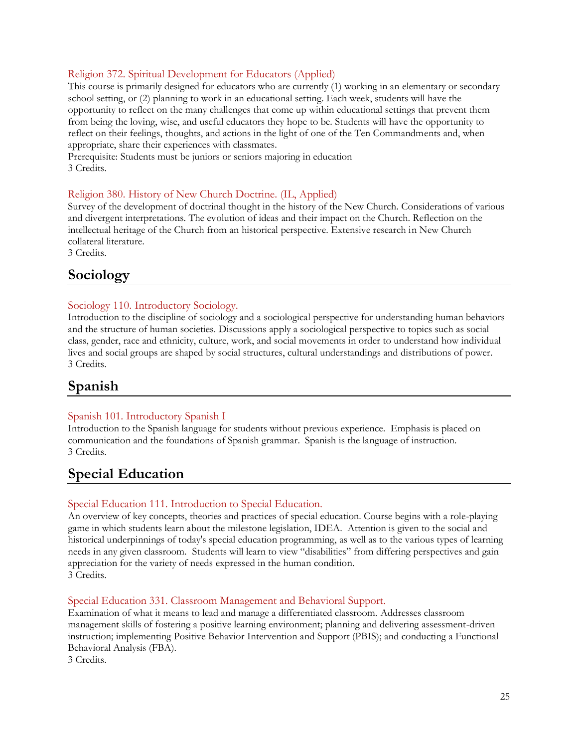### Religion 372. Spiritual Development for Educators (Applied)

This course is primarily designed for educators who are currently (1) working in an elementary or secondary school setting, or (2) planning to work in an educational setting. Each week, students will have the opportunity to reflect on the many challenges that come up within educational settings that prevent them from being the loving, wise, and useful educators they hope to be. Students will have the opportunity to reflect on their feelings, thoughts, and actions in the light of one of the Ten Commandments and, when appropriate, share their experiences with classmates.
Prerequisite: Students must be juniors or seniors majoring in education
3 Credits.

### Religion 380. History of New Church Doctrine. (IL, Applied)

Survey of the development of doctrinal thought in the history of the New Church. Considerations of various and divergent interpretations. The evolution of ideas and their impact on the Church. Reflection on the intellectual heritage of the Church from an historical perspective. Extensive research in New Church collateral literature.
3 Credits.

## Sociology

### Sociology 110. Introductory Sociology.

Introduction to the discipline of sociology and a sociological perspective for understanding human behaviors and the structure of human societies. Discussions apply a sociological perspective to topics such as social class, gender, race and ethnicity, culture, work, and social movements in order to understand how individual lives and social groups are shaped by social structures, cultural understandings and distributions of power.
3 Credits.

## Spanish

### Spanish 101. Introductory Spanish I

Introduction to the Spanish language for students without previous experience. Emphasis is placed on communication and the foundations of Spanish grammar. Spanish is the language of instruction.
3 Credits.

## Special Education

### Special Education 111. Introduction to Special Education.

An overview of key concepts, theories and practices of special education. Course begins with a role-playing game in which students learn about the milestone legislation, IDEA. Attention is given to the social and historical underpinnings of today's special education programming, as well as to the various types of learning needs in any given classroom. Students will learn to view "disabilities" from differing perspectives and gain appreciation for the variety of needs expressed in the human condition.
3 Credits.

### Special Education 331. Classroom Management and Behavioral Support.

Examination of what it means to lead and manage a differentiated classroom. Addresses classroom management skills of fostering a positive learning environment; planning and delivering assessment-driven instruction; implementing Positive Behavior Intervention and Support (PBIS); and conducting a Functional Behavioral Analysis (FBA).
3 Credits.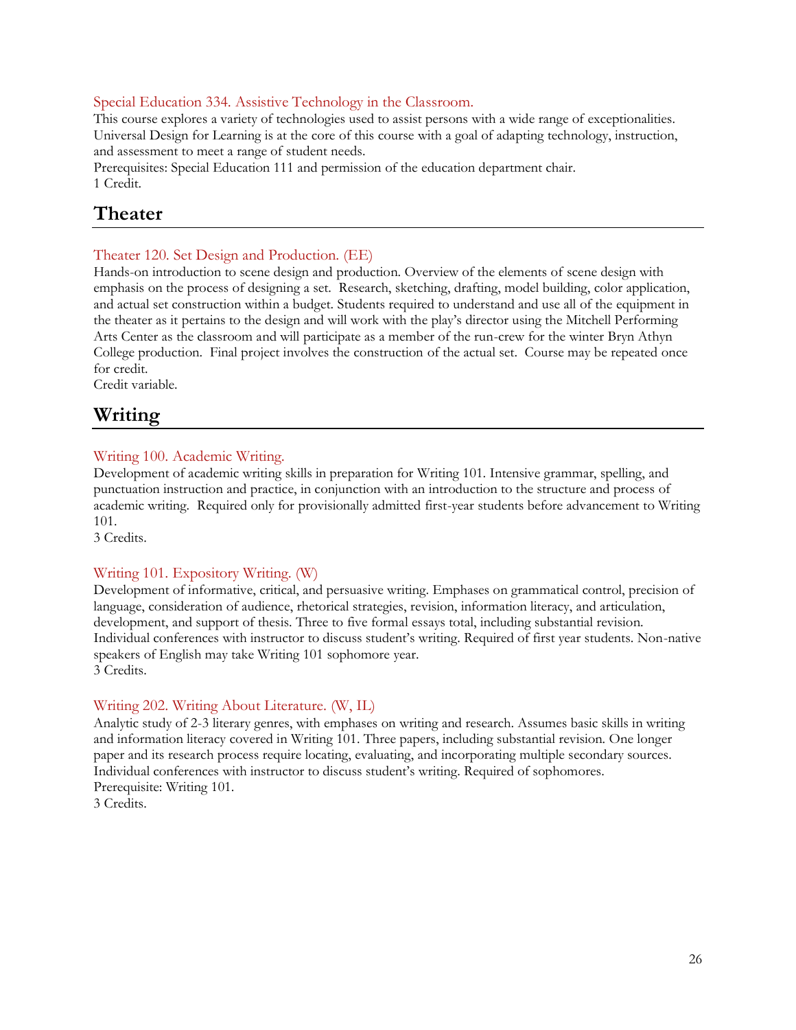### Special Education 334. Assistive Technology in the Classroom.

This course explores a variety of technologies used to assist persons with a wide range of exceptionalities. Universal Design for Learning is at the core of this course with a goal of adapting technology, instruction, and assessment to meet a range of student needs.
Prerequisites: Special Education 111 and permission of the education department chair.
1 Credit.

## Theater

### Theater 120. Set Design and Production. (EE)

Hands-on introduction to scene design and production. Overview of the elements of scene design with emphasis on the process of designing a set. Research, sketching, drafting, model building, color application, and actual set construction within a budget. Students required to understand and use all of the equipment in the theater as it pertains to the design and will work with the play's director using the Mitchell Performing Arts Center as the classroom and will participate as a member of the run-crew for the winter Bryn Athyn College production. Final project involves the construction of the actual set. Course may be repeated once for credit.
Credit variable.

## Writing

### Writing 100. Academic Writing.

Development of academic writing skills in preparation for Writing 101. Intensive grammar, spelling, and punctuation instruction and practice, in conjunction with an introduction to the structure and process of academic writing. Required only for provisionally admitted first-year students before advancement to Writing 101.
3 Credits.

### Writing 101. Expository Writing. (W)

Development of informative, critical, and persuasive writing. Emphases on grammatical control, precision of language, consideration of audience, rhetorical strategies, revision, information literacy, and articulation, development, and support of thesis. Three to five formal essays total, including substantial revision. Individual conferences with instructor to discuss student's writing. Required of first year students. Non-native speakers of English may take Writing 101 sophomore year.
3 Credits.

### Writing 202. Writing About Literature. (W, IL)

Analytic study of 2-3 literary genres, with emphases on writing and research. Assumes basic skills in writing and information literacy covered in Writing 101. Three papers, including substantial revision. One longer paper and its research process require locating, evaluating, and incorporating multiple secondary sources. Individual conferences with instructor to discuss student's writing. Required of sophomores.
Prerequisite: Writing 101.
3 Credits.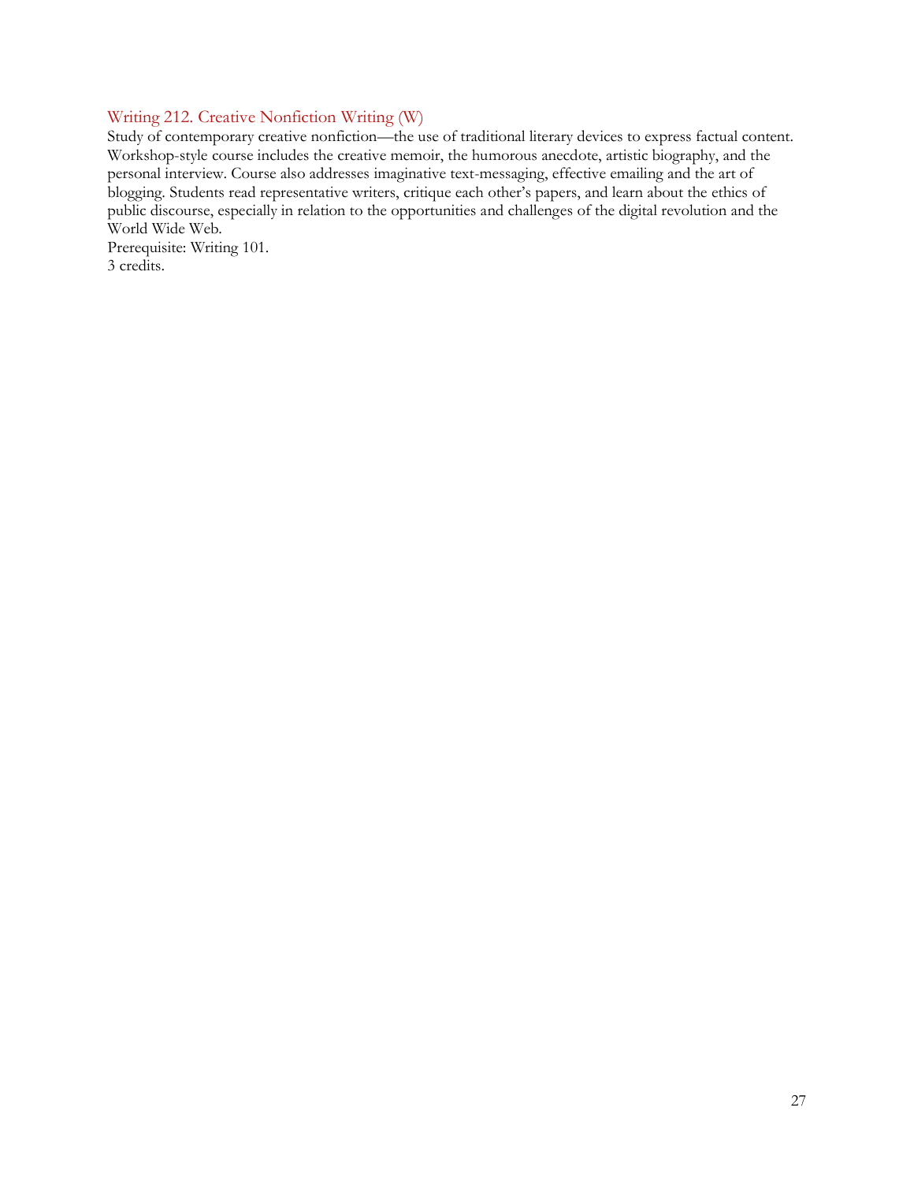### Writing 212. Creative Nonfiction Writing (W)

Study of contemporary creative nonfiction—the use of traditional literary devices to express factual content. Workshop-style course includes the creative memoir, the humorous anecdote, artistic biography, and the personal interview. Course also addresses imaginative text-messaging, effective emailing and the art of blogging. Students read representative writers, critique each other's papers, and learn about the ethics of public discourse, especially in relation to the opportunities and challenges of the digital revolution and the World Wide Web.
Prerequisite: Writing 101.
3 credits.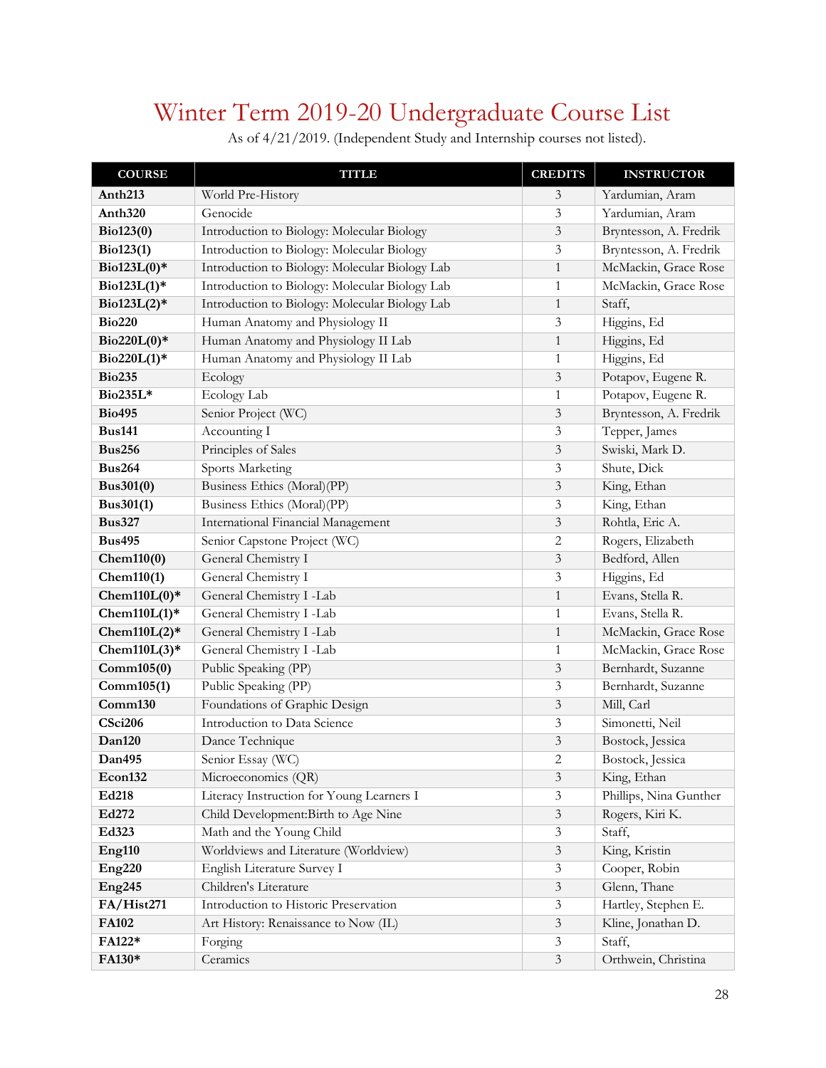# Winter Term 2019-20 Undergraduate Course List

As of 4/21/2019. (Independent Study and Internship courses not listed).

| COURSE | TITLE | CREDITS | INSTRUCTOR |
|---|---|---|---|
| **Anth213** | World Pre-History | 3 | Yardumian, Aram |
| **Anth320** | Genocide | 3 | Yardumian, Aram |
| **Bio123(0)** | Introduction to Biology: Molecular Biology | 3 | Bryntesson, A. Fredrik |
| **Bio123(1)** | Introduction to Biology: Molecular Biology | 3 | Bryntesson, A. Fredrik |
| **Bio123L(0)*** | Introduction to Biology: Molecular Biology Lab | 1 | McMackin, Grace Rose |
| **Bio123L(1)*** | Introduction to Biology: Molecular Biology Lab | 1 | McMackin, Grace Rose |
| **Bio123L(2)*** | Introduction to Biology: Molecular Biology Lab | 1 | Staff, |
| **Bio220** | Human Anatomy and Physiology II | 3 | Higgins, Ed |
| **Bio220L(0)*** | Human Anatomy and Physiology II Lab | 1 | Higgins, Ed |
| **Bio220L(1)*** | Human Anatomy and Physiology II Lab | 1 | Higgins, Ed |
| **Bio235** | Ecology | 3 | Potapov, Eugene R. |
| **Bio235L*** | Ecology Lab | 1 | Potapov, Eugene R. |
| **Bio495** | Senior Project (WC) | 3 | Bryntesson, A. Fredrik |
| **Bus141** | Accounting I | 3 | Tepper, James |
| **Bus256** | Principles of Sales | 3 | Swiski, Mark D. |
| **Bus264** | Sports Marketing | 3 | Shute, Dick |
| **Bus301(0)** | Business Ethics (Moral)(PP) | 3 | King, Ethan |
| **Bus301(1)** | Business Ethics (Moral)(PP) | 3 | King, Ethan |
| **Bus327** | International Financial Management | 3 | Rohtla, Eric A. |
| **Bus495** | Senior Capstone Project (WC) | 2 | Rogers, Elizabeth |
| **Chem110(0)** | General Chemistry I | 3 | Bedford, Allen |
| **Chem110(1)** | General Chemistry I | 3 | Higgins, Ed |
| **Chem110L(0)*** | General Chemistry I -Lab | 1 | Evans, Stella R. |
| **Chem110L(1)*** | General Chemistry I -Lab | 1 | Evans, Stella R. |
| **Chem110L(2)*** | General Chemistry I -Lab | 1 | McMackin, Grace Rose |
| **Chem110L(3)*** | General Chemistry I -Lab | 1 | McMackin, Grace Rose |
| **Comm105(0)** | Public Speaking (PP) | 3 | Bernhardt, Suzanne |
| **Comm105(1)** | Public Speaking (PP) | 3 | Bernhardt, Suzanne |
| **Comm130** | Foundations of Graphic Design | 3 | Mill, Carl |
| **CSci206** | Introduction to Data Science | 3 | Simonetti, Neil |
| **Dan120** | Dance Technique | 3 | Bostock, Jessica |
| **Dan495** | Senior Essay (WC) | 2 | Bostock, Jessica |
| **Econ132** | Microeconomics (QR) | 3 | King, Ethan |
| **Ed218** | Literacy Instruction for Young Learners I | 3 | Phillips, Nina Gunther |
| **Ed272** | Child Development:Birth to Age Nine | 3 | Rogers, Kiri K. |
| **Ed323** | Math and the Young Child | 3 | Staff, |
| **Eng110** | Worldviews and Literature (Worldview) | 3 | King, Kristin |
| **Eng220** | English Literature Survey I | 3 | Cooper, Robin |
| **Eng245** | Children's Literature | 3 | Glenn, Thane |
| **FA/Hist271** | Introduction to Historic Preservation | 3 | Hartley, Stephen E. |
| **FA102** | Art History: Renaissance to Now (IL) | 3 | Kline, Jonathan D. |
| **FA122*** | Forging | 3 | Staff, |
| **FA130*** | Ceramics | 3 | Orthwein, Christina |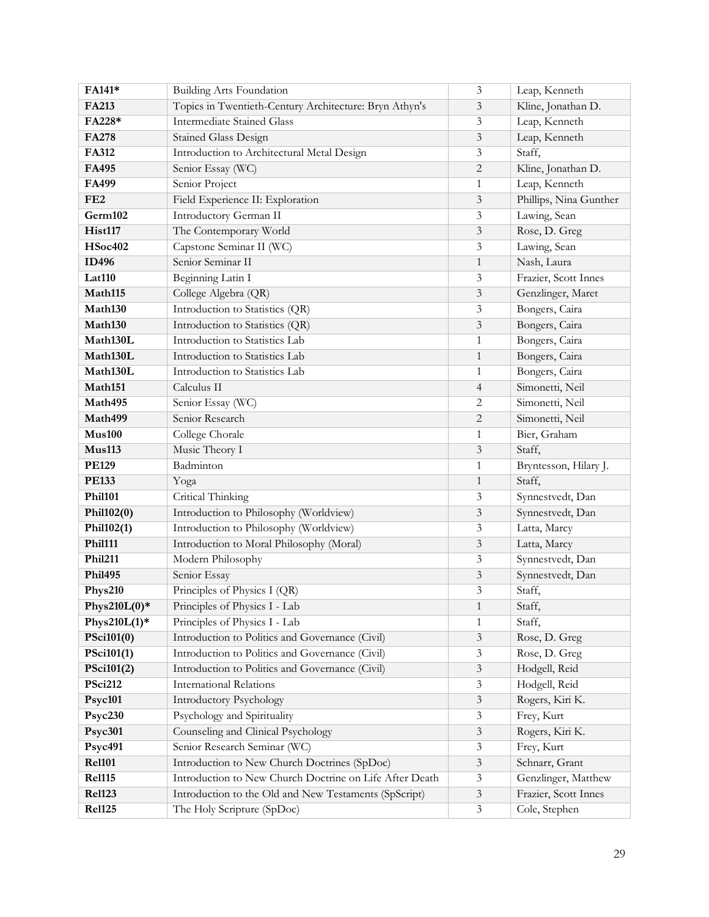| | | | |
|---|---|---|---|
| **FA141*** | Building Arts Foundation | 3 | Leap, Kenneth |
| **FA213** | Topics in Twentieth-Century Architecture: Bryn Athyn's | 3 | Kline, Jonathan D. |
| **FA228*** | Intermediate Stained Glass | 3 | Leap, Kenneth |
| **FA278** | Stained Glass Design | 3 | Leap, Kenneth |
| **FA312** | Introduction to Architectural Metal Design | 3 | Staff, |
| **FA495** | Senior Essay (WC) | 2 | Kline, Jonathan D. |
| **FA499** | Senior Project | 1 | Leap, Kenneth |
| **FE2** | Field Experience II: Exploration | 3 | Phillips, Nina Gunther |
| **Germ102** | Introductory German II | 3 | Lawing, Sean |
| **Hist117** | The Contemporary World | 3 | Rose, D. Greg |
| **HSoc402** | Capstone Seminar II (WC) | 3 | Lawing, Sean |
| **ID496** | Senior Seminar II | 1 | Nash, Laura |
| **Lat110** | Beginning Latin I | 3 | Frazier, Scott Innes |
| **Math115** | College Algebra (QR) | 3 | Genzlinger, Maret |
| **Math130** | Introduction to Statistics (QR) | 3 | Bongers, Caira |
| **Math130** | Introduction to Statistics (QR) | 3 | Bongers, Caira |
| **Math130L** | Introduction to Statistics Lab | 1 | Bongers, Caira |
| **Math130L** | Introduction to Statistics Lab | 1 | Bongers, Caira |
| **Math130L** | Introduction to Statistics Lab | 1 | Bongers, Caira |
| **Math151** | Calculus II | 4 | Simonetti, Neil |
| **Math495** | Senior Essay (WC) | 2 | Simonetti, Neil |
| **Math499** | Senior Research | 2 | Simonetti, Neil |
| **Mus100** | College Chorale | 1 | Bier, Graham |
| **Mus113** | Music Theory I | 3 | Staff, |
| **PE129** | Badminton | 1 | Bryntesson, Hilary J. |
| **PE133** | Yoga | 1 | Staff, |
| **Phil101** | Critical Thinking | 3 | Synnestvedt, Dan |
| **Phil102(0)** | Introduction to Philosophy (Worldview) | 3 | Synnestvedt, Dan |
| **Phil102(1)** | Introduction to Philosophy (Worldview) | 3 | Latta, Marcy |
| **Phil111** | Introduction to Moral Philosophy (Moral) | 3 | Latta, Marcy |
| **Phil211** | Modern Philosophy | 3 | Synnestvedt, Dan |
| **Phil495** | Senior Essay | 3 | Synnestvedt, Dan |
| **Phys210** | Principles of Physics I (QR) | 3 | Staff, |
| **Phys210L(0)*** | Principles of Physics I - Lab | 1 | Staff, |
| **Phys210L(1)*** | Principles of Physics I - Lab | 1 | Staff, |
| **PSci101(0)** | Introduction to Politics and Governance (Civil) | 3 | Rose, D. Greg |
| **PSci101(1)** | Introduction to Politics and Governance (Civil) | 3 | Rose, D. Greg |
| **PSci101(2)** | Introduction to Politics and Governance (Civil) | 3 | Hodgell, Reid |
| **PSci212** | International Relations | 3 | Hodgell, Reid |
| **Psyc101** | Introductory Psychology | 3 | Rogers, Kiri K. |
| **Psyc230** | Psychology and Spirituality | 3 | Frey, Kurt |
| **Psyc301** | Counseling and Clinical Psychology | 3 | Rogers, Kiri K. |
| **Psyc491** | Senior Research Seminar (WC) | 3 | Frey, Kurt |
| **Rel101** | Introduction to New Church Doctrines (SpDoc) | 3 | Schnarr, Grant |
| **Rel115** | Introduction to New Church Doctrine on Life After Death | 3 | Genzlinger, Matthew |
| **Rel123** | Introduction to the Old and New Testaments (SpScript) | 3 | Frazier, Scott Innes |
| **Rel125** | The Holy Scripture (SpDoc) | 3 | Cole, Stephen |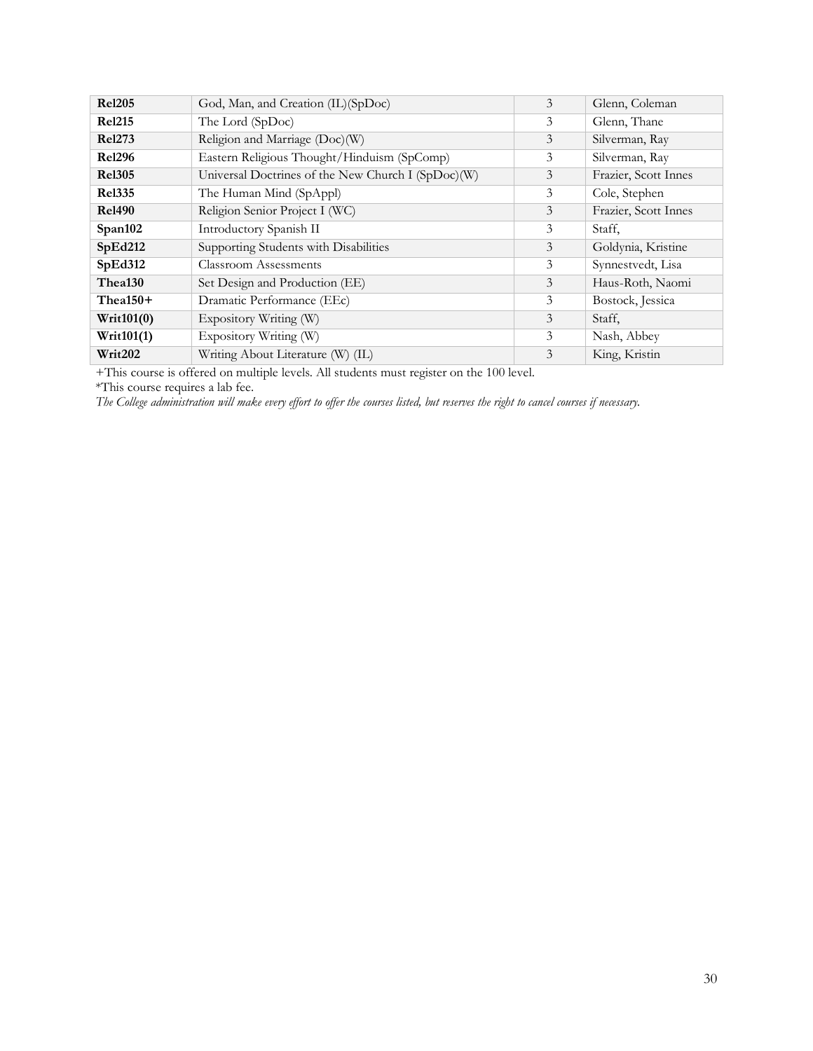| **Rel205** | God, Man, and Creation (IL)(SpDoc) | 3 | Glenn, Coleman |
|---|---|---|---|
| **Rel215** | The Lord (SpDoc) | 3 | Glenn, Thane |
| **Rel273** | Religion and Marriage (Doc)(W) | 3 | Silverman, Ray |
| **Rel296** | Eastern Religious Thought/Hinduism (SpComp) | 3 | Silverman, Ray |
| **Rel305** | Universal Doctrines of the New Church I (SpDoc)(W) | 3 | Frazier, Scott Innes |
| **Rel335** | The Human Mind (SpAppl) | 3 | Cole, Stephen |
| **Rel490** | Religion Senior Project I (WC) | 3 | Frazier, Scott Innes |
| **Span102** | Introductory Spanish II | 3 | Staff, |
| **SpEd212** | Supporting Students with Disabilities | 3 | Goldynia, Kristine |
| **SpEd312** | Classroom Assessments | 3 | Synnestvedt, Lisa |
| **Thea130** | Set Design and Production (EE) | 3 | Haus-Roth, Naomi |
| **Thea150+** | Dramatic Performance (EEc) | 3 | Bostock, Jessica |
| **Writ101(0)** | Expository Writing (W) | 3 | Staff, |
| **Writ101(1)** | Expository Writing (W) | 3 | Nash, Abbey |
| **Writ202** | Writing About Literature (W) (IL) | 3 | King, Kristin |

+This course is offered on multiple levels. All students must register on the 100 level.

*This course requires a lab fee.

*The College administration will make every effort to offer the courses listed, but reserves the right to cancel courses if necessary.*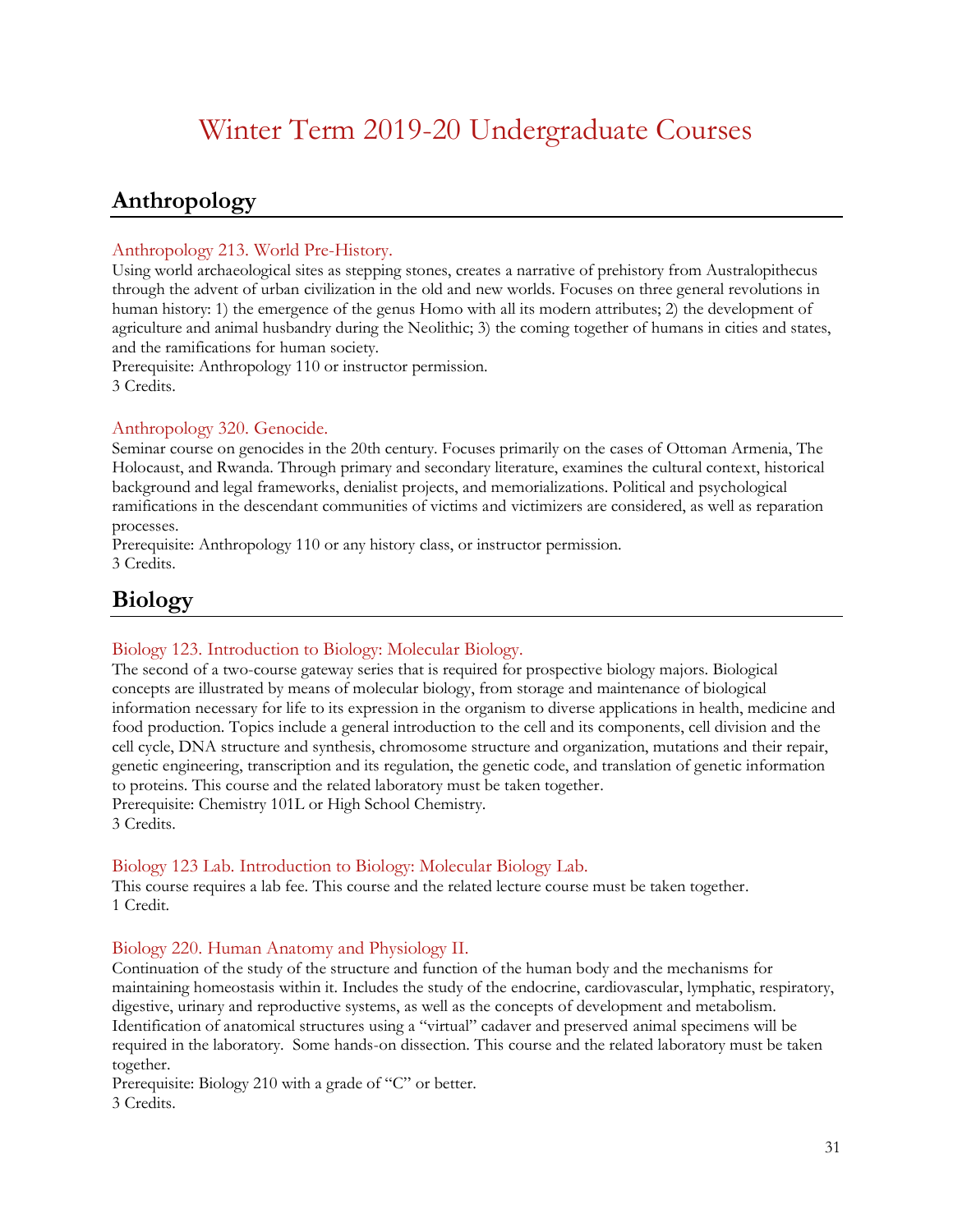# Winter Term 2019-20 Undergraduate Courses

## Anthropology

### Anthropology 213. World Pre-History.

Using world archaeological sites as stepping stones, creates a narrative of prehistory from Australopithecus through the advent of urban civilization in the old and new worlds. Focuses on three general revolutions in human history: 1) the emergence of the genus Homo with all its modern attributes; 2) the development of agriculture and animal husbandry during the Neolithic; 3) the coming together of humans in cities and states, and the ramifications for human society.
Prerequisite: Anthropology 110 or instructor permission.
3 Credits.

### Anthropology 320. Genocide.

Seminar course on genocides in the 20th century. Focuses primarily on the cases of Ottoman Armenia, The Holocaust, and Rwanda. Through primary and secondary literature, examines the cultural context, historical background and legal frameworks, denialist projects, and memorializations. Political and psychological ramifications in the descendant communities of victims and victimizers are considered, as well as reparation processes.
Prerequisite: Anthropology 110 or any history class, or instructor permission.
3 Credits.

## Biology

### Biology 123. Introduction to Biology: Molecular Biology.

The second of a two-course gateway series that is required for prospective biology majors. Biological concepts are illustrated by means of molecular biology, from storage and maintenance of biological information necessary for life to its expression in the organism to diverse applications in health, medicine and food production. Topics include a general introduction to the cell and its components, cell division and the cell cycle, DNA structure and synthesis, chromosome structure and organization, mutations and their repair, genetic engineering, transcription and its regulation, the genetic code, and translation of genetic information to proteins. This course and the related laboratory must be taken together.
Prerequisite: Chemistry 101L or High School Chemistry.
3 Credits.

### Biology 123 Lab. Introduction to Biology: Molecular Biology Lab.

This course requires a lab fee. This course and the related lecture course must be taken together.
1 Credit.

### Biology 220. Human Anatomy and Physiology II.

Continuation of the study of the structure and function of the human body and the mechanisms for maintaining homeostasis within it. Includes the study of the endocrine, cardiovascular, lymphatic, respiratory, digestive, urinary and reproductive systems, as well as the concepts of development and metabolism. Identification of anatomical structures using a "virtual" cadaver and preserved animal specimens will be required in the laboratory. Some hands-on dissection. This course and the related laboratory must be taken together.
Prerequisite: Biology 210 with a grade of "C" or better.
3 Credits.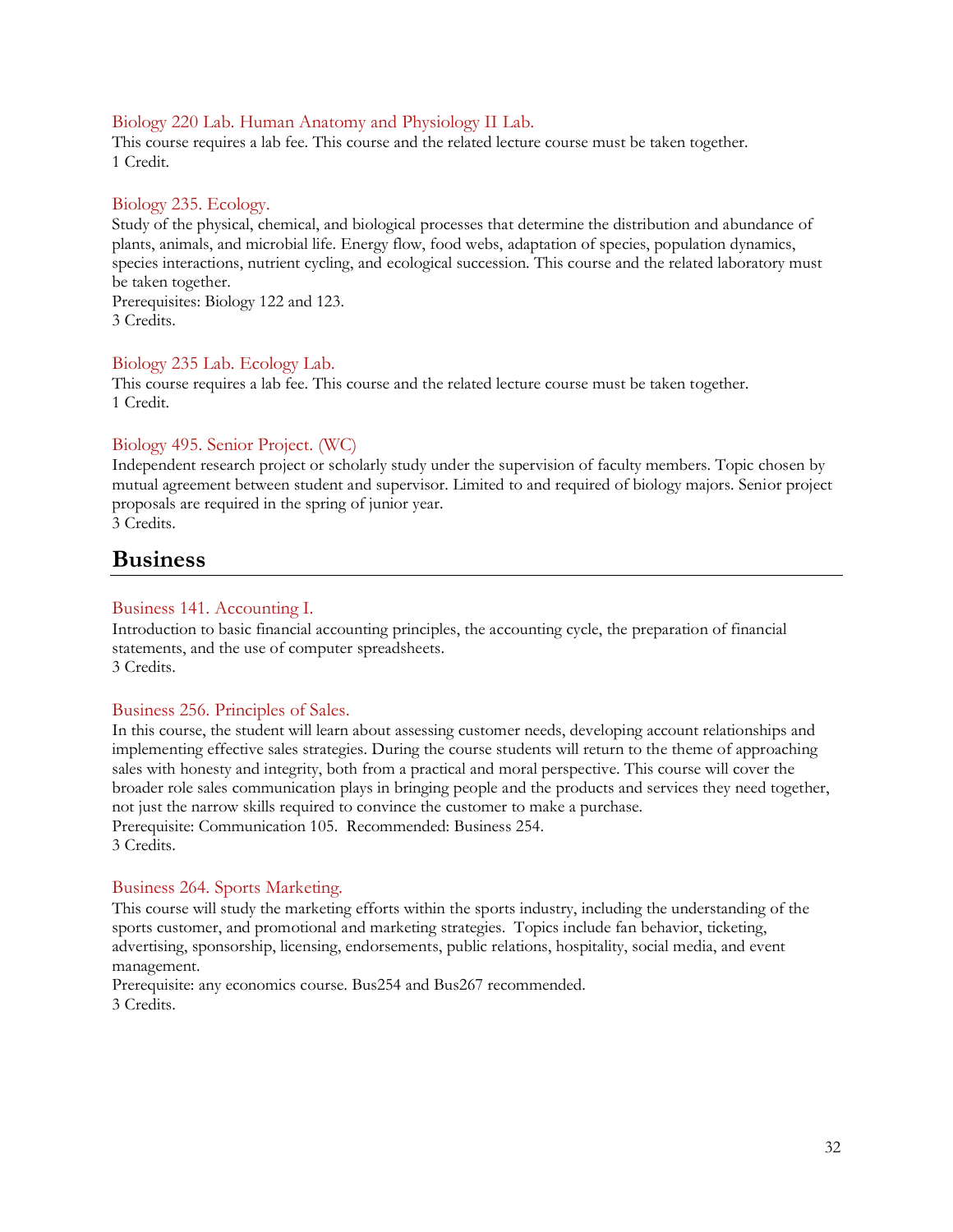### Biology 220 Lab. Human Anatomy and Physiology II Lab.

This course requires a lab fee. This course and the related lecture course must be taken together.
1 Credit.

### Biology 235. Ecology.

Study of the physical, chemical, and biological processes that determine the distribution and abundance of plants, animals, and microbial life. Energy flow, food webs, adaptation of species, population dynamics, species interactions, nutrient cycling, and ecological succession. This course and the related laboratory must be taken together.
Prerequisites: Biology 122 and 123.
3 Credits.

### Biology 235 Lab. Ecology Lab.

This course requires a lab fee. This course and the related lecture course must be taken together.
1 Credit.

### Biology 495. Senior Project. (WC)

Independent research project or scholarly study under the supervision of faculty members. Topic chosen by mutual agreement between student and supervisor. Limited to and required of biology majors. Senior project proposals are required in the spring of junior year.
3 Credits.

## Business

### Business 141. Accounting I.

Introduction to basic financial accounting principles, the accounting cycle, the preparation of financial statements, and the use of computer spreadsheets.
3 Credits.

### Business 256. Principles of Sales.

In this course, the student will learn about assessing customer needs, developing account relationships and implementing effective sales strategies. During the course students will return to the theme of approaching sales with honesty and integrity, both from a practical and moral perspective. This course will cover the broader role sales communication plays in bringing people and the products and services they need together, not just the narrow skills required to convince the customer to make a purchase.
Prerequisite: Communication 105. Recommended: Business 254.
3 Credits.

### Business 264. Sports Marketing.

This course will study the marketing efforts within the sports industry, including the understanding of the sports customer, and promotional and marketing strategies. Topics include fan behavior, ticketing, advertising, sponsorship, licensing, endorsements, public relations, hospitality, social media, and event management.
Prerequisite: any economics course. Bus254 and Bus267 recommended.
3 Credits.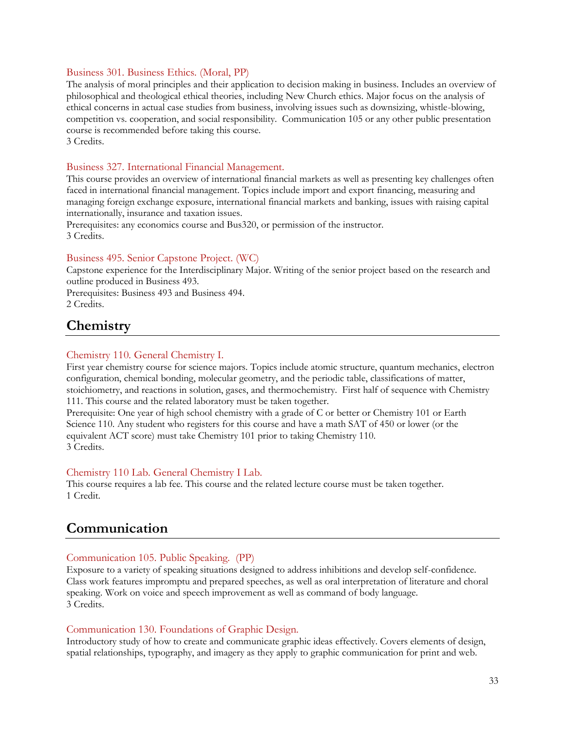### Business 301. Business Ethics. (Moral, PP)

The analysis of moral principles and their application to decision making in business. Includes an overview of philosophical and theological ethical theories, including New Church ethics. Major focus on the analysis of ethical concerns in actual case studies from business, involving issues such as downsizing, whistle-blowing, competition vs. cooperation, and social responsibility. Communication 105 or any other public presentation course is recommended before taking this course.
3 Credits.

### Business 327. International Financial Management.

This course provides an overview of international financial markets as well as presenting key challenges often faced in international financial management. Topics include import and export financing, measuring and managing foreign exchange exposure, international financial markets and banking, issues with raising capital internationally, insurance and taxation issues.
Prerequisites: any economics course and Bus320, or permission of the instructor.
3 Credits.

### Business 495. Senior Capstone Project. (WC)

Capstone experience for the Interdisciplinary Major. Writing of the senior project based on the research and outline produced in Business 493.
Prerequisites: Business 493 and Business 494.
2 Credits.

## Chemistry

### Chemistry 110. General Chemistry I.

First year chemistry course for science majors. Topics include atomic structure, quantum mechanics, electron configuration, chemical bonding, molecular geometry, and the periodic table, classifications of matter, stoichiometry, and reactions in solution, gases, and thermochemistry. First half of sequence with Chemistry 111. This course and the related laboratory must be taken together.
Prerequisite: One year of high school chemistry with a grade of C or better or Chemistry 101 or Earth Science 110. Any student who registers for this course and have a math SAT of 450 or lower (or the equivalent ACT score) must take Chemistry 101 prior to taking Chemistry 110.
3 Credits.

### Chemistry 110 Lab. General Chemistry I Lab.

This course requires a lab fee. This course and the related lecture course must be taken together.
1 Credit.

## Communication

### Communication 105. Public Speaking. (PP)

Exposure to a variety of speaking situations designed to address inhibitions and develop self-confidence. Class work features impromptu and prepared speeches, as well as oral interpretation of literature and choral speaking. Work on voice and speech improvement as well as command of body language.
3 Credits.

### Communication 130. Foundations of Graphic Design.

Introductory study of how to create and communicate graphic ideas effectively. Covers elements of design, spatial relationships, typography, and imagery as they apply to graphic communication for print and web.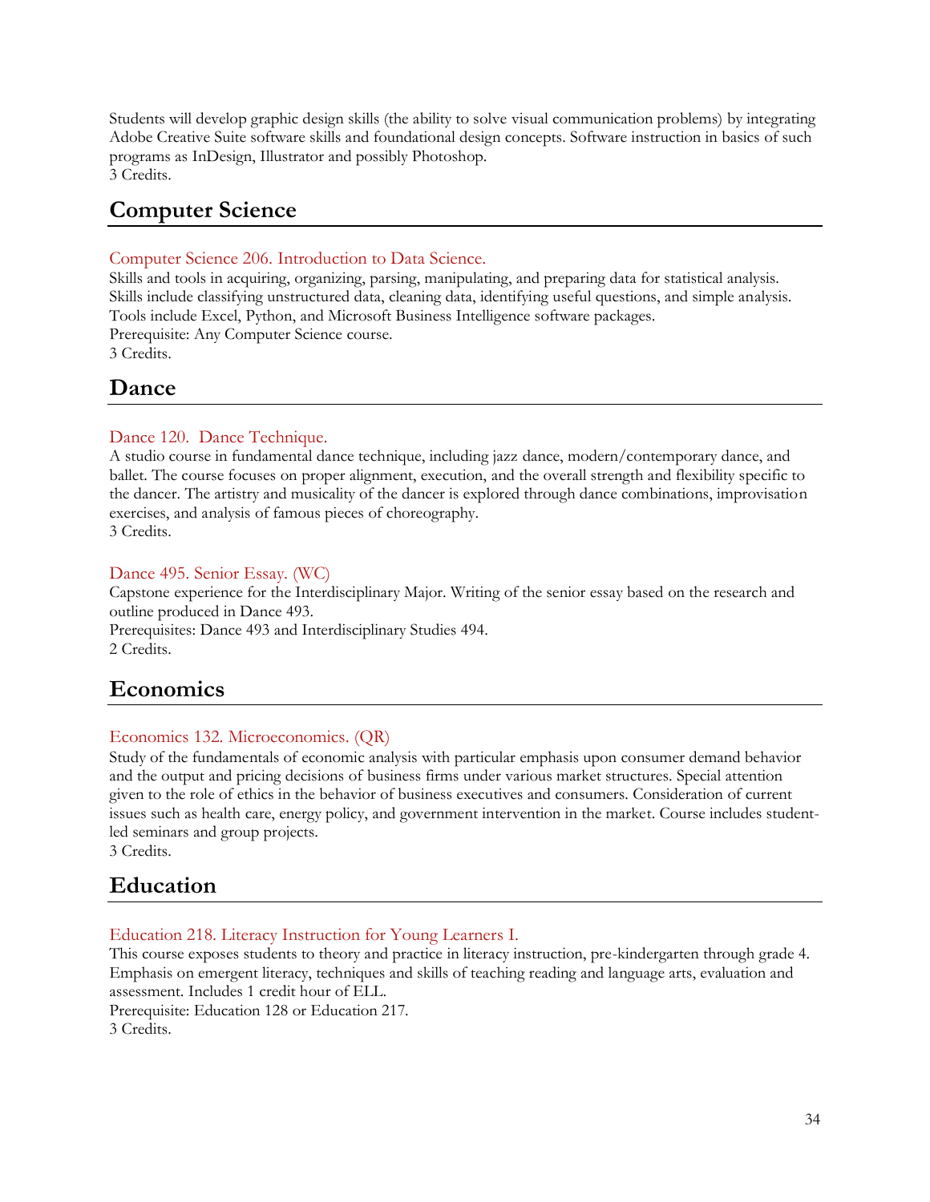Students will develop graphic design skills (the ability to solve visual communication problems) by integrating Adobe Creative Suite software skills and foundational design concepts. Software instruction in basics of such programs as InDesign, Illustrator and possibly Photoshop.
3 Credits.

## Computer Science

### Computer Science 206. Introduction to Data Science.

Skills and tools in acquiring, organizing, parsing, manipulating, and preparing data for statistical analysis. Skills include classifying unstructured data, cleaning data, identifying useful questions, and simple analysis. Tools include Excel, Python, and Microsoft Business Intelligence software packages.
Prerequisite: Any Computer Science course.
3 Credits.

## Dance

### Dance 120. Dance Technique.

A studio course in fundamental dance technique, including jazz dance, modern/contemporary dance, and ballet. The course focuses on proper alignment, execution, and the overall strength and flexibility specific to the dancer. The artistry and musicality of the dancer is explored through dance combinations, improvisation exercises, and analysis of famous pieces of choreography.
3 Credits.

### Dance 495. Senior Essay. (WC)

Capstone experience for the Interdisciplinary Major. Writing of the senior essay based on the research and outline produced in Dance 493.
Prerequisites: Dance 493 and Interdisciplinary Studies 494.
2 Credits.

## Economics

### Economics 132. Microeconomics. (QR)

Study of the fundamentals of economic analysis with particular emphasis upon consumer demand behavior and the output and pricing decisions of business firms under various market structures. Special attention given to the role of ethics in the behavior of business executives and consumers. Consideration of current issues such as health care, energy policy, and government intervention in the market. Course includes student-led seminars and group projects.
3 Credits.

## Education

### Education 218. Literacy Instruction for Young Learners I.

This course exposes students to theory and practice in literacy instruction, pre-kindergarten through grade 4. Emphasis on emergent literacy, techniques and skills of teaching reading and language arts, evaluation and assessment. Includes 1 credit hour of ELL.
Prerequisite: Education 128 or Education 217.
3 Credits.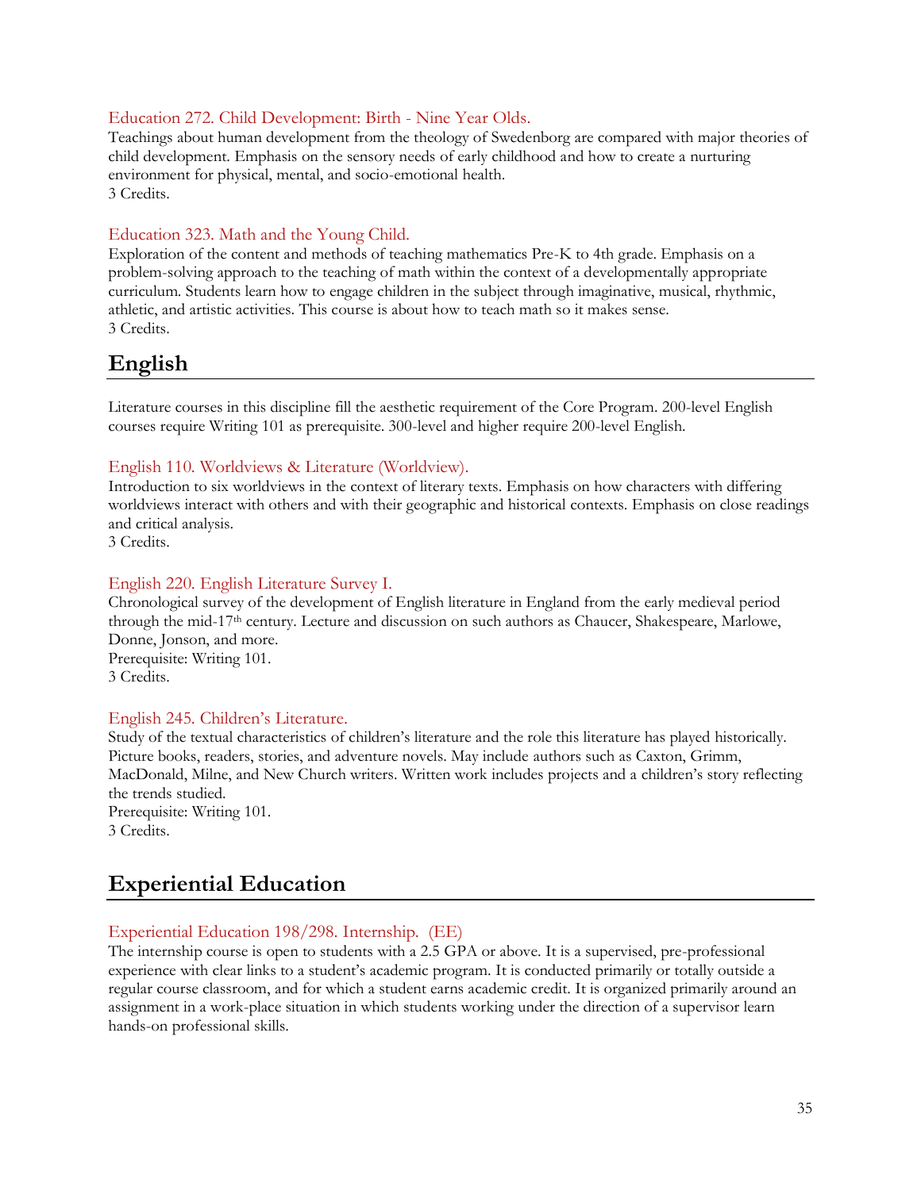### Education 272. Child Development: Birth - Nine Year Olds.

Teachings about human development from the theology of Swedenborg are compared with major theories of child development. Emphasis on the sensory needs of early childhood and how to create a nurturing environment for physical, mental, and socio-emotional health.
3 Credits.

### Education 323. Math and the Young Child.

Exploration of the content and methods of teaching mathematics Pre-K to 4th grade. Emphasis on a problem-solving approach to the teaching of math within the context of a developmentally appropriate curriculum. Students learn how to engage children in the subject through imaginative, musical, rhythmic, athletic, and artistic activities. This course is about how to teach math so it makes sense.
3 Credits.

## English

Literature courses in this discipline fill the aesthetic requirement of the Core Program. 200-level English courses require Writing 101 as prerequisite. 300-level and higher require 200-level English.

### English 110. Worldviews & Literature (Worldview).

Introduction to six worldviews in the context of literary texts. Emphasis on how characters with differing worldviews interact with others and with their geographic and historical contexts. Emphasis on close readings and critical analysis.
3 Credits.

### English 220. English Literature Survey I.

Chronological survey of the development of English literature in England from the early medieval period through the mid-17th century. Lecture and discussion on such authors as Chaucer, Shakespeare, Marlowe, Donne, Jonson, and more.
Prerequisite: Writing 101.
3 Credits.

### English 245. Children's Literature.

Study of the textual characteristics of children's literature and the role this literature has played historically. Picture books, readers, stories, and adventure novels. May include authors such as Caxton, Grimm, MacDonald, Milne, and New Church writers. Written work includes projects and a children's story reflecting the trends studied.
Prerequisite: Writing 101.
3 Credits.

## Experiential Education

### Experiential Education 198/298. Internship. (EE)

The internship course is open to students with a 2.5 GPA or above. It is a supervised, pre-professional experience with clear links to a student's academic program. It is conducted primarily or totally outside a regular course classroom, and for which a student earns academic credit. It is organized primarily around an assignment in a work-place situation in which students working under the direction of a supervisor learn hands-on professional skills.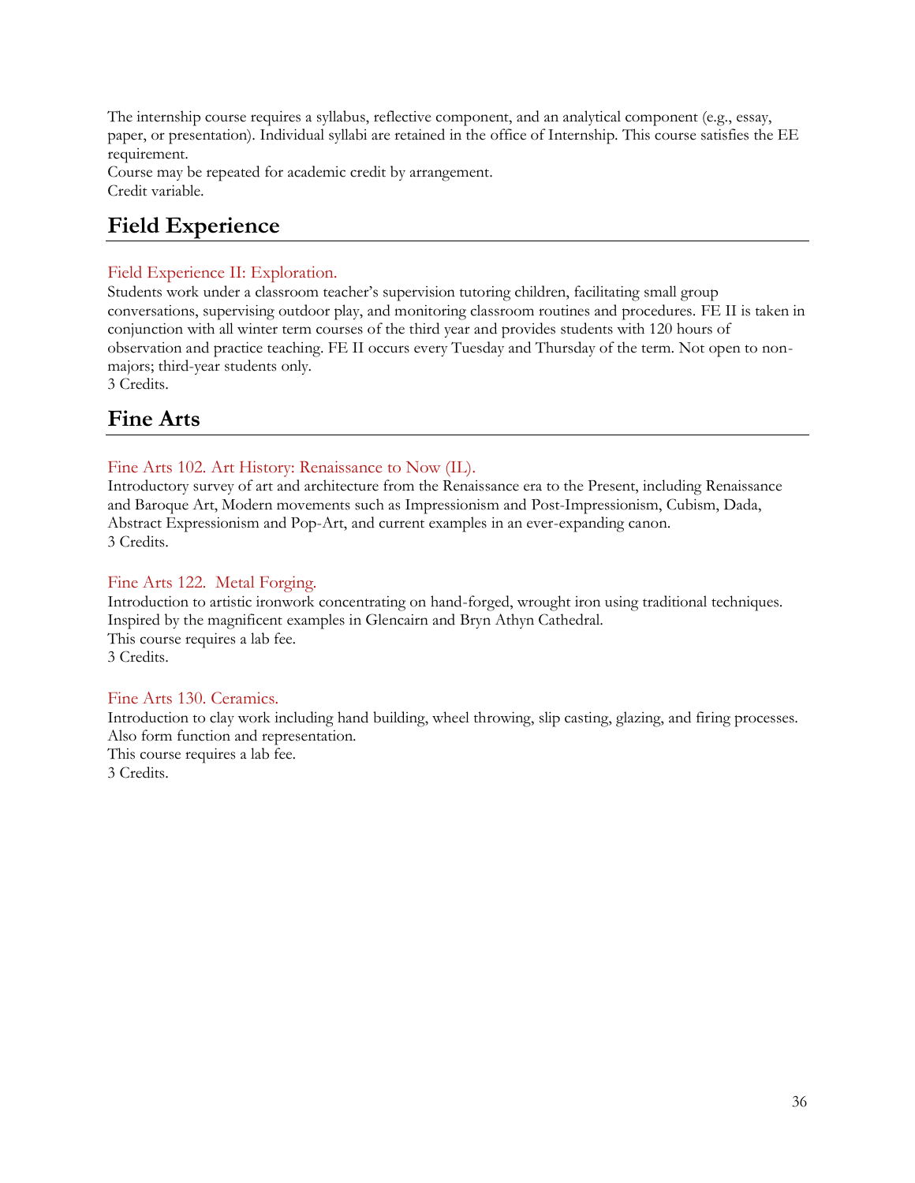The internship course requires a syllabus, reflective component, and an analytical component (e.g., essay, paper, or presentation). Individual syllabi are retained in the office of Internship. This course satisfies the EE requirement.
Course may be repeated for academic credit by arrangement.
Credit variable.

## Field Experience

### Field Experience II: Exploration.

Students work under a classroom teacher's supervision tutoring children, facilitating small group conversations, supervising outdoor play, and monitoring classroom routines and procedures. FE II is taken in conjunction with all winter term courses of the third year and provides students with 120 hours of observation and practice teaching. FE II occurs every Tuesday and Thursday of the term. Not open to non-majors; third-year students only.
3 Credits.

## Fine Arts

### Fine Arts 102. Art History: Renaissance to Now (IL).

Introductory survey of art and architecture from the Renaissance era to the Present, including Renaissance and Baroque Art, Modern movements such as Impressionism and Post-Impressionism, Cubism, Dada, Abstract Expressionism and Pop-Art, and current examples in an ever-expanding canon.
3 Credits.

### Fine Arts 122. Metal Forging.

Introduction to artistic ironwork concentrating on hand-forged, wrought iron using traditional techniques. Inspired by the magnificent examples in Glencairn and Bryn Athyn Cathedral.
This course requires a lab fee.
3 Credits.

### Fine Arts 130. Ceramics.

Introduction to clay work including hand building, wheel throwing, slip casting, glazing, and firing processes. Also form function and representation.
This course requires a lab fee.
3 Credits.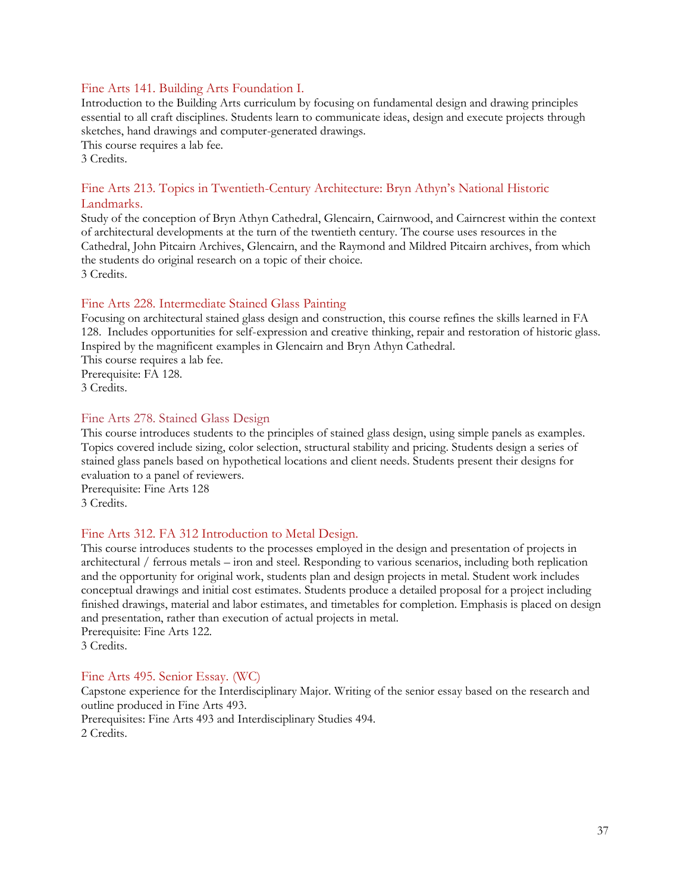### Fine Arts 141. Building Arts Foundation I.

Introduction to the Building Arts curriculum by focusing on fundamental design and drawing principles essential to all craft disciplines. Students learn to communicate ideas, design and execute projects through sketches, hand drawings and computer-generated drawings.
This course requires a lab fee.
3 Credits.

### Fine Arts 213. Topics in Twentieth-Century Architecture: Bryn Athyn's National Historic Landmarks.

Study of the conception of Bryn Athyn Cathedral, Glencairn, Cairnwood, and Cairncrest within the context of architectural developments at the turn of the twentieth century. The course uses resources in the Cathedral, John Pitcairn Archives, Glencairn, and the Raymond and Mildred Pitcairn archives, from which the students do original research on a topic of their choice.
3 Credits.

### Fine Arts 228. Intermediate Stained Glass Painting

Focusing on architectural stained glass design and construction, this course refines the skills learned in FA 128. Includes opportunities for self-expression and creative thinking, repair and restoration of historic glass. Inspired by the magnificent examples in Glencairn and Bryn Athyn Cathedral.
This course requires a lab fee.
Prerequisite: FA 128.
3 Credits.

### Fine Arts 278. Stained Glass Design

This course introduces students to the principles of stained glass design, using simple panels as examples. Topics covered include sizing, color selection, structural stability and pricing. Students design a series of stained glass panels based on hypothetical locations and client needs. Students present their designs for evaluation to a panel of reviewers.
Prerequisite: Fine Arts 128
3 Credits.

### Fine Arts 312. FA 312 Introduction to Metal Design.

This course introduces students to the processes employed in the design and presentation of projects in architectural / ferrous metals – iron and steel. Responding to various scenarios, including both replication and the opportunity for original work, students plan and design projects in metal. Student work includes conceptual drawings and initial cost estimates. Students produce a detailed proposal for a project including finished drawings, material and labor estimates, and timetables for completion. Emphasis is placed on design and presentation, rather than execution of actual projects in metal.
Prerequisite: Fine Arts 122.
3 Credits.

### Fine Arts 495. Senior Essay. (WC)

Capstone experience for the Interdisciplinary Major. Writing of the senior essay based on the research and outline produced in Fine Arts 493.
Prerequisites: Fine Arts 493 and Interdisciplinary Studies 494.
2 Credits.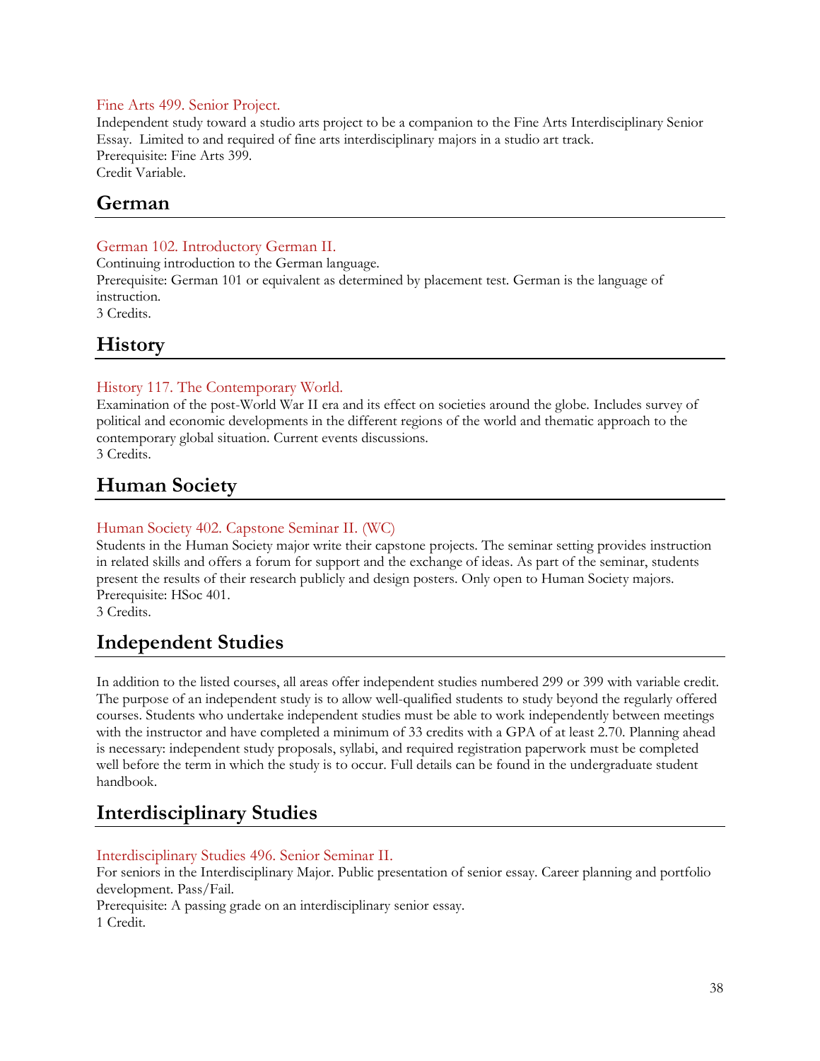### Fine Arts 499. Senior Project.

Independent study toward a studio arts project to be a companion to the Fine Arts Interdisciplinary Senior Essay. Limited to and required of fine arts interdisciplinary majors in a studio art track.
Prerequisite: Fine Arts 399.
Credit Variable.

## German

### German 102. Introductory German II.

Continuing introduction to the German language.
Prerequisite: German 101 or equivalent as determined by placement test. German is the language of instruction.
3 Credits.

## History

### History 117. The Contemporary World.

Examination of the post-World War II era and its effect on societies around the globe. Includes survey of political and economic developments in the different regions of the world and thematic approach to the contemporary global situation. Current events discussions.
3 Credits.

## Human Society

### Human Society 402. Capstone Seminar II. (WC)

Students in the Human Society major write their capstone projects. The seminar setting provides instruction in related skills and offers a forum for support and the exchange of ideas. As part of the seminar, students present the results of their research publicly and design posters. Only open to Human Society majors.
Prerequisite: HSoc 401.
3 Credits.

## Independent Studies

In addition to the listed courses, all areas offer independent studies numbered 299 or 399 with variable credit. The purpose of an independent study is to allow well-qualified students to study beyond the regularly offered courses. Students who undertake independent studies must be able to work independently between meetings with the instructor and have completed a minimum of 33 credits with a GPA of at least 2.70. Planning ahead is necessary: independent study proposals, syllabi, and required registration paperwork must be completed well before the term in which the study is to occur. Full details can be found in the undergraduate student handbook.

## Interdisciplinary Studies

### Interdisciplinary Studies 496. Senior Seminar II.

For seniors in the Interdisciplinary Major. Public presentation of senior essay. Career planning and portfolio development. Pass/Fail.
Prerequisite: A passing grade on an interdisciplinary senior essay.
1 Credit.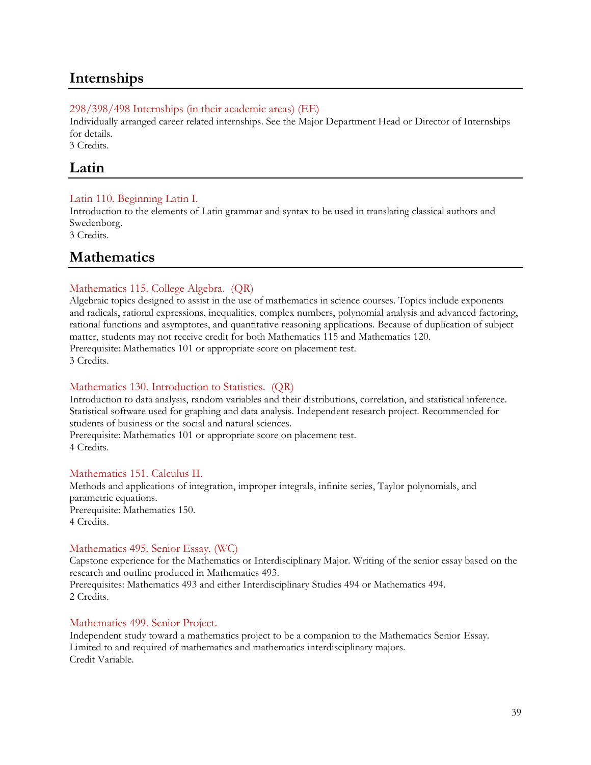## Internships

### 298/398/498 Internships (in their academic areas) (EE)

Individually arranged career related internships. See the Major Department Head or Director of Internships for details.
3 Credits.

## Latin

### Latin 110. Beginning Latin I.

Introduction to the elements of Latin grammar and syntax to be used in translating classical authors and Swedenborg.
3 Credits.

## Mathematics

### Mathematics 115. College Algebra. (QR)

Algebraic topics designed to assist in the use of mathematics in science courses. Topics include exponents and radicals, rational expressions, inequalities, complex numbers, polynomial analysis and advanced factoring, rational functions and asymptotes, and quantitative reasoning applications. Because of duplication of subject matter, students may not receive credit for both Mathematics 115 and Mathematics 120.
Prerequisite: Mathematics 101 or appropriate score on placement test.
3 Credits.

### Mathematics 130. Introduction to Statistics. (QR)

Introduction to data analysis, random variables and their distributions, correlation, and statistical inference. Statistical software used for graphing and data analysis. Independent research project. Recommended for students of business or the social and natural sciences.
Prerequisite: Mathematics 101 or appropriate score on placement test.
4 Credits.

### Mathematics 151. Calculus II.

Methods and applications of integration, improper integrals, infinite series, Taylor polynomials, and parametric equations.
Prerequisite: Mathematics 150.
4 Credits.

### Mathematics 495. Senior Essay. (WC)

Capstone experience for the Mathematics or Interdisciplinary Major. Writing of the senior essay based on the research and outline produced in Mathematics 493.
Prerequisites: Mathematics 493 and either Interdisciplinary Studies 494 or Mathematics 494.
2 Credits.

### Mathematics 499. Senior Project.

Independent study toward a mathematics project to be a companion to the Mathematics Senior Essay. Limited to and required of mathematics and mathematics interdisciplinary majors.
Credit Variable.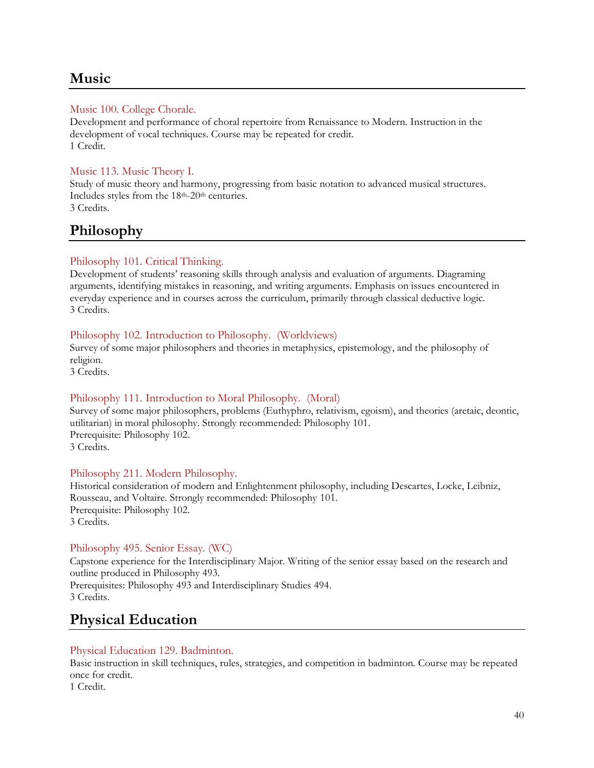## Music

### Music 100. College Chorale.

Development and performance of choral repertoire from Renaissance to Modern. Instruction in the development of vocal techniques. Course may be repeated for credit.
1 Credit.

### Music 113. Music Theory I.

Study of music theory and harmony, progressing from basic notation to advanced musical structures. Includes styles from the 18th-20th centuries.
3 Credits.

## Philosophy

### Philosophy 101. Critical Thinking.

Development of students' reasoning skills through analysis and evaluation of arguments. Diagraming arguments, identifying mistakes in reasoning, and writing arguments. Emphasis on issues encountered in everyday experience and in courses across the curriculum, primarily through classical deductive logic.
3 Credits.

### Philosophy 102. Introduction to Philosophy. (Worldviews)

Survey of some major philosophers and theories in metaphysics, epistemology, and the philosophy of religion.
3 Credits.

### Philosophy 111. Introduction to Moral Philosophy. (Moral)

Survey of some major philosophers, problems (Euthyphro, relativism, egoism), and theories (aretaic, deontic, utilitarian) in moral philosophy. Strongly recommended: Philosophy 101.
Prerequisite: Philosophy 102.
3 Credits.

### Philosophy 211. Modern Philosophy.

Historical consideration of modern and Enlightenment philosophy, including Descartes, Locke, Leibniz, Rousseau, and Voltaire. Strongly recommended: Philosophy 101.
Prerequisite: Philosophy 102.
3 Credits.

### Philosophy 495. Senior Essay. (WC)

Capstone experience for the Interdisciplinary Major. Writing of the senior essay based on the research and outline produced in Philosophy 493.
Prerequisites: Philosophy 493 and Interdisciplinary Studies 494.
3 Credits.

## Physical Education

### Physical Education 129. Badminton.

Basic instruction in skill techniques, rules, strategies, and competition in badminton. Course may be repeated once for credit.
1 Credit.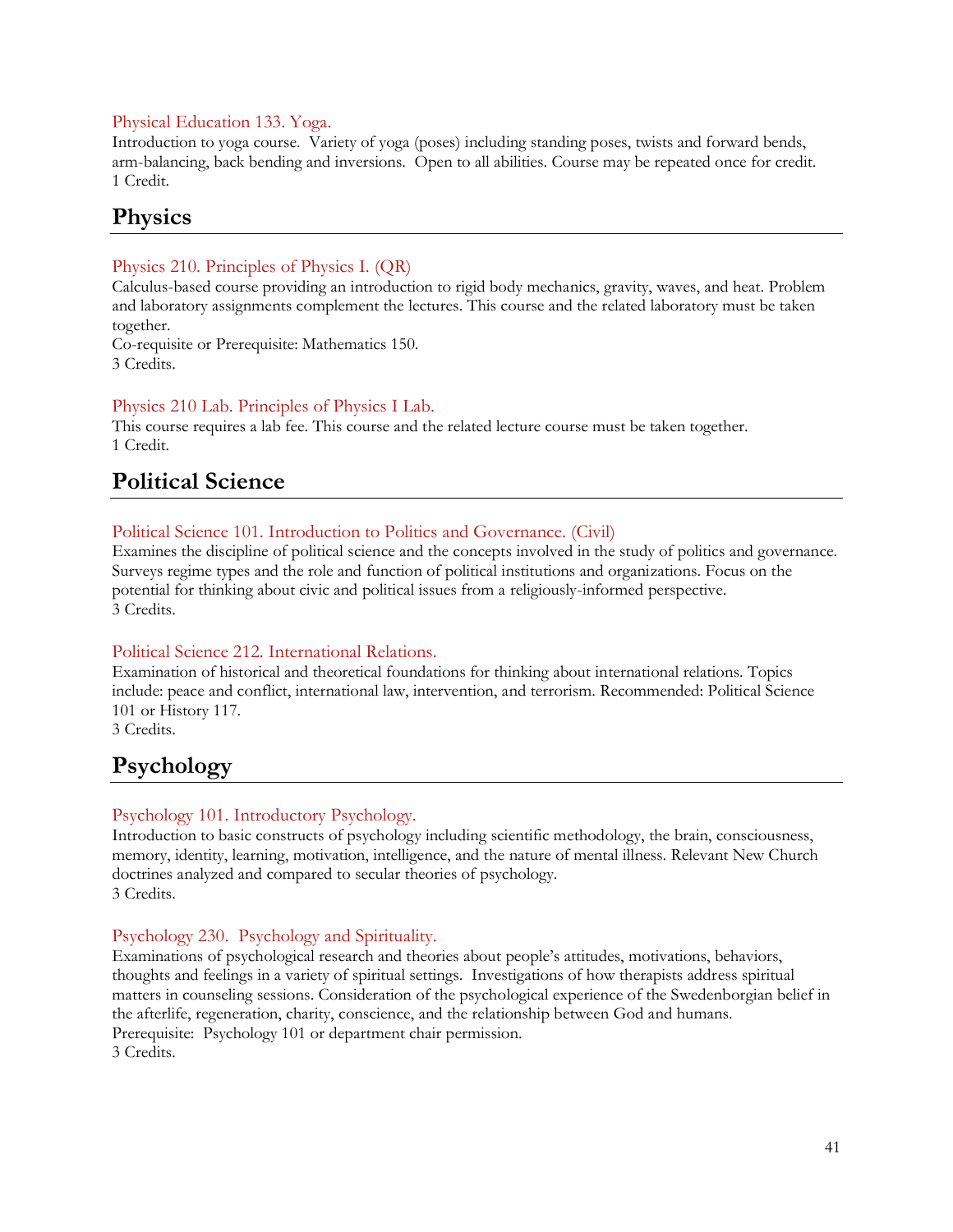### Physical Education 133. Yoga.

Introduction to yoga course. Variety of yoga (poses) including standing poses, twists and forward bends, arm-balancing, back bending and inversions. Open to all abilities. Course may be repeated once for credit.
1 Credit.

## Physics

### Physics 210. Principles of Physics I. (QR)

Calculus-based course providing an introduction to rigid body mechanics, gravity, waves, and heat. Problem and laboratory assignments complement the lectures. This course and the related laboratory must be taken together.
Co-requisite or Prerequisite: Mathematics 150.
3 Credits.

### Physics 210 Lab. Principles of Physics I Lab.

This course requires a lab fee. This course and the related lecture course must be taken together.
1 Credit.

## Political Science

### Political Science 101. Introduction to Politics and Governance. (Civil)

Examines the discipline of political science and the concepts involved in the study of politics and governance. Surveys regime types and the role and function of political institutions and organizations. Focus on the potential for thinking about civic and political issues from a religiously-informed perspective.
3 Credits.

### Political Science 212. International Relations.

Examination of historical and theoretical foundations for thinking about international relations. Topics include: peace and conflict, international law, intervention, and terrorism. Recommended: Political Science 101 or History 117.
3 Credits.

## Psychology

### Psychology 101. Introductory Psychology.

Introduction to basic constructs of psychology including scientific methodology, the brain, consciousness, memory, identity, learning, motivation, intelligence, and the nature of mental illness. Relevant New Church doctrines analyzed and compared to secular theories of psychology.
3 Credits.

### Psychology 230. Psychology and Spirituality.

Examinations of psychological research and theories about people's attitudes, motivations, behaviors, thoughts and feelings in a variety of spiritual settings. Investigations of how therapists address spiritual matters in counseling sessions. Consideration of the psychological experience of the Swedenborgian belief in the afterlife, regeneration, charity, conscience, and the relationship between God and humans.
Prerequisite: Psychology 101 or department chair permission.
3 Credits.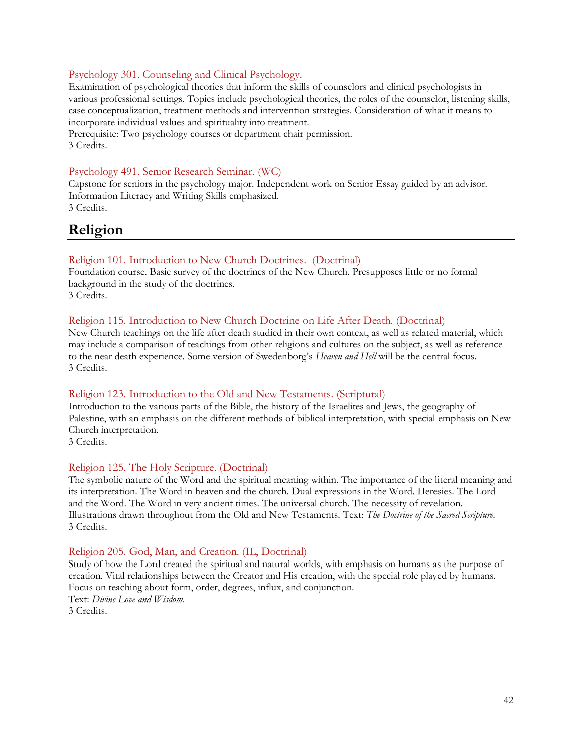### Psychology 301. Counseling and Clinical Psychology.

Examination of psychological theories that inform the skills of counselors and clinical psychologists in various professional settings. Topics include psychological theories, the roles of the counselor, listening skills, case conceptualization, treatment methods and intervention strategies. Consideration of what it means to incorporate individual values and spirituality into treatment.
Prerequisite: Two psychology courses or department chair permission.
3 Credits.

### Psychology 491. Senior Research Seminar. (WC)

Capstone for seniors in the psychology major. Independent work on Senior Essay guided by an advisor. Information Literacy and Writing Skills emphasized.
3 Credits.

## Religion

### Religion 101. Introduction to New Church Doctrines. (Doctrinal)

Foundation course. Basic survey of the doctrines of the New Church. Presupposes little or no formal background in the study of the doctrines.
3 Credits.

### Religion 115. Introduction to New Church Doctrine on Life After Death. (Doctrinal)

New Church teachings on the life after death studied in their own context, as well as related material, which may include a comparison of teachings from other religions and cultures on the subject, as well as reference to the near death experience. Some version of Swedenborg's *Heaven and Hell* will be the central focus.
3 Credits.

### Religion 123. Introduction to the Old and New Testaments. (Scriptural)

Introduction to the various parts of the Bible, the history of the Israelites and Jews, the geography of Palestine, with an emphasis on the different methods of biblical interpretation, with special emphasis on New Church interpretation.
3 Credits.

### Religion 125. The Holy Scripture. (Doctrinal)

The symbolic nature of the Word and the spiritual meaning within. The importance of the literal meaning and its interpretation. The Word in heaven and the church. Dual expressions in the Word. Heresies. The Lord and the Word. The Word in very ancient times. The universal church. The necessity of revelation. Illustrations drawn throughout from the Old and New Testaments. Text: *The Doctrine of the Sacred Scripture*.
3 Credits.

### Religion 205. God, Man, and Creation. (IL, Doctrinal)

Study of how the Lord created the spiritual and natural worlds, with emphasis on humans as the purpose of creation. Vital relationships between the Creator and His creation, with the special role played by humans. Focus on teaching about form, order, degrees, influx, and conjunction.
Text: *Divine Love and Wisdom*.
3 Credits.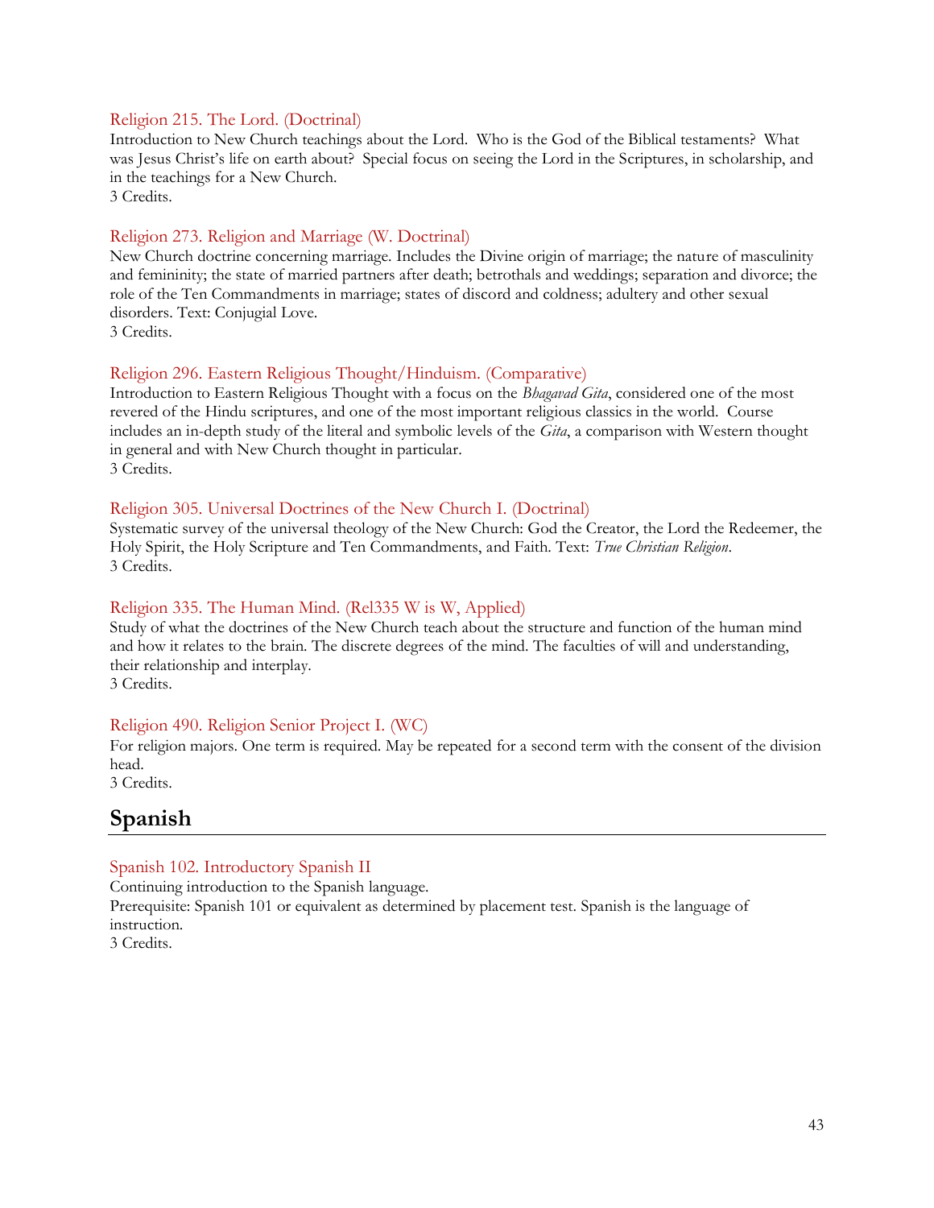Religion 215. The Lord. (Doctrinal)

Introduction to New Church teachings about the Lord. Who is the God of the Biblical testaments? What was Jesus Christ's life on earth about? Special focus on seeing the Lord in the Scriptures, in scholarship, and in the teachings for a New Church.
3 Credits.

Religion 273. Religion and Marriage (W. Doctrinal)

New Church doctrine concerning marriage. Includes the Divine origin of marriage; the nature of masculinity and femininity; the state of married partners after death; betrothals and weddings; separation and divorce; the role of the Ten Commandments in marriage; states of discord and coldness; adultery and other sexual disorders. Text: Conjugial Love.
3 Credits.

Religion 296. Eastern Religious Thought/Hinduism. (Comparative)

Introduction to Eastern Religious Thought with a focus on the *Bhagavad Gita*, considered one of the most revered of the Hindu scriptures, and one of the most important religious classics in the world. Course includes an in-depth study of the literal and symbolic levels of the *Gita*, a comparison with Western thought in general and with New Church thought in particular.
3 Credits.

Religion 305. Universal Doctrines of the New Church I. (Doctrinal)

Systematic survey of the universal theology of the New Church: God the Creator, the Lord the Redeemer, the Holy Spirit, the Holy Scripture and Ten Commandments, and Faith. Text: *True Christian Religion*.
3 Credits.

Religion 335. The Human Mind. (Rel335 W is W, Applied)

Study of what the doctrines of the New Church teach about the structure and function of the human mind and how it relates to the brain. The discrete degrees of the mind. The faculties of will and understanding, their relationship and interplay.
3 Credits.

Religion 490. Religion Senior Project I. (WC)

For religion majors. One term is required. May be repeated for a second term with the consent of the division head.
3 Credits.

## Spanish

Spanish 102. Introductory Spanish II

Continuing introduction to the Spanish language.
Prerequisite: Spanish 101 or equivalent as determined by placement test. Spanish is the language of instruction.
3 Credits.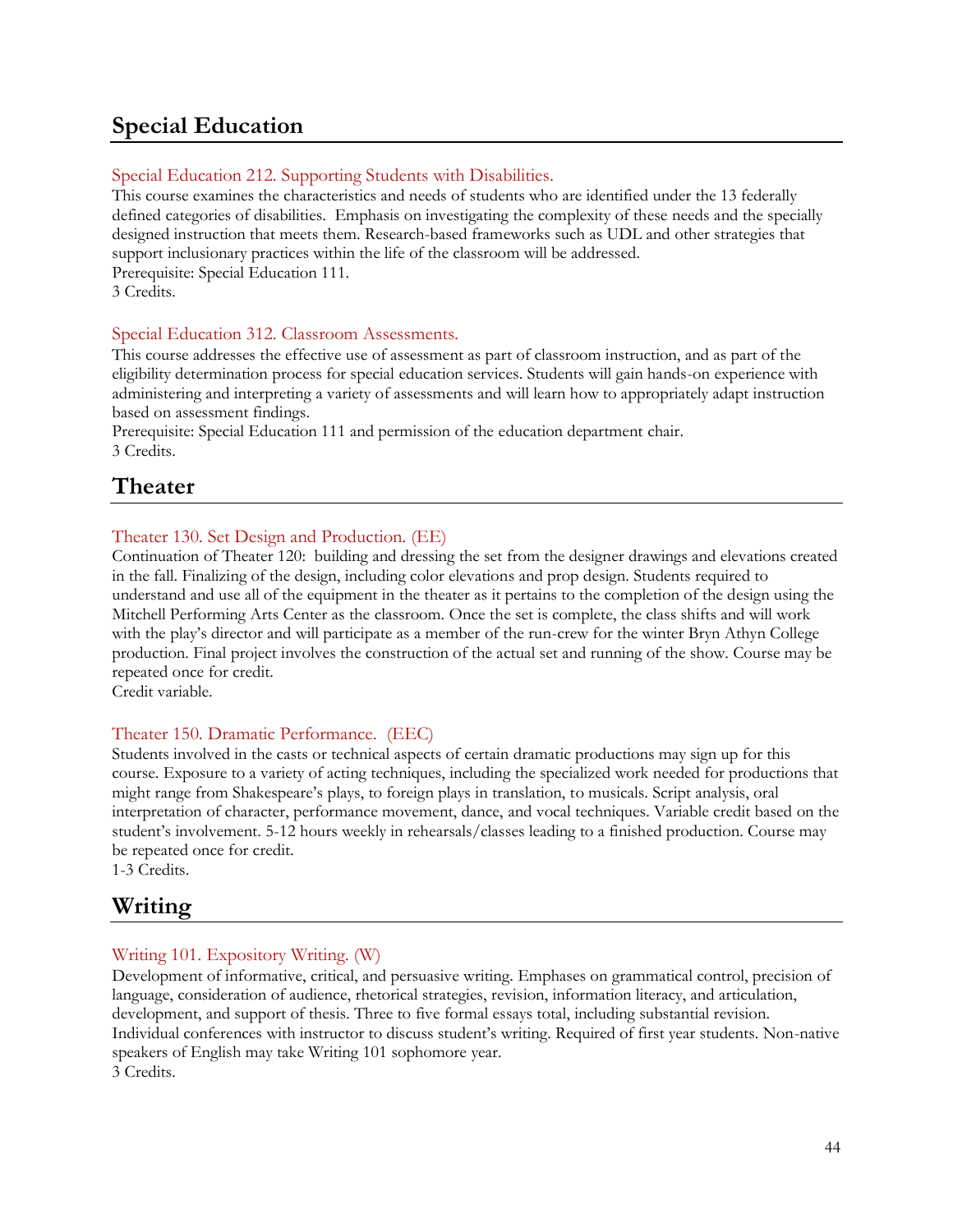## Special Education

### Special Education 212. Supporting Students with Disabilities.

This course examines the characteristics and needs of students who are identified under the 13 federally defined categories of disabilities. Emphasis on investigating the complexity of these needs and the specially designed instruction that meets them. Research-based frameworks such as UDL and other strategies that support inclusionary practices within the life of the classroom will be addressed.
Prerequisite: Special Education 111.
3 Credits.

### Special Education 312. Classroom Assessments.

This course addresses the effective use of assessment as part of classroom instruction, and as part of the eligibility determination process for special education services. Students will gain hands-on experience with administering and interpreting a variety of assessments and will learn how to appropriately adapt instruction based on assessment findings.
Prerequisite: Special Education 111 and permission of the education department chair.
3 Credits.

## Theater

### Theater 130. Set Design and Production. (EE)

Continuation of Theater 120: building and dressing the set from the designer drawings and elevations created in the fall. Finalizing of the design, including color elevations and prop design. Students required to understand and use all of the equipment in the theater as it pertains to the completion of the design using the Mitchell Performing Arts Center as the classroom. Once the set is complete, the class shifts and will work with the play's director and will participate as a member of the run-crew for the winter Bryn Athyn College production. Final project involves the construction of the actual set and running of the show. Course may be repeated once for credit.
Credit variable.

### Theater 150. Dramatic Performance. (EEC)

Students involved in the casts or technical aspects of certain dramatic productions may sign up for this course. Exposure to a variety of acting techniques, including the specialized work needed for productions that might range from Shakespeare's plays, to foreign plays in translation, to musicals. Script analysis, oral interpretation of character, performance movement, dance, and vocal techniques. Variable credit based on the student's involvement. 5-12 hours weekly in rehearsals/classes leading to a finished production. Course may be repeated once for credit.
1-3 Credits.

## Writing

### Writing 101. Expository Writing. (W)

Development of informative, critical, and persuasive writing. Emphases on grammatical control, precision of language, consideration of audience, rhetorical strategies, revision, information literacy, and articulation, development, and support of thesis. Three to five formal essays total, including substantial revision. Individual conferences with instructor to discuss student's writing. Required of first year students. Non-native speakers of English may take Writing 101 sophomore year.
3 Credits.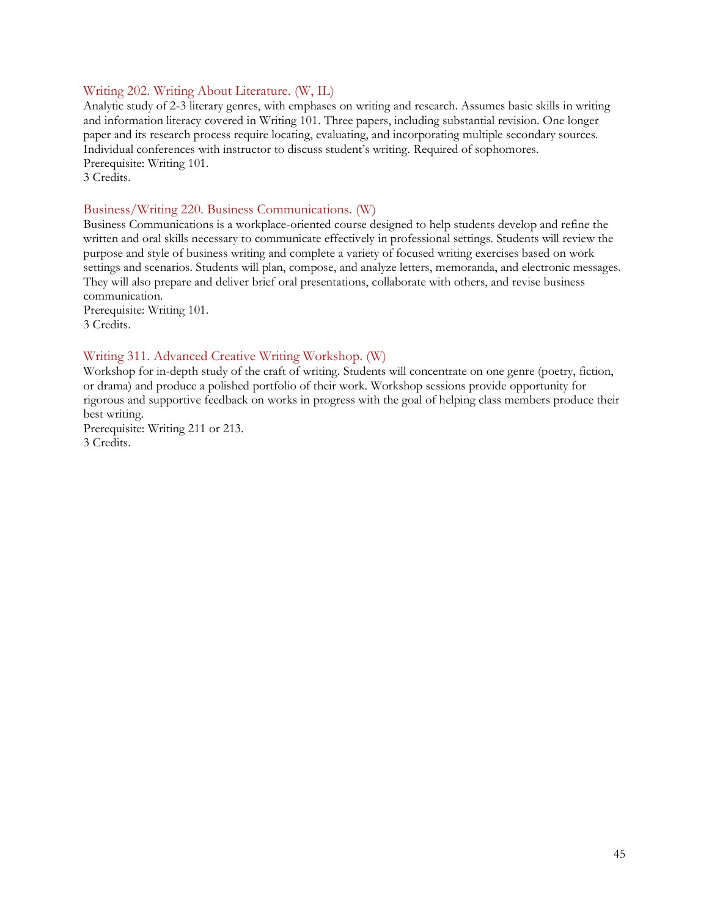### Writing 202. Writing About Literature. (W, IL)

Analytic study of 2-3 literary genres, with emphases on writing and research. Assumes basic skills in writing and information literacy covered in Writing 101. Three papers, including substantial revision. One longer paper and its research process require locating, evaluating, and incorporating multiple secondary sources. Individual conferences with instructor to discuss student's writing. Required of sophomores.
Prerequisite: Writing 101.
3 Credits.

### Business/Writing 220. Business Communications. (W)

Business Communications is a workplace-oriented course designed to help students develop and refine the written and oral skills necessary to communicate effectively in professional settings. Students will review the purpose and style of business writing and complete a variety of focused writing exercises based on work settings and scenarios. Students will plan, compose, and analyze letters, memoranda, and electronic messages. They will also prepare and deliver brief oral presentations, collaborate with others, and revise business communication.
Prerequisite: Writing 101.
3 Credits.

### Writing 311. Advanced Creative Writing Workshop. (W)

Workshop for in-depth study of the craft of writing. Students will concentrate on one genre (poetry, fiction, or drama) and produce a polished portfolio of their work. Workshop sessions provide opportunity for rigorous and supportive feedback on works in progress with the goal of helping class members produce their best writing.
Prerequisite: Writing 211 or 213.
3 Credits.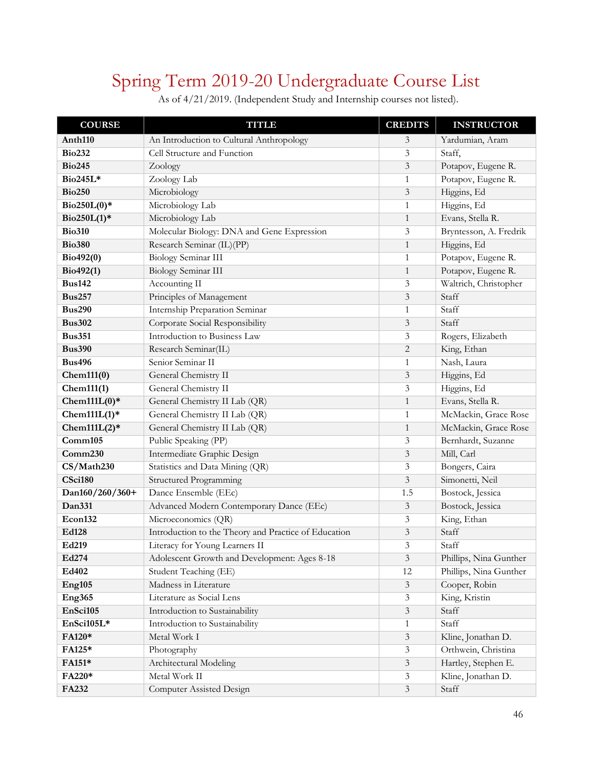# Spring Term 2019-20 Undergraduate Course List

As of 4/21/2019. (Independent Study and Internship courses not listed).

| COURSE | TITLE | CREDITS | INSTRUCTOR |
|---|---|---|---|
| **Anth110** | An Introduction to Cultural Anthropology | 3 | Yardumian, Aram |
| **Bio232** | Cell Structure and Function | 3 | Staff, |
| **Bio245** | Zoology | 3 | Potapov, Eugene R. |
| **Bio245L*** | Zoology Lab | 1 | Potapov, Eugene R. |
| **Bio250** | Microbiology | 3 | Higgins, Ed |
| **Bio250L(0)*** | Microbiology Lab | 1 | Higgins, Ed |
| **Bio250L(1)*** | Microbiology Lab | 1 | Evans, Stella R. |
| **Bio310** | Molecular Biology: DNA and Gene Expression | 3 | Bryntesson, A. Fredrik |
| **Bio380** | Research Seminar (IL)(PP) | 1 | Higgins, Ed |
| **Bio492(0)** | Biology Seminar III | 1 | Potapov, Eugene R. |
| **Bio492(1)** | Biology Seminar III | 1 | Potapov, Eugene R. |
| **Bus142** | Accounting II | 3 | Waltrich, Christopher |
| **Bus257** | Principles of Management | 3 | Staff |
| **Bus290** | Internship Preparation Seminar | 1 | Staff |
| **Bus302** | Corporate Social Responsibility | 3 | Staff |
| **Bus351** | Introduction to Business Law | 3 | Rogers, Elizabeth |
| **Bus390** | Research Seminar(IL) | 2 | King, Ethan |
| **Bus496** | Senior Seminar II | 1 | Nash, Laura |
| **Chem111(0)** | General Chemistry II | 3 | Higgins, Ed |
| **Chem111(1)** | General Chemistry II | 3 | Higgins, Ed |
| **Chem111L(0)*** | General Chemistry II Lab (QR) | 1 | Evans, Stella R. |
| **Chem111L(1)*** | General Chemistry II Lab (QR) | 1 | McMackin, Grace Rose |
| **Chem111L(2)*** | General Chemistry II Lab (QR) | 1 | McMackin, Grace Rose |
| **Comm105** | Public Speaking (PP) | 3 | Bernhardt, Suzanne |
| **Comm230** | Intermediate Graphic Design | 3 | Mill, Carl |
| **CS/Math230** | Statistics and Data Mining (QR) | 3 | Bongers, Caira |
| **CSci180** | Structured Programming | 3 | Simonetti, Neil |
| **Dan160/260/360+** | Dance Ensemble (EEc) | 1.5 | Bostock, Jessica |
| **Dan331** | Advanced Modern Contemporary Dance (EEc) | 3 | Bostock, Jessica |
| **Econ132** | Microeconomics (QR) | 3 | King, Ethan |
| **Ed128** | Introduction to the Theory and Practice of Education | 3 | Staff |
| **Ed219** | Literacy for Young Learners II | 3 | Staff |
| **Ed274** | Adolescent Growth and Development: Ages 8-18 | 3 | Phillips, Nina Gunther |
| **Ed402** | Student Teaching (EE) | 12 | Phillips, Nina Gunther |
| **Eng105** | Madness in Literature | 3 | Cooper, Robin |
| **Eng365** | Literature as Social Lens | 3 | King, Kristin |
| **EnSci105** | Introduction to Sustainability | 3 | Staff |
| **EnSci105L*** | Introduction to Sustainability | 1 | Staff |
| **FA120*** | Metal Work I | 3 | Kline, Jonathan D. |
| **FA125*** | Photography | 3 | Orthwein, Christina |
| **FA151*** | Architectural Modeling | 3 | Hartley, Stephen E. |
| **FA220*** | Metal Work II | 3 | Kline, Jonathan D. |
| **FA232** | Computer Assisted Design | 3 | Staff |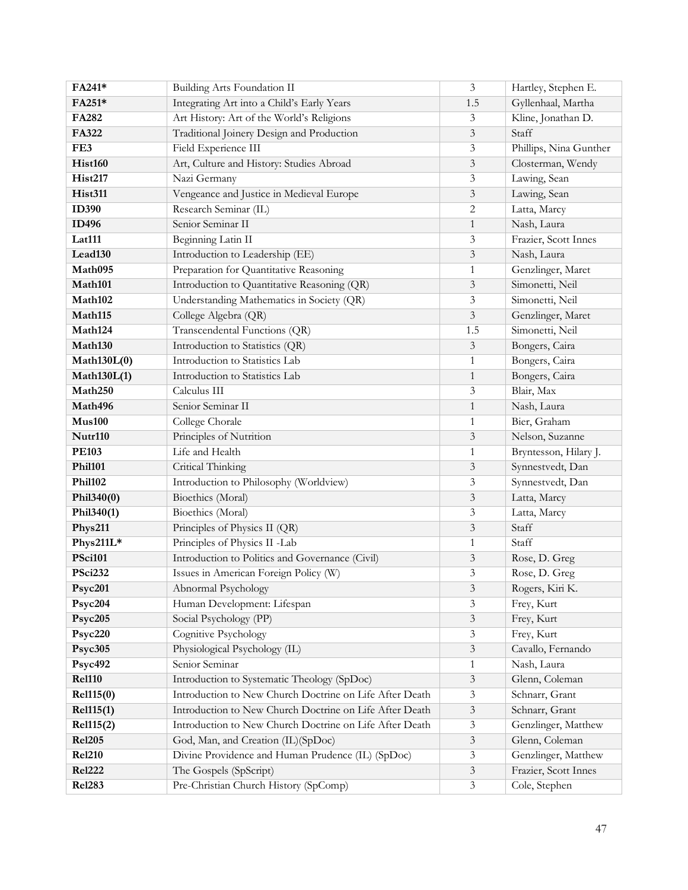| FA241* | Building Arts Foundation II | 3 | Hartley, Stephen E. |
|---|---|---|---|
| **FA251*** | Integrating Art into a Child's Early Years | 1.5 | Gyllenhaal, Martha |
| **FA282** | Art History: Art of the World's Religions | 3 | Kline, Jonathan D. |
| **FA322** | Traditional Joinery Design and Production | 3 | Staff |
| **FE3** | Field Experience III | 3 | Phillips, Nina Gunther |
| **Hist160** | Art, Culture and History: Studies Abroad | 3 | Closterman, Wendy |
| **Hist217** | Nazi Germany | 3 | Lawing, Sean |
| **Hist311** | Vengeance and Justice in Medieval Europe | 3 | Lawing, Sean |
| **ID390** | Research Seminar (IL) | 2 | Latta, Marcy |
| **ID496** | Senior Seminar II | 1 | Nash, Laura |
| **Lat111** | Beginning Latin II | 3 | Frazier, Scott Innes |
| **Lead130** | Introduction to Leadership (EE) | 3 | Nash, Laura |
| **Math095** | Preparation for Quantitative Reasoning | 1 | Genzlinger, Maret |
| **Math101** | Introduction to Quantitative Reasoning (QR) | 3 | Simonetti, Neil |
| **Math102** | Understanding Mathematics in Society (QR) | 3 | Simonetti, Neil |
| **Math115** | College Algebra (QR) | 3 | Genzlinger, Maret |
| **Math124** | Transcendental Functions (QR) | 1.5 | Simonetti, Neil |
| **Math130** | Introduction to Statistics (QR) | 3 | Bongers, Caira |
| **Math130L(0)** | Introduction to Statistics Lab | 1 | Bongers, Caira |
| **Math130L(1)** | Introduction to Statistics Lab | 1 | Bongers, Caira |
| **Math250** | Calculus III | 3 | Blair, Max |
| **Math496** | Senior Seminar II | 1 | Nash, Laura |
| **Mus100** | College Chorale | 1 | Bier, Graham |
| **Nutr110** | Principles of Nutrition | 3 | Nelson, Suzanne |
| **PE103** | Life and Health | 1 | Bryntesson, Hilary J. |
| **Phil101** | Critical Thinking | 3 | Synnestvedt, Dan |
| **Phil102** | Introduction to Philosophy (Worldview) | 3 | Synnestvedt, Dan |
| **Phil340(0)** | Bioethics (Moral) | 3 | Latta, Marcy |
| **Phil340(1)** | Bioethics (Moral) | 3 | Latta, Marcy |
| **Phys211** | Principles of Physics II (QR) | 3 | Staff |
| **Phys211L*** | Principles of Physics II -Lab | 1 | Staff |
| **PSci101** | Introduction to Politics and Governance (Civil) | 3 | Rose, D. Greg |
| **PSci232** | Issues in American Foreign Policy (W) | 3 | Rose, D. Greg |
| **Psyc201** | Abnormal Psychology | 3 | Rogers, Kiri K. |
| **Psyc204** | Human Development: Lifespan | 3 | Frey, Kurt |
| **Psyc205** | Social Psychology (PP) | 3 | Frey, Kurt |
| **Psyc220** | Cognitive Psychology | 3 | Frey, Kurt |
| **Psyc305** | Physiological Psychology (IL) | 3 | Cavallo, Fernando |
| **Psyc492** | Senior Seminar | 1 | Nash, Laura |
| **Rel110** | Introduction to Systematic Theology (SpDoc) | 3 | Glenn, Coleman |
| **Rel115(0)** | Introduction to New Church Doctrine on Life After Death | 3 | Schnarr, Grant |
| **Rel115(1)** | Introduction to New Church Doctrine on Life After Death | 3 | Schnarr, Grant |
| **Rel115(2)** | Introduction to New Church Doctrine on Life After Death | 3 | Genzlinger, Matthew |
| **Rel205** | God, Man, and Creation (IL)(SpDoc) | 3 | Glenn, Coleman |
| **Rel210** | Divine Providence and Human Prudence (IL) (SpDoc) | 3 | Genzlinger, Matthew |
| **Rel222** | The Gospels (SpScript) | 3 | Frazier, Scott Innes |
| **Rel283** | Pre-Christian Church History (SpComp) | 3 | Cole, Stephen |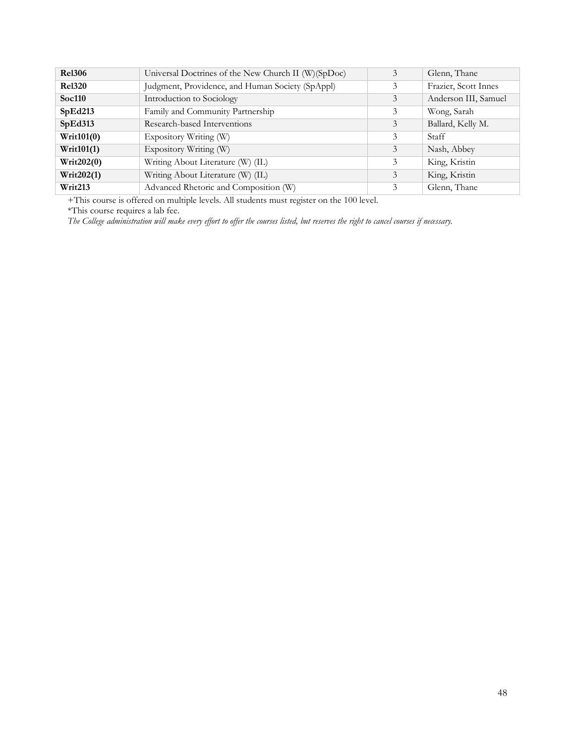| | | | |
|---|---|---|---|
| **Rel306** | Universal Doctrines of the New Church II (W)(SpDoc) | 3 | Glenn, Thane |
| **Rel320** | Judgment, Providence, and Human Society (SpAppl) | 3 | Frazier, Scott Innes |
| **Soc110** | Introduction to Sociology | 3 | Anderson III, Samuel |
| **SpEd213** | Family and Community Partnership | 3 | Wong, Sarah |
| **SpEd313** | Research-based Interventions | 3 | Ballard, Kelly M. |
| **Writ101(0)** | Expository Writing (W) | 3 | Staff |
| **Writ101(1)** | Expository Writing (W) | 3 | Nash, Abbey |
| **Writ202(0)** | Writing About Literature (W) (IL) | 3 | King, Kristin |
| **Writ202(1)** | Writing About Literature (W) (IL) | 3 | King, Kristin |
| **Writ213** | Advanced Rhetoric and Composition (W) | 3 | Glenn, Thane |

+This course is offered on multiple levels. All students must register on the 100 level.

*This course requires a lab fee.

*The College administration will make every effort to offer the courses listed, but reserves the right to cancel courses if necessary.*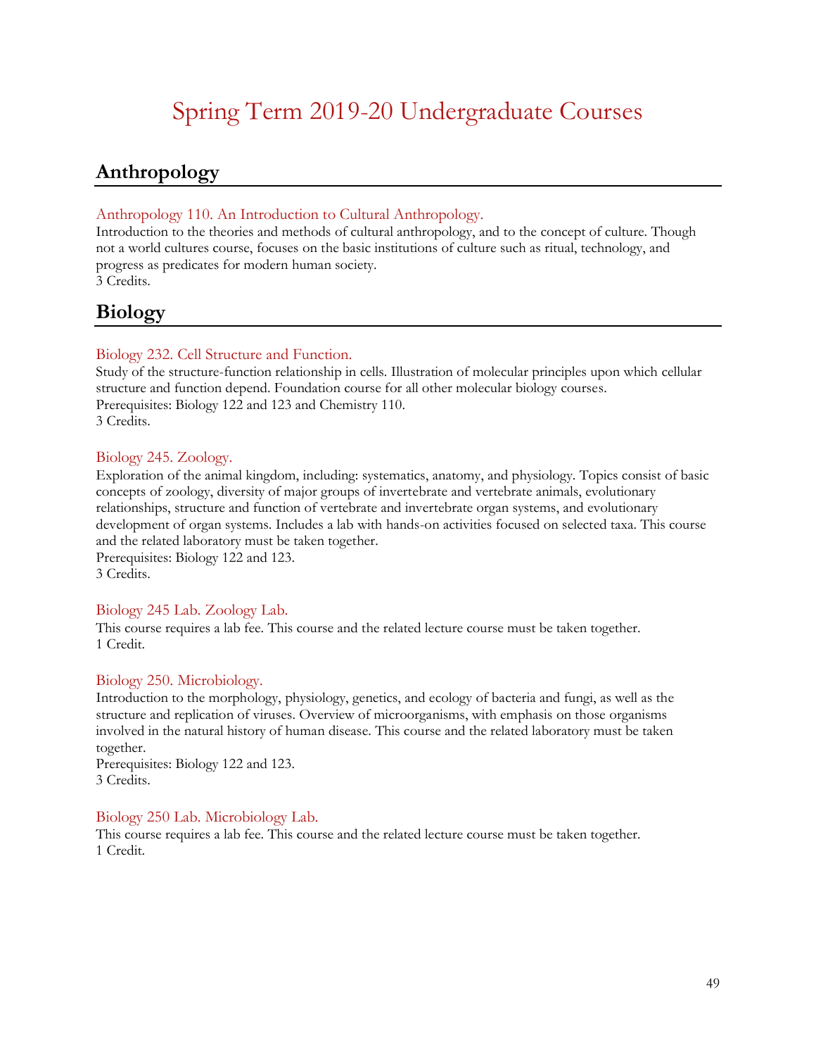# Spring Term 2019-20 Undergraduate Courses

## Anthropology

### Anthropology 110. An Introduction to Cultural Anthropology.

Introduction to the theories and methods of cultural anthropology, and to the concept of culture. Though not a world cultures course, focuses on the basic institutions of culture such as ritual, technology, and progress as predicates for modern human society.
3 Credits.

## Biology

### Biology 232. Cell Structure and Function.

Study of the structure-function relationship in cells. Illustration of molecular principles upon which cellular structure and function depend. Foundation course for all other molecular biology courses.
Prerequisites: Biology 122 and 123 and Chemistry 110.
3 Credits.

### Biology 245. Zoology.

Exploration of the animal kingdom, including: systematics, anatomy, and physiology. Topics consist of basic concepts of zoology, diversity of major groups of invertebrate and vertebrate animals, evolutionary relationships, structure and function of vertebrate and invertebrate organ systems, and evolutionary development of organ systems. Includes a lab with hands-on activities focused on selected taxa. This course and the related laboratory must be taken together.
Prerequisites: Biology 122 and 123.
3 Credits.

### Biology 245 Lab. Zoology Lab.

This course requires a lab fee. This course and the related lecture course must be taken together.
1 Credit.

### Biology 250. Microbiology.

Introduction to the morphology, physiology, genetics, and ecology of bacteria and fungi, as well as the structure and replication of viruses. Overview of microorganisms, with emphasis on those organisms involved in the natural history of human disease. This course and the related laboratory must be taken together.
Prerequisites: Biology 122 and 123.
3 Credits.

### Biology 250 Lab. Microbiology Lab.

This course requires a lab fee. This course and the related lecture course must be taken together.
1 Credit.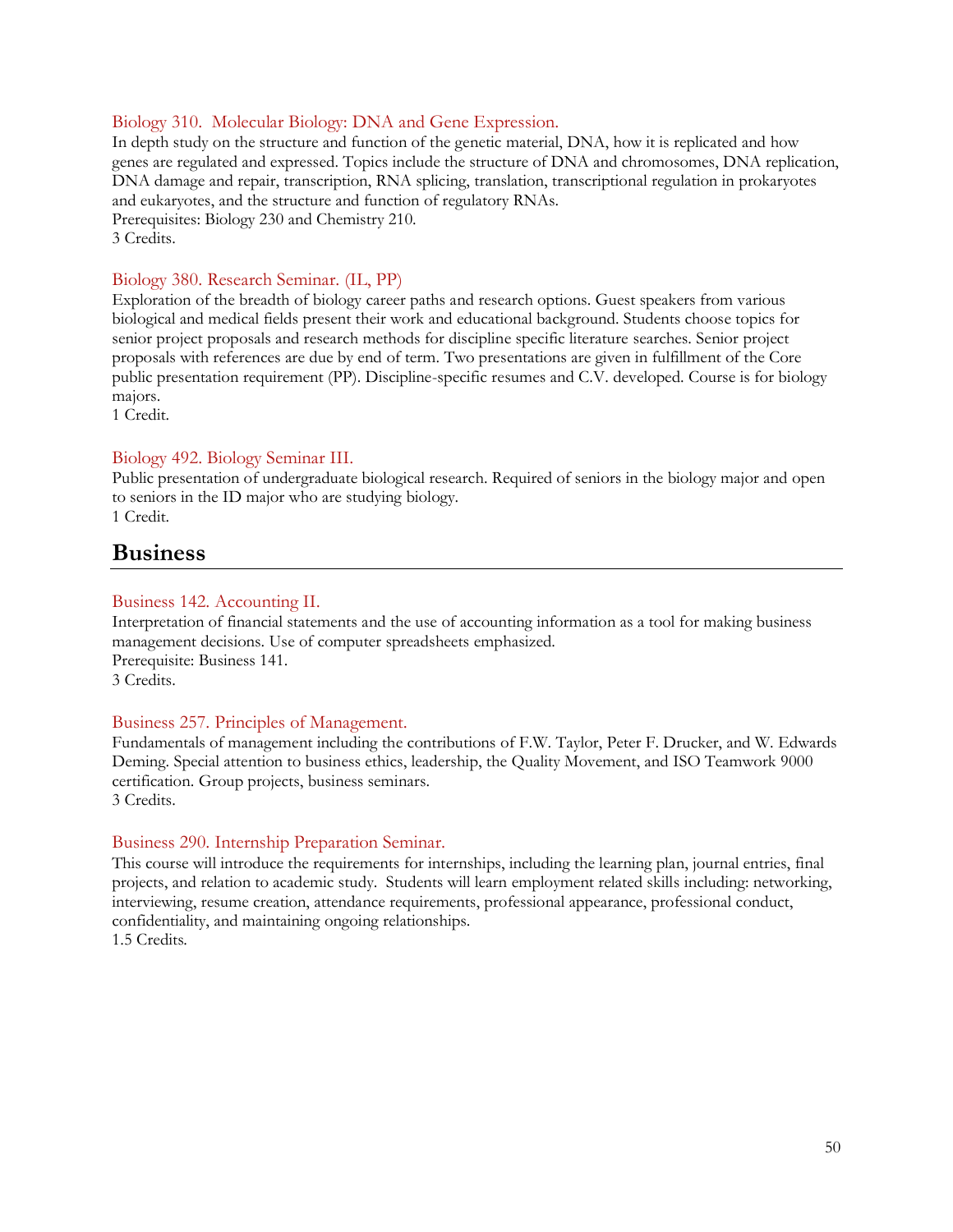### Biology 310. Molecular Biology: DNA and Gene Expression.

In depth study on the structure and function of the genetic material, DNA, how it is replicated and how genes are regulated and expressed. Topics include the structure of DNA and chromosomes, DNA replication, DNA damage and repair, transcription, RNA splicing, translation, transcriptional regulation in prokaryotes and eukaryotes, and the structure and function of regulatory RNAs.
Prerequisites: Biology 230 and Chemistry 210.
3 Credits.

### Biology 380. Research Seminar. (IL, PP)

Exploration of the breadth of biology career paths and research options. Guest speakers from various biological and medical fields present their work and educational background. Students choose topics for senior project proposals and research methods for discipline specific literature searches. Senior project proposals with references are due by end of term. Two presentations are given in fulfillment of the Core public presentation requirement (PP). Discipline-specific resumes and C.V. developed. Course is for biology majors.
1 Credit.

### Biology 492. Biology Seminar III.

Public presentation of undergraduate biological research. Required of seniors in the biology major and open to seniors in the ID major who are studying biology.
1 Credit.

## Business

### Business 142. Accounting II.

Interpretation of financial statements and the use of accounting information as a tool for making business management decisions. Use of computer spreadsheets emphasized.
Prerequisite: Business 141.
3 Credits.

### Business 257. Principles of Management.

Fundamentals of management including the contributions of F.W. Taylor, Peter F. Drucker, and W. Edwards Deming. Special attention to business ethics, leadership, the Quality Movement, and ISO Teamwork 9000 certification. Group projects, business seminars.
3 Credits.

### Business 290. Internship Preparation Seminar.

This course will introduce the requirements for internships, including the learning plan, journal entries, final projects, and relation to academic study. Students will learn employment related skills including: networking, interviewing, resume creation, attendance requirements, professional appearance, professional conduct, confidentiality, and maintaining ongoing relationships.
1.5 Credits.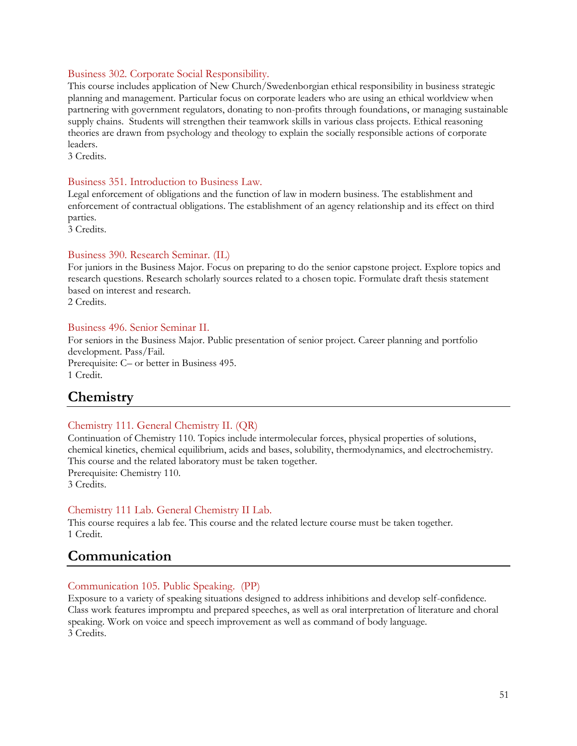### Business 302. Corporate Social Responsibility.

This course includes application of New Church/Swedenborgian ethical responsibility in business strategic planning and management. Particular focus on corporate leaders who are using an ethical worldview when partnering with government regulators, donating to non-profits through foundations, or managing sustainable supply chains. Students will strengthen their teamwork skills in various class projects. Ethical reasoning theories are drawn from psychology and theology to explain the socially responsible actions of corporate leaders.
3 Credits.

### Business 351. Introduction to Business Law.

Legal enforcement of obligations and the function of law in modern business. The establishment and enforcement of contractual obligations. The establishment of an agency relationship and its effect on third parties.
3 Credits.

### Business 390. Research Seminar. (IL)

For juniors in the Business Major. Focus on preparing to do the senior capstone project. Explore topics and research questions. Research scholarly sources related to a chosen topic. Formulate draft thesis statement based on interest and research.
2 Credits.

### Business 496. Senior Seminar II.

For seniors in the Business Major. Public presentation of senior project. Career planning and portfolio development. Pass/Fail.
Prerequisite: C– or better in Business 495.
1 Credit.

## Chemistry

### Chemistry 111. General Chemistry II. (QR)

Continuation of Chemistry 110. Topics include intermolecular forces, physical properties of solutions, chemical kinetics, chemical equilibrium, acids and bases, solubility, thermodynamics, and electrochemistry. This course and the related laboratory must be taken together.
Prerequisite: Chemistry 110.
3 Credits.

### Chemistry 111 Lab. General Chemistry II Lab.

This course requires a lab fee. This course and the related lecture course must be taken together.
1 Credit.

## Communication

### Communication 105. Public Speaking. (PP)

Exposure to a variety of speaking situations designed to address inhibitions and develop self-confidence. Class work features impromptu and prepared speeches, as well as oral interpretation of literature and choral speaking. Work on voice and speech improvement as well as command of body language.
3 Credits.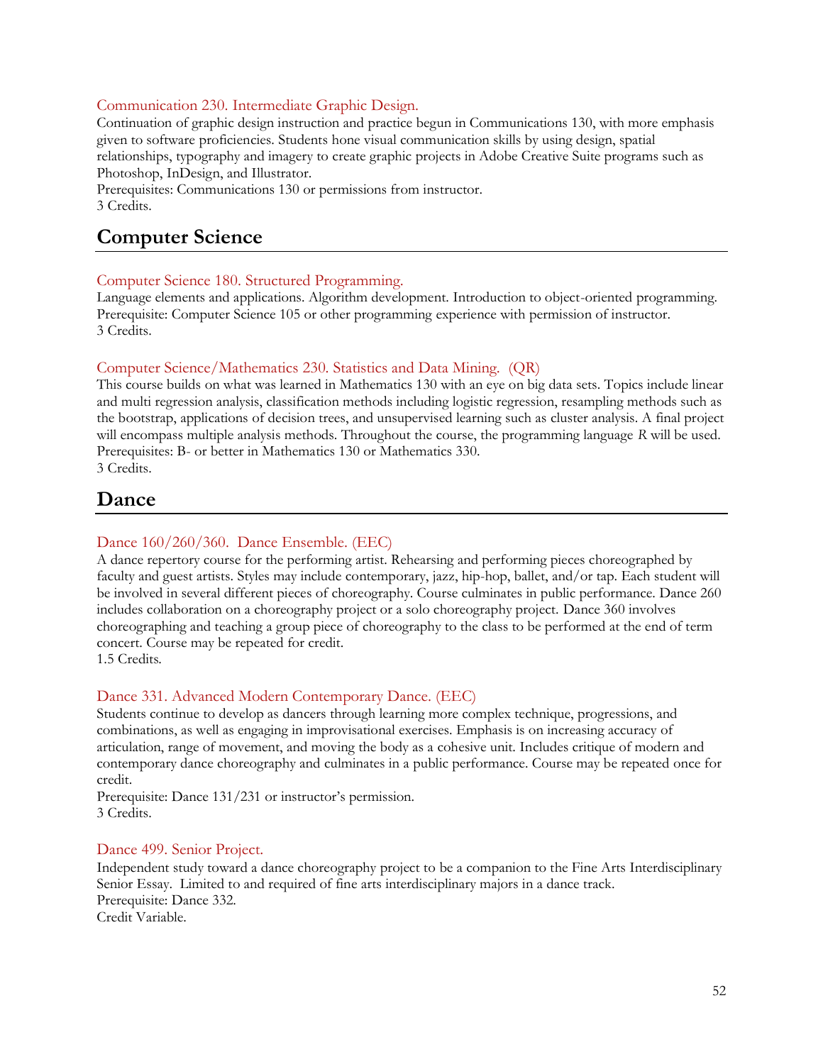### Communication 230. Intermediate Graphic Design.

Continuation of graphic design instruction and practice begun in Communications 130, with more emphasis given to software proficiencies. Students hone visual communication skills by using design, spatial relationships, typography and imagery to create graphic projects in Adobe Creative Suite programs such as Photoshop, InDesign, and Illustrator.
Prerequisites: Communications 130 or permissions from instructor.
3 Credits.

## Computer Science

### Computer Science 180. Structured Programming.

Language elements and applications. Algorithm development. Introduction to object-oriented programming.
Prerequisite: Computer Science 105 or other programming experience with permission of instructor.
3 Credits.

### Computer Science/Mathematics 230. Statistics and Data Mining. (QR)

This course builds on what was learned in Mathematics 130 with an eye on big data sets. Topics include linear and multi regression analysis, classification methods including logistic regression, resampling methods such as the bootstrap, applications of decision trees, and unsupervised learning such as cluster analysis. A final project will encompass multiple analysis methods. Throughout the course, the programming language *R* will be used.
Prerequisites: B- or better in Mathematics 130 or Mathematics 330.
3 Credits.

## Dance

### Dance 160/260/360. Dance Ensemble. (EEC)

A dance repertory course for the performing artist. Rehearsing and performing pieces choreographed by faculty and guest artists. Styles may include contemporary, jazz, hip-hop, ballet, and/or tap. Each student will be involved in several different pieces of choreography. Course culminates in public performance. Dance 260 includes collaboration on a choreography project or a solo choreography project. Dance 360 involves choreographing and teaching a group piece of choreography to the class to be performed at the end of term concert. Course may be repeated for credit.
1.5 Credits.

### Dance 331. Advanced Modern Contemporary Dance. (EEC)

Students continue to develop as dancers through learning more complex technique, progressions, and combinations, as well as engaging in improvisational exercises. Emphasis is on increasing accuracy of articulation, range of movement, and moving the body as a cohesive unit. Includes critique of modern and contemporary dance choreography and culminates in a public performance. Course may be repeated once for credit.
Prerequisite: Dance 131/231 or instructor's permission.
3 Credits.

### Dance 499. Senior Project.

Independent study toward a dance choreography project to be a companion to the Fine Arts Interdisciplinary Senior Essay. Limited to and required of fine arts interdisciplinary majors in a dance track.
Prerequisite: Dance 332.
Credit Variable.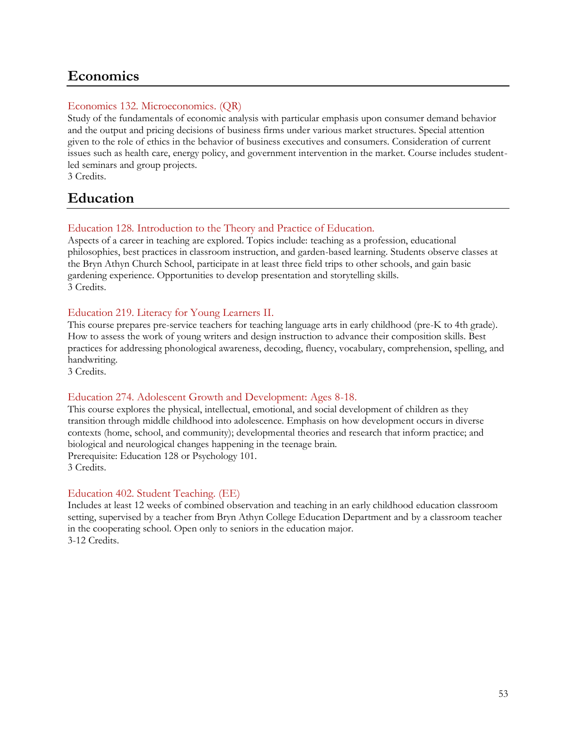## Economics

### Economics 132. Microeconomics. (QR)

Study of the fundamentals of economic analysis with particular emphasis upon consumer demand behavior and the output and pricing decisions of business firms under various market structures. Special attention given to the role of ethics in the behavior of business executives and consumers. Consideration of current issues such as health care, energy policy, and government intervention in the market. Course includes student-led seminars and group projects.
3 Credits.

## Education

### Education 128. Introduction to the Theory and Practice of Education.

Aspects of a career in teaching are explored. Topics include: teaching as a profession, educational philosophies, best practices in classroom instruction, and garden-based learning. Students observe classes at the Bryn Athyn Church School, participate in at least three field trips to other schools, and gain basic gardening experience. Opportunities to develop presentation and storytelling skills.
3 Credits.

### Education 219. Literacy for Young Learners II.

This course prepares pre-service teachers for teaching language arts in early childhood (pre-K to 4th grade). How to assess the work of young writers and design instruction to advance their composition skills. Best practices for addressing phonological awareness, decoding, fluency, vocabulary, comprehension, spelling, and handwriting.
3 Credits.

### Education 274. Adolescent Growth and Development: Ages 8-18.

This course explores the physical, intellectual, emotional, and social development of children as they transition through middle childhood into adolescence. Emphasis on how development occurs in diverse contexts (home, school, and community); developmental theories and research that inform practice; and biological and neurological changes happening in the teenage brain.
Prerequisite: Education 128 or Psychology 101.
3 Credits.

### Education 402. Student Teaching. (EE)

Includes at least 12 weeks of combined observation and teaching in an early childhood education classroom setting, supervised by a teacher from Bryn Athyn College Education Department and by a classroom teacher in the cooperating school. Open only to seniors in the education major.
3-12 Credits.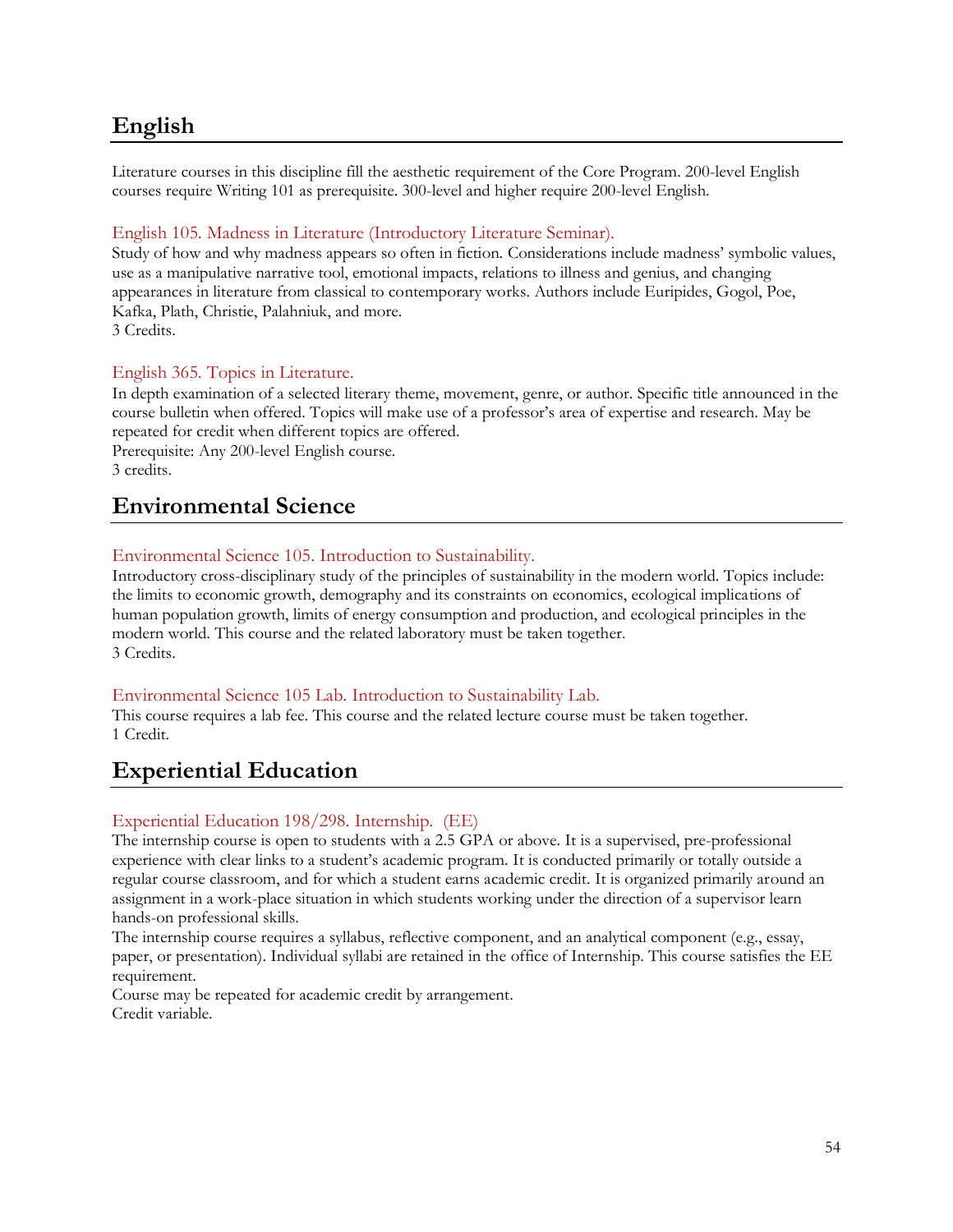# English

Literature courses in this discipline fill the aesthetic requirement of the Core Program. 200-level English courses require Writing 101 as prerequisite. 300-level and higher require 200-level English.

### English 105. Madness in Literature (Introductory Literature Seminar).

Study of how and why madness appears so often in fiction. Considerations include madness' symbolic values, use as a manipulative narrative tool, emotional impacts, relations to illness and genius, and changing appearances in literature from classical to contemporary works. Authors include Euripides, Gogol, Poe, Kafka, Plath, Christie, Palahniuk, and more.
3 Credits.

### English 365. Topics in Literature.

In depth examination of a selected literary theme, movement, genre, or author. Specific title announced in the course bulletin when offered. Topics will make use of a professor's area of expertise and research. May be repeated for credit when different topics are offered.
Prerequisite: Any 200-level English course.
3 credits.

# Environmental Science

### Environmental Science 105. Introduction to Sustainability.

Introductory cross-disciplinary study of the principles of sustainability in the modern world. Topics include: the limits to economic growth, demography and its constraints on economics, ecological implications of human population growth, limits of energy consumption and production, and ecological principles in the modern world. This course and the related laboratory must be taken together.
3 Credits.

### Environmental Science 105 Lab. Introduction to Sustainability Lab.

This course requires a lab fee. This course and the related lecture course must be taken together.
1 Credit.

# Experiential Education

### Experiential Education 198/298. Internship. (EE)

The internship course is open to students with a 2.5 GPA or above. It is a supervised, pre-professional experience with clear links to a student's academic program. It is conducted primarily or totally outside a regular course classroom, and for which a student earns academic credit. It is organized primarily around an assignment in a work-place situation in which students working under the direction of a supervisor learn hands-on professional skills.
The internship course requires a syllabus, reflective component, and an analytical component (e.g., essay, paper, or presentation). Individual syllabi are retained in the office of Internship. This course satisfies the EE requirement.
Course may be repeated for academic credit by arrangement.
Credit variable.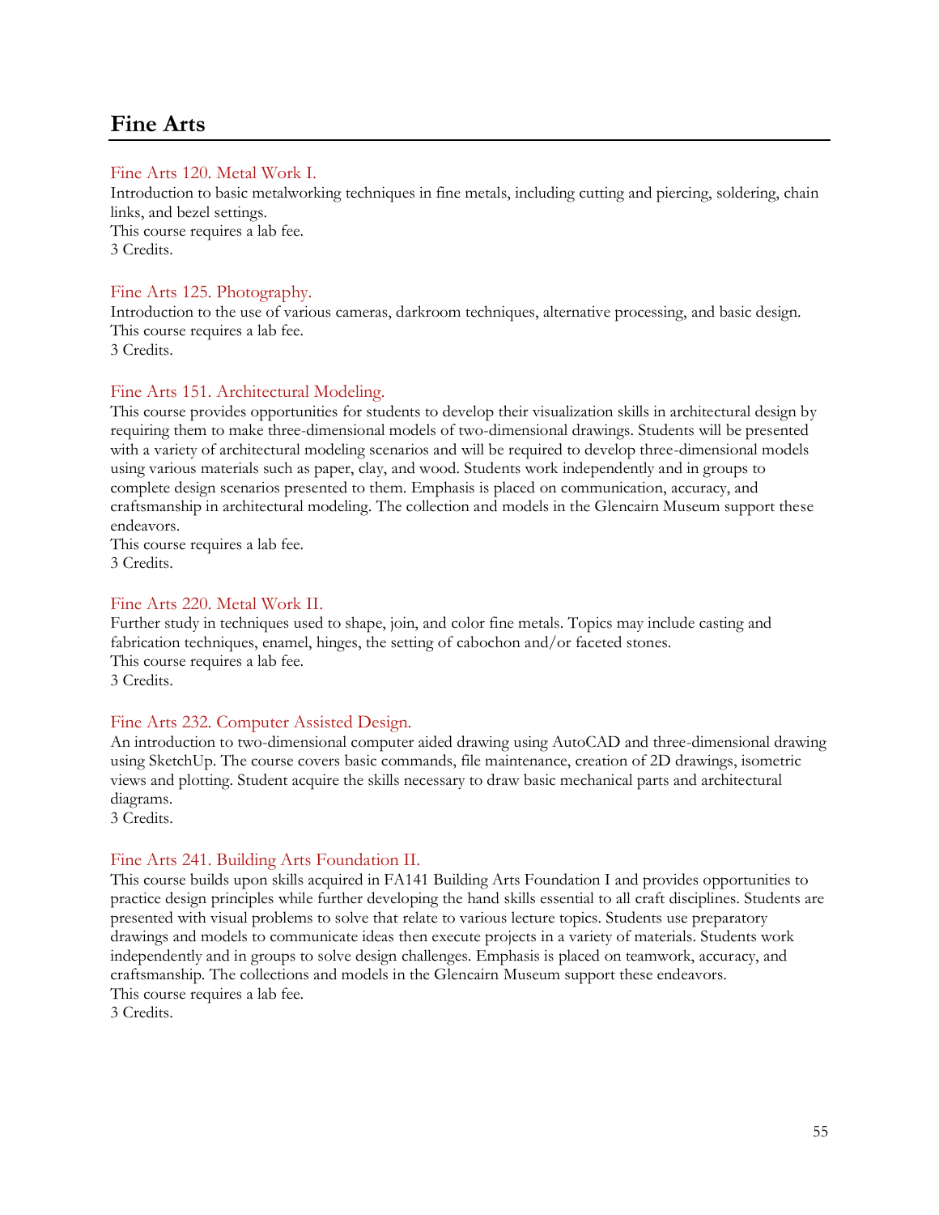# Fine Arts

### Fine Arts 120. Metal Work I.

Introduction to basic metalworking techniques in fine metals, including cutting and piercing, soldering, chain links, and bezel settings.
This course requires a lab fee.
3 Credits.

### Fine Arts 125. Photography.

Introduction to the use of various cameras, darkroom techniques, alternative processing, and basic design.
This course requires a lab fee.
3 Credits.

### Fine Arts 151. Architectural Modeling.

This course provides opportunities for students to develop their visualization skills in architectural design by requiring them to make three-dimensional models of two-dimensional drawings. Students will be presented with a variety of architectural modeling scenarios and will be required to develop three-dimensional models using various materials such as paper, clay, and wood. Students work independently and in groups to complete design scenarios presented to them. Emphasis is placed on communication, accuracy, and craftsmanship in architectural modeling. The collection and models in the Glencairn Museum support these endeavors.
This course requires a lab fee.
3 Credits.

### Fine Arts 220. Metal Work II.

Further study in techniques used to shape, join, and color fine metals. Topics may include casting and fabrication techniques, enamel, hinges, the setting of cabochon and/or faceted stones.
This course requires a lab fee.
3 Credits.

### Fine Arts 232. Computer Assisted Design.

An introduction to two-dimensional computer aided drawing using AutoCAD and three-dimensional drawing using SketchUp. The course covers basic commands, file maintenance, creation of 2D drawings, isometric views and plotting. Student acquire the skills necessary to draw basic mechanical parts and architectural diagrams.
3 Credits.

### Fine Arts 241. Building Arts Foundation II.

This course builds upon skills acquired in FA141 Building Arts Foundation I and provides opportunities to practice design principles while further developing the hand skills essential to all craft disciplines. Students are presented with visual problems to solve that relate to various lecture topics. Students use preparatory drawings and models to communicate ideas then execute projects in a variety of materials. Students work independently and in groups to solve design challenges. Emphasis is placed on teamwork, accuracy, and craftsmanship. The collections and models in the Glencairn Museum support these endeavors.
This course requires a lab fee.
3 Credits.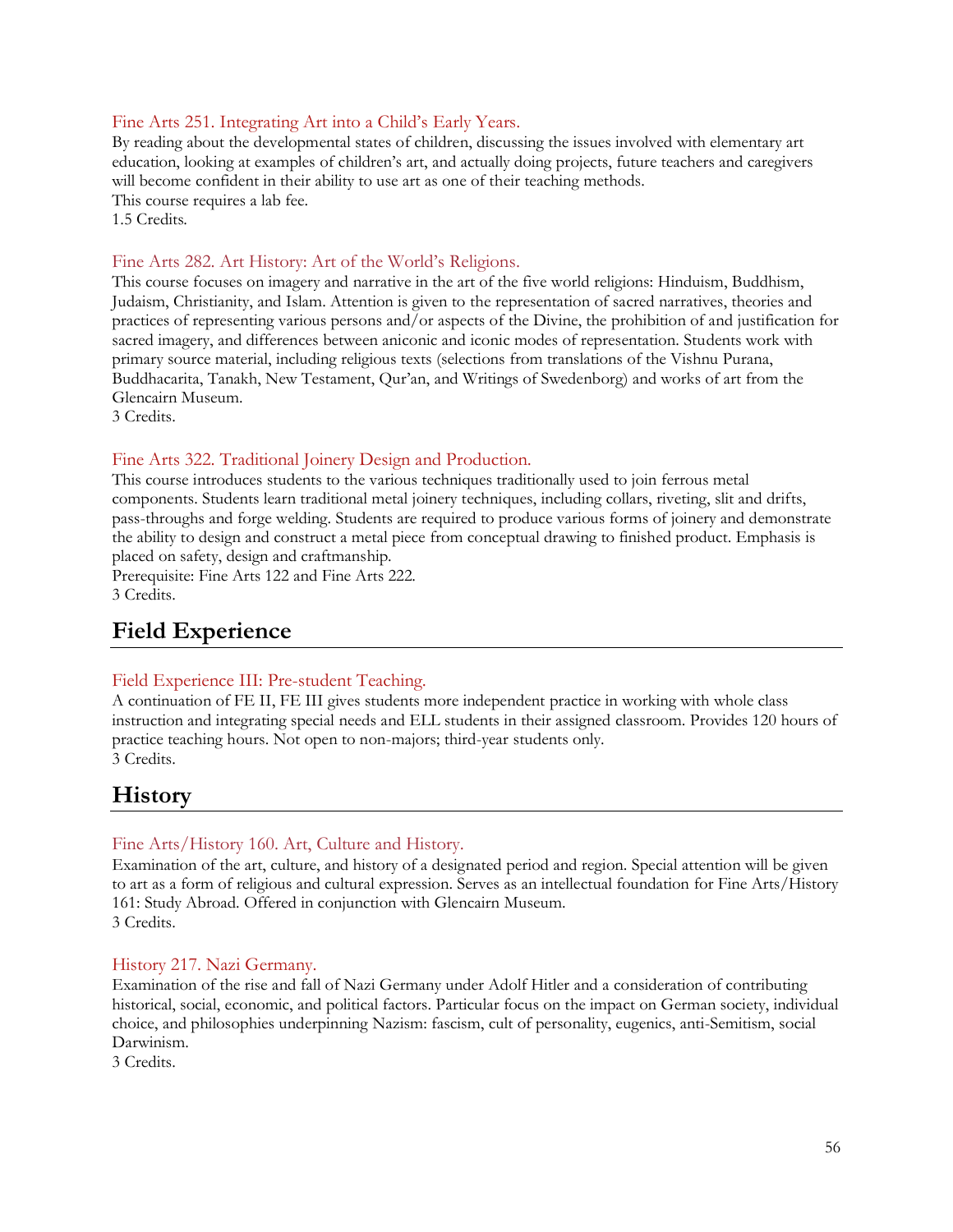### Fine Arts 251. Integrating Art into a Child's Early Years.

By reading about the developmental states of children, discussing the issues involved with elementary art education, looking at examples of children's art, and actually doing projects, future teachers and caregivers will become confident in their ability to use art as one of their teaching methods.
This course requires a lab fee.
1.5 Credits.

### Fine Arts 282. Art History: Art of the World's Religions.

This course focuses on imagery and narrative in the art of the five world religions: Hinduism, Buddhism, Judaism, Christianity, and Islam. Attention is given to the representation of sacred narratives, theories and practices of representing various persons and/or aspects of the Divine, the prohibition of and justification for sacred imagery, and differences between aniconic and iconic modes of representation. Students work with primary source material, including religious texts (selections from translations of the Vishnu Purana, Buddhacarita, Tanakh, New Testament, Qur'an, and Writings of Swedenborg) and works of art from the Glencairn Museum.
3 Credits.

### Fine Arts 322. Traditional Joinery Design and Production.

This course introduces students to the various techniques traditionally used to join ferrous metal components. Students learn traditional metal joinery techniques, including collars, riveting, slit and drifts, pass-throughs and forge welding. Students are required to produce various forms of joinery and demonstrate the ability to design and construct a metal piece from conceptual drawing to finished product. Emphasis is placed on safety, design and craftmanship.
Prerequisite: Fine Arts 122 and Fine Arts 222.
3 Credits.

## Field Experience

### Field Experience III: Pre-student Teaching.

A continuation of FE II, FE III gives students more independent practice in working with whole class instruction and integrating special needs and ELL students in their assigned classroom. Provides 120 hours of practice teaching hours. Not open to non-majors; third-year students only.
3 Credits.

## History

### Fine Arts/History 160. Art, Culture and History.

Examination of the art, culture, and history of a designated period and region. Special attention will be given to art as a form of religious and cultural expression. Serves as an intellectual foundation for Fine Arts/History 161: Study Abroad. Offered in conjunction with Glencairn Museum.
3 Credits.

### History 217. Nazi Germany.

Examination of the rise and fall of Nazi Germany under Adolf Hitler and a consideration of contributing historical, social, economic, and political factors. Particular focus on the impact on German society, individual choice, and philosophies underpinning Nazism: fascism, cult of personality, eugenics, anti-Semitism, social Darwinism.
3 Credits.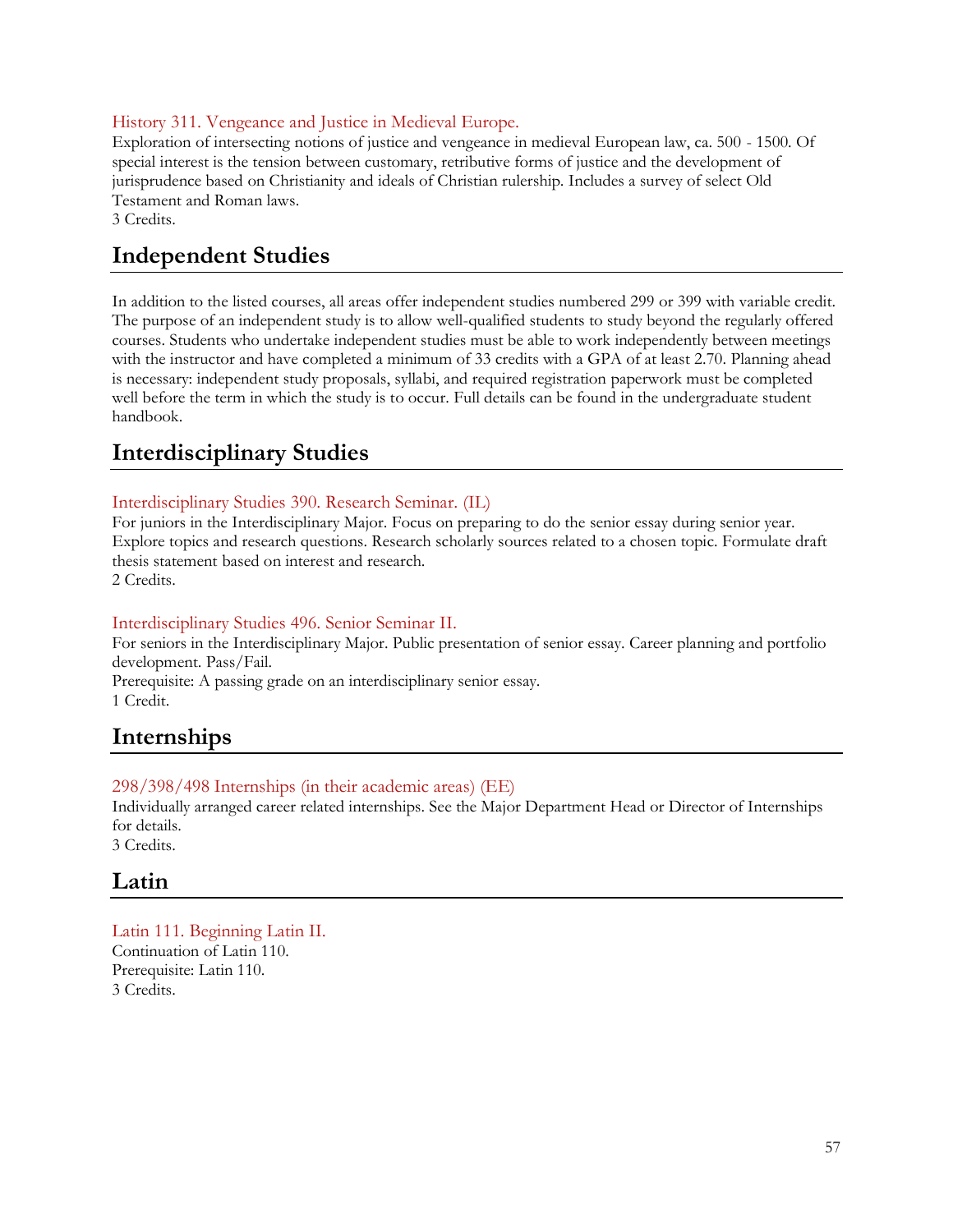### History 311. Vengeance and Justice in Medieval Europe.

Exploration of intersecting notions of justice and vengeance in medieval European law, ca. 500 - 1500. Of special interest is the tension between customary, retributive forms of justice and the development of jurisprudence based on Christianity and ideals of Christian rulership. Includes a survey of select Old Testament and Roman laws.
3 Credits.

## Independent Studies

In addition to the listed courses, all areas offer independent studies numbered 299 or 399 with variable credit. The purpose of an independent study is to allow well-qualified students to study beyond the regularly offered courses. Students who undertake independent studies must be able to work independently between meetings with the instructor and have completed a minimum of 33 credits with a GPA of at least 2.70. Planning ahead is necessary: independent study proposals, syllabi, and required registration paperwork must be completed well before the term in which the study is to occur. Full details can be found in the undergraduate student handbook.

## Interdisciplinary Studies

### Interdisciplinary Studies 390. Research Seminar. (IL)

For juniors in the Interdisciplinary Major. Focus on preparing to do the senior essay during senior year. Explore topics and research questions. Research scholarly sources related to a chosen topic. Formulate draft thesis statement based on interest and research.
2 Credits.

### Interdisciplinary Studies 496. Senior Seminar II.

For seniors in the Interdisciplinary Major. Public presentation of senior essay. Career planning and portfolio development. Pass/Fail.
Prerequisite: A passing grade on an interdisciplinary senior essay.
1 Credit.

## Internships

### 298/398/498 Internships (in their academic areas) (EE)

Individually arranged career related internships. See the Major Department Head or Director of Internships for details.
3 Credits.

## Latin

### Latin 111. Beginning Latin II.

Continuation of Latin 110.
Prerequisite: Latin 110.
3 Credits.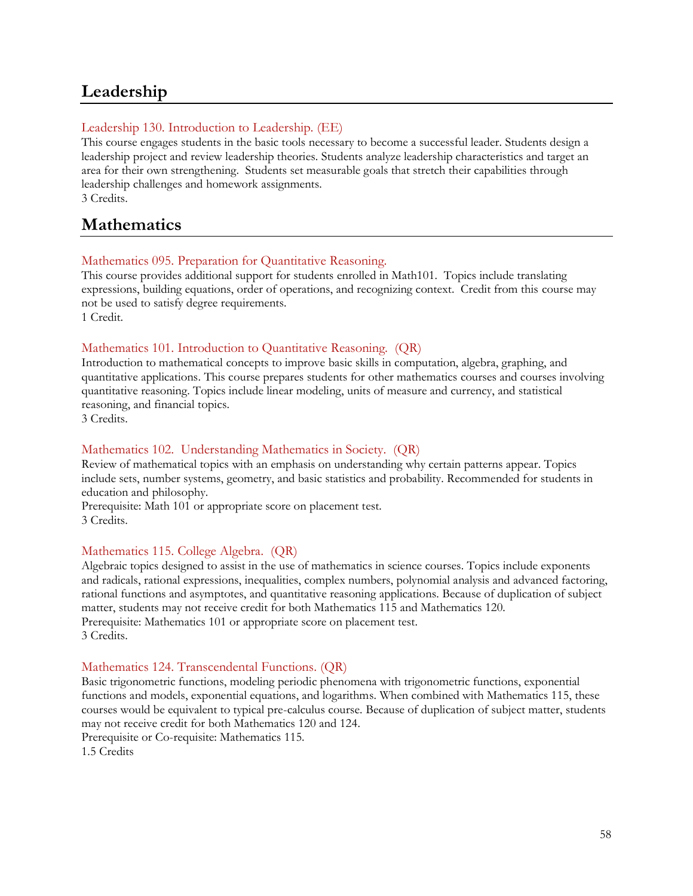## Leadership

### Leadership 130. Introduction to Leadership. (EE)

This course engages students in the basic tools necessary to become a successful leader. Students design a leadership project and review leadership theories. Students analyze leadership characteristics and target an area for their own strengthening. Students set measurable goals that stretch their capabilities through leadership challenges and homework assignments.
3 Credits.

## Mathematics

### Mathematics 095. Preparation for Quantitative Reasoning.

This course provides additional support for students enrolled in Math101. Topics include translating expressions, building equations, order of operations, and recognizing context. Credit from this course may not be used to satisfy degree requirements.
1 Credit.

### Mathematics 101. Introduction to Quantitative Reasoning. (QR)

Introduction to mathematical concepts to improve basic skills in computation, algebra, graphing, and quantitative applications. This course prepares students for other mathematics courses and courses involving quantitative reasoning. Topics include linear modeling, units of measure and currency, and statistical reasoning, and financial topics.
3 Credits.

### Mathematics 102. Understanding Mathematics in Society. (QR)

Review of mathematical topics with an emphasis on understanding why certain patterns appear. Topics include sets, number systems, geometry, and basic statistics and probability. Recommended for students in education and philosophy.
Prerequisite: Math 101 or appropriate score on placement test.
3 Credits.

### Mathematics 115. College Algebra. (QR)

Algebraic topics designed to assist in the use of mathematics in science courses. Topics include exponents and radicals, rational expressions, inequalities, complex numbers, polynomial analysis and advanced factoring, rational functions and asymptotes, and quantitative reasoning applications. Because of duplication of subject matter, students may not receive credit for both Mathematics 115 and Mathematics 120.
Prerequisite: Mathematics 101 or appropriate score on placement test.
3 Credits.

### Mathematics 124. Transcendental Functions. (QR)

Basic trigonometric functions, modeling periodic phenomena with trigonometric functions, exponential functions and models, exponential equations, and logarithms. When combined with Mathematics 115, these courses would be equivalent to typical pre-calculus course. Because of duplication of subject matter, students may not receive credit for both Mathematics 120 and 124.
Prerequisite or Co-requisite: Mathematics 115.
1.5 Credits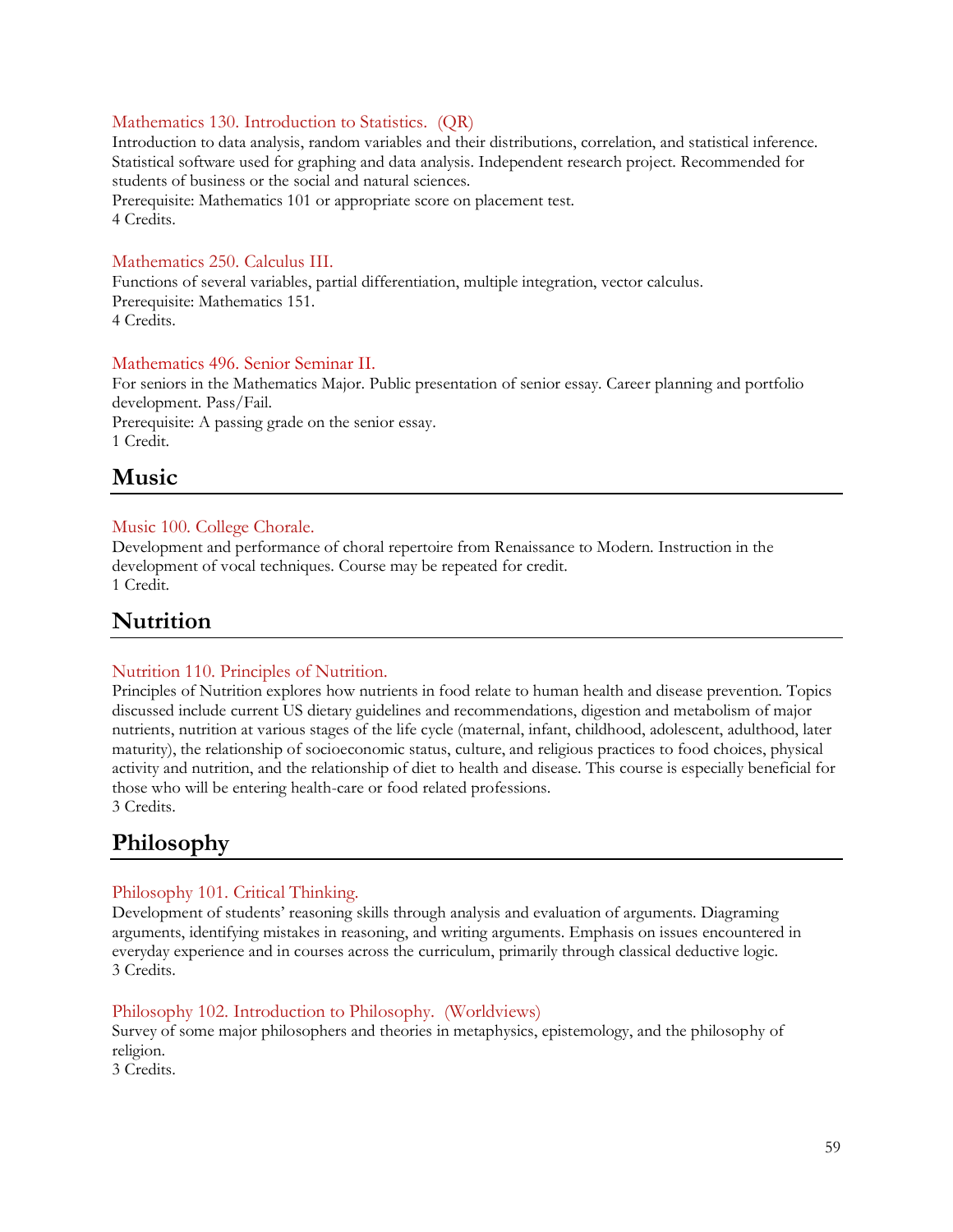Mathematics 130. Introduction to Statistics. (QR)

Introduction to data analysis, random variables and their distributions, correlation, and statistical inference. Statistical software used for graphing and data analysis. Independent research project. Recommended for students of business or the social and natural sciences.
Prerequisite: Mathematics 101 or appropriate score on placement test.
4 Credits.

Mathematics 250. Calculus III.

Functions of several variables, partial differentiation, multiple integration, vector calculus.
Prerequisite: Mathematics 151.
4 Credits.

Mathematics 496. Senior Seminar II.

For seniors in the Mathematics Major. Public presentation of senior essay. Career planning and portfolio development. Pass/Fail.
Prerequisite: A passing grade on the senior essay.
1 Credit.

## Music

Music 100. College Chorale.

Development and performance of choral repertoire from Renaissance to Modern. Instruction in the development of vocal techniques. Course may be repeated for credit.
1 Credit.

## Nutrition

Nutrition 110. Principles of Nutrition.

Principles of Nutrition explores how nutrients in food relate to human health and disease prevention. Topics discussed include current US dietary guidelines and recommendations, digestion and metabolism of major nutrients, nutrition at various stages of the life cycle (maternal, infant, childhood, adolescent, adulthood, later maturity), the relationship of socioeconomic status, culture, and religious practices to food choices, physical activity and nutrition, and the relationship of diet to health and disease. This course is especially beneficial for those who will be entering health-care or food related professions.
3 Credits.

## Philosophy

Philosophy 101. Critical Thinking.

Development of students' reasoning skills through analysis and evaluation of arguments. Diagraming arguments, identifying mistakes in reasoning, and writing arguments. Emphasis on issues encountered in everyday experience and in courses across the curriculum, primarily through classical deductive logic.
3 Credits.

Philosophy 102. Introduction to Philosophy. (Worldviews)

Survey of some major philosophers and theories in metaphysics, epistemology, and the philosophy of religion.
3 Credits.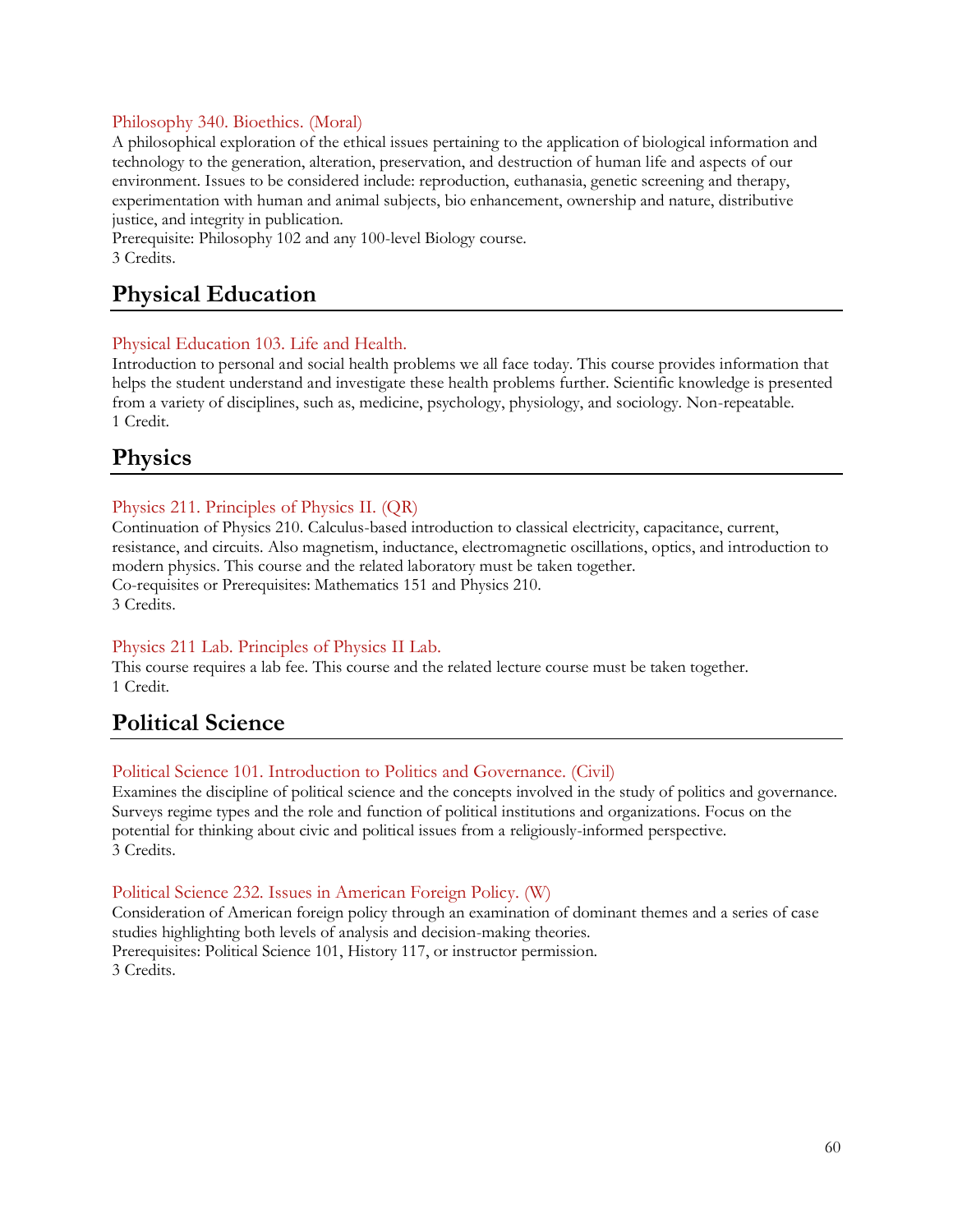### Philosophy 340. Bioethics. (Moral)

A philosophical exploration of the ethical issues pertaining to the application of biological information and technology to the generation, alteration, preservation, and destruction of human life and aspects of our environment. Issues to be considered include: reproduction, euthanasia, genetic screening and therapy, experimentation with human and animal subjects, bio enhancement, ownership and nature, distributive justice, and integrity in publication.
Prerequisite: Philosophy 102 and any 100-level Biology course.
3 Credits.

## Physical Education

### Physical Education 103. Life and Health.

Introduction to personal and social health problems we all face today. This course provides information that helps the student understand and investigate these health problems further. Scientific knowledge is presented from a variety of disciplines, such as, medicine, psychology, physiology, and sociology. Non-repeatable.
1 Credit.

## Physics

### Physics 211. Principles of Physics II. (QR)

Continuation of Physics 210. Calculus-based introduction to classical electricity, capacitance, current, resistance, and circuits. Also magnetism, inductance, electromagnetic oscillations, optics, and introduction to modern physics. This course and the related laboratory must be taken together.
Co-requisites or Prerequisites: Mathematics 151 and Physics 210.
3 Credits.

### Physics 211 Lab. Principles of Physics II Lab.

This course requires a lab fee. This course and the related lecture course must be taken together.
1 Credit.

## Political Science

### Political Science 101. Introduction to Politics and Governance. (Civil)

Examines the discipline of political science and the concepts involved in the study of politics and governance. Surveys regime types and the role and function of political institutions and organizations. Focus on the potential for thinking about civic and political issues from a religiously-informed perspective.
3 Credits.

### Political Science 232. Issues in American Foreign Policy. (W)

Consideration of American foreign policy through an examination of dominant themes and a series of case studies highlighting both levels of analysis and decision-making theories.
Prerequisites: Political Science 101, History 117, or instructor permission.
3 Credits.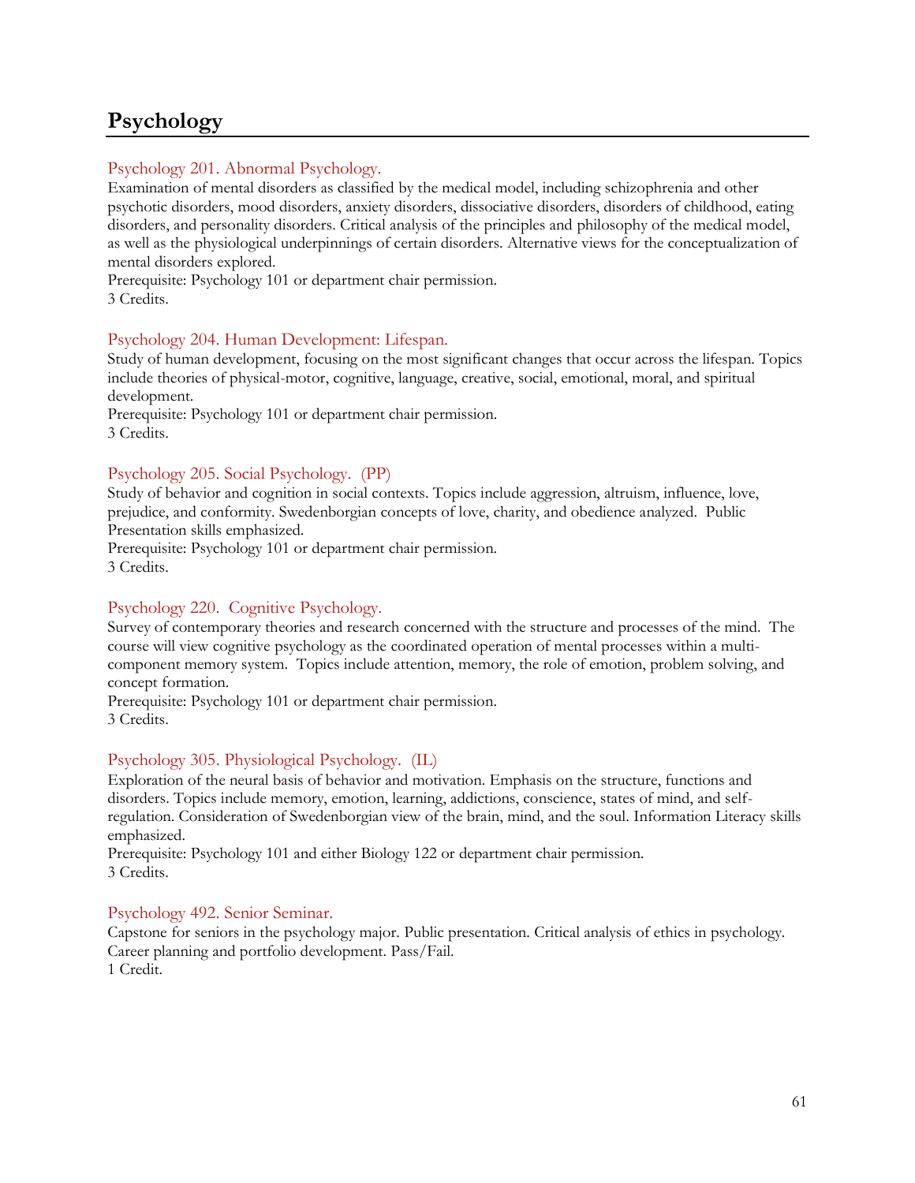# Psychology

### Psychology 201. Abnormal Psychology.

Examination of mental disorders as classified by the medical model, including schizophrenia and other psychotic disorders, mood disorders, anxiety disorders, dissociative disorders, disorders of childhood, eating disorders, and personality disorders. Critical analysis of the principles and philosophy of the medical model, as well as the physiological underpinnings of certain disorders. Alternative views for the conceptualization of mental disorders explored.
Prerequisite: Psychology 101 or department chair permission.
3 Credits.

### Psychology 204. Human Development: Lifespan.

Study of human development, focusing on the most significant changes that occur across the lifespan. Topics include theories of physical-motor, cognitive, language, creative, social, emotional, moral, and spiritual development.
Prerequisite: Psychology 101 or department chair permission.
3 Credits.

### Psychology 205. Social Psychology. (PP)

Study of behavior and cognition in social contexts. Topics include aggression, altruism, influence, love, prejudice, and conformity. Swedenborgian concepts of love, charity, and obedience analyzed. Public Presentation skills emphasized.
Prerequisite: Psychology 101 or department chair permission.
3 Credits.

### Psychology 220. Cognitive Psychology.

Survey of contemporary theories and research concerned with the structure and processes of the mind. The course will view cognitive psychology as the coordinated operation of mental processes within a multi-component memory system. Topics include attention, memory, the role of emotion, problem solving, and concept formation.
Prerequisite: Psychology 101 or department chair permission.
3 Credits.

### Psychology 305. Physiological Psychology. (IL)

Exploration of the neural basis of behavior and motivation. Emphasis on the structure, functions and disorders. Topics include memory, emotion, learning, addictions, conscience, states of mind, and self-regulation. Consideration of Swedenborgian view of the brain, mind, and the soul. Information Literacy skills emphasized.
Prerequisite: Psychology 101 and either Biology 122 or department chair permission.
3 Credits.

### Psychology 492. Senior Seminar.

Capstone for seniors in the psychology major. Public presentation. Critical analysis of ethics in psychology. Career planning and portfolio development. Pass/Fail.
1 Credit.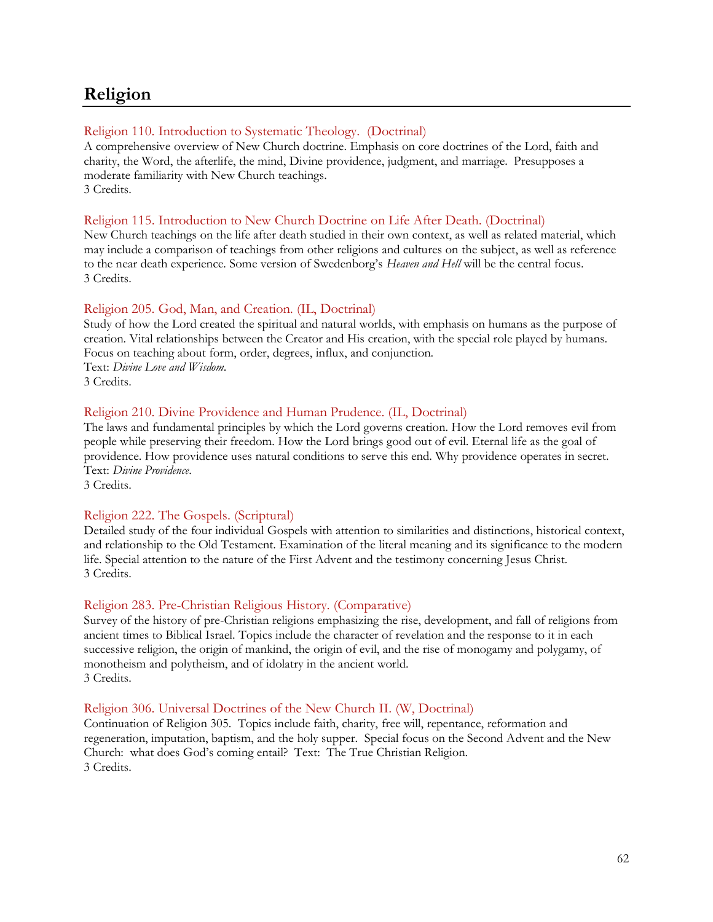# Religion

### Religion 110. Introduction to Systematic Theology. (Doctrinal)

A comprehensive overview of New Church doctrine. Emphasis on core doctrines of the Lord, faith and charity, the Word, the afterlife, the mind, Divine providence, judgment, and marriage. Presupposes a moderate familiarity with New Church teachings.
3 Credits.

### Religion 115. Introduction to New Church Doctrine on Life After Death. (Doctrinal)

New Church teachings on the life after death studied in their own context, as well as related material, which may include a comparison of teachings from other religions and cultures on the subject, as well as reference to the near death experience. Some version of Swedenborg's *Heaven and Hell* will be the central focus.
3 Credits.

### Religion 205. God, Man, and Creation. (IL, Doctrinal)

Study of how the Lord created the spiritual and natural worlds, with emphasis on humans as the purpose of creation. Vital relationships between the Creator and His creation, with the special role played by humans. Focus on teaching about form, order, degrees, influx, and conjunction.
Text: *Divine Love and Wisdom*.
3 Credits.

### Religion 210. Divine Providence and Human Prudence. (IL, Doctrinal)

The laws and fundamental principles by which the Lord governs creation. How the Lord removes evil from people while preserving their freedom. How the Lord brings good out of evil. Eternal life as the goal of providence. How providence uses natural conditions to serve this end. Why providence operates in secret.
Text: *Divine Providence*.
3 Credits.

### Religion 222. The Gospels. (Scriptural)

Detailed study of the four individual Gospels with attention to similarities and distinctions, historical context, and relationship to the Old Testament. Examination of the literal meaning and its significance to the modern life. Special attention to the nature of the First Advent and the testimony concerning Jesus Christ.
3 Credits.

### Religion 283. Pre-Christian Religious History. (Comparative)

Survey of the history of pre-Christian religions emphasizing the rise, development, and fall of religions from ancient times to Biblical Israel. Topics include the character of revelation and the response to it in each successive religion, the origin of mankind, the origin of evil, and the rise of monogamy and polygamy, of monotheism and polytheism, and of idolatry in the ancient world.
3 Credits.

### Religion 306. Universal Doctrines of the New Church II. (W, Doctrinal)

Continuation of Religion 305. Topics include faith, charity, free will, repentance, reformation and regeneration, imputation, baptism, and the holy supper. Special focus on the Second Advent and the New Church: what does God's coming entail? Text: The True Christian Religion.
3 Credits.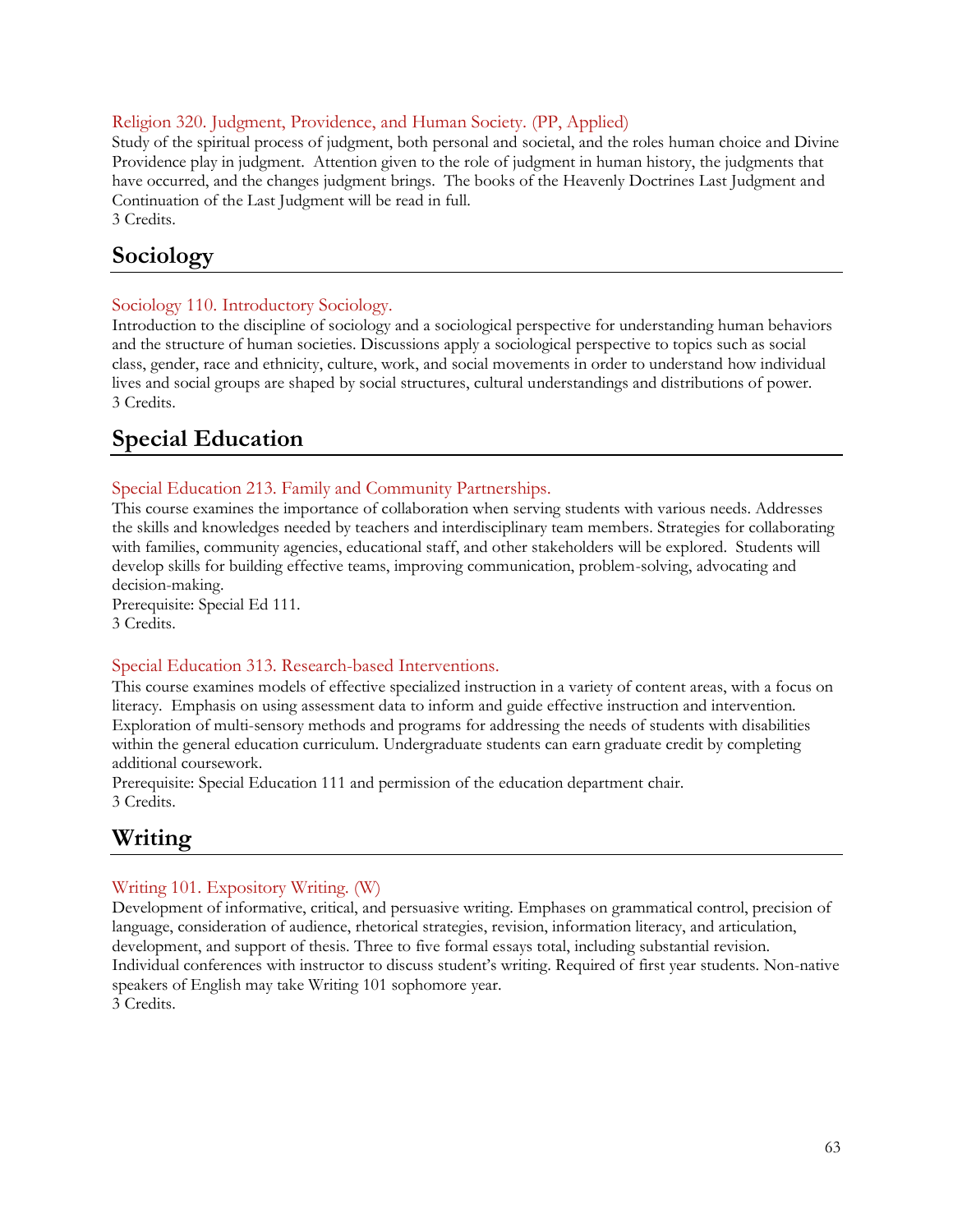### Religion 320. Judgment, Providence, and Human Society. (PP, Applied)

Study of the spiritual process of judgment, both personal and societal, and the roles human choice and Divine Providence play in judgment. Attention given to the role of judgment in human history, the judgments that have occurred, and the changes judgment brings. The books of the Heavenly Doctrines Last Judgment and Continuation of the Last Judgment will be read in full.
3 Credits.

## Sociology

### Sociology 110. Introductory Sociology.

Introduction to the discipline of sociology and a sociological perspective for understanding human behaviors and the structure of human societies. Discussions apply a sociological perspective to topics such as social class, gender, race and ethnicity, culture, work, and social movements in order to understand how individual lives and social groups are shaped by social structures, cultural understandings and distributions of power.
3 Credits.

## Special Education

### Special Education 213. Family and Community Partnerships.

This course examines the importance of collaboration when serving students with various needs. Addresses the skills and knowledges needed by teachers and interdisciplinary team members. Strategies for collaborating with families, community agencies, educational staff, and other stakeholders will be explored. Students will develop skills for building effective teams, improving communication, problem-solving, advocating and decision-making.
Prerequisite: Special Ed 111.
3 Credits.

### Special Education 313. Research-based Interventions.

This course examines models of effective specialized instruction in a variety of content areas, with a focus on literacy. Emphasis on using assessment data to inform and guide effective instruction and intervention. Exploration of multi-sensory methods and programs for addressing the needs of students with disabilities within the general education curriculum. Undergraduate students can earn graduate credit by completing additional coursework.
Prerequisite: Special Education 111 and permission of the education department chair.
3 Credits.

## Writing

### Writing 101. Expository Writing. (W)

Development of informative, critical, and persuasive writing. Emphases on grammatical control, precision of language, consideration of audience, rhetorical strategies, revision, information literacy, and articulation, development, and support of thesis. Three to five formal essays total, including substantial revision. Individual conferences with instructor to discuss student's writing. Required of first year students. Non-native speakers of English may take Writing 101 sophomore year.
3 Credits.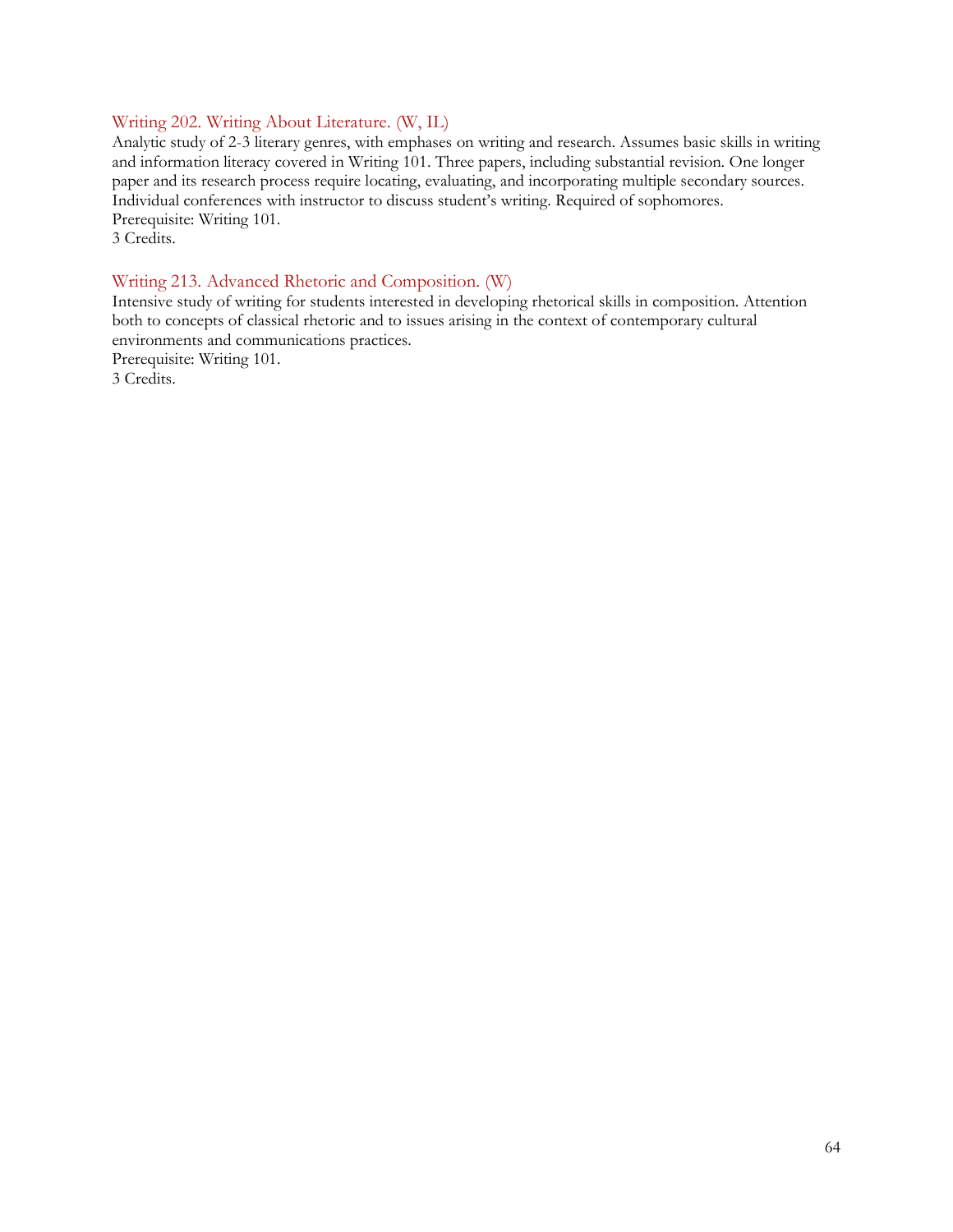### Writing 202. Writing About Literature. (W, IL)

Analytic study of 2-3 literary genres, with emphases on writing and research. Assumes basic skills in writing and information literacy covered in Writing 101. Three papers, including substantial revision. One longer paper and its research process require locating, evaluating, and incorporating multiple secondary sources. Individual conferences with instructor to discuss student's writing. Required of sophomores.
Prerequisite: Writing 101.
3 Credits.

### Writing 213. Advanced Rhetoric and Composition. (W)

Intensive study of writing for students interested in developing rhetorical skills in composition. Attention both to concepts of classical rhetoric and to issues arising in the context of contemporary cultural environments and communications practices.
Prerequisite: Writing 101.
3 Credits.